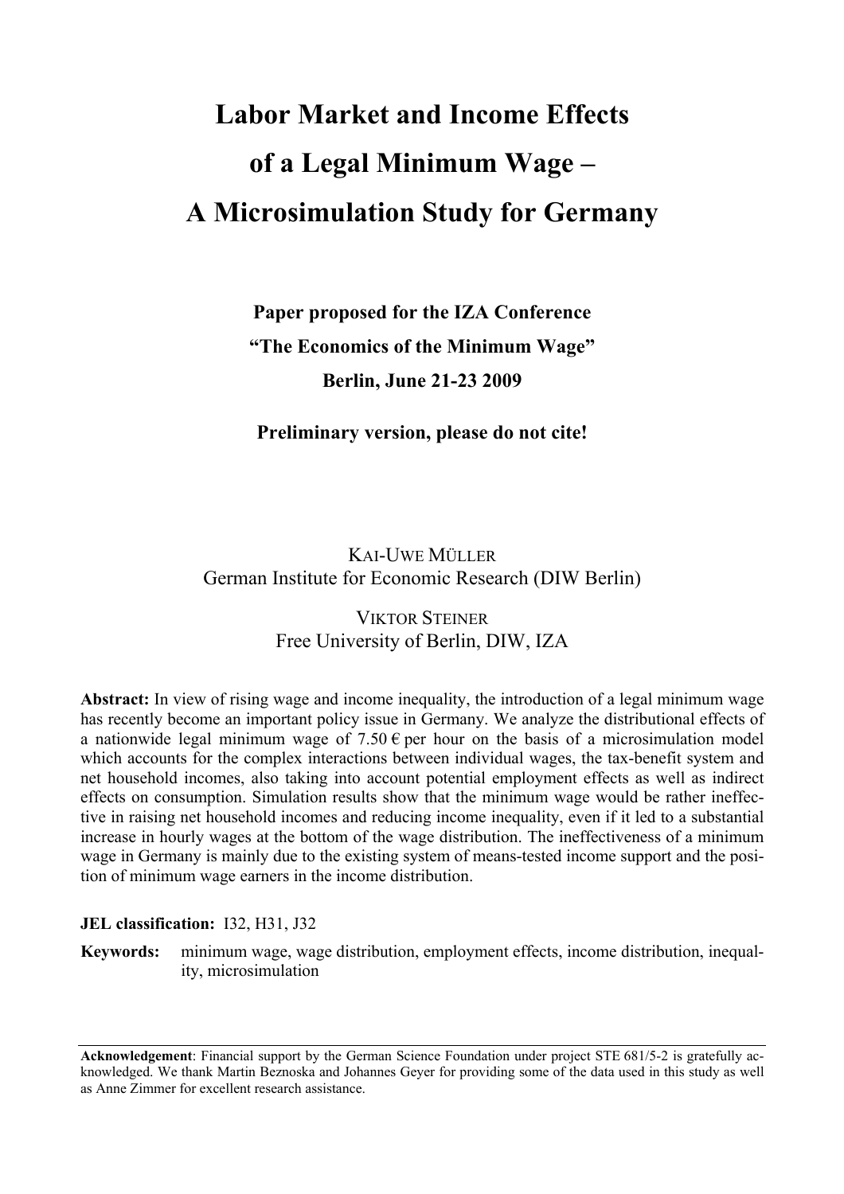# Labor Market and Income Effects of a Legal Minimum Wage – A Microsimulation Study for Germany

**Paper proposed for the IZA Conference**

**"The Economics of the Minimum Wage"**

**Berlin, June 21-23 2009**

**Preliminary version, please do not cite!**

KAI-UWE MÜLLER
German Institute for Economic Research (DIW Berlin)

VIKTOR STEINER
Free University of Berlin, DIW, IZA

**Abstract:** In view of rising wage and income inequality, the introduction of a legal minimum wage has recently become an important policy issue in Germany. We analyze the distributional effects of a nationwide legal minimum wage of 7.50 € per hour on the basis of a microsimulation model which accounts for the complex interactions between individual wages, the tax-benefit system and net household incomes, also taking into account potential employment effects as well as indirect effects on consumption. Simulation results show that the minimum wage would be rather ineffective in raising net household incomes and reducing income inequality, even if it led to a substantial increase in hourly wages at the bottom of the wage distribution. The ineffectiveness of a minimum wage in Germany is mainly due to the existing system of means-tested income support and the position of minimum wage earners in the income distribution.

**JEL classification:** I32, H31, J32

**Keywords:** minimum wage, wage distribution, employment effects, income distribution, inequality, microsimulation

**Acknowledgement**: Financial support by the German Science Foundation under project STE 681/5-2 is gratefully acknowledged. We thank Martin Beznoska and Johannes Geyer for providing some of the data used in this study as well as Anne Zimmer for excellent research assistance.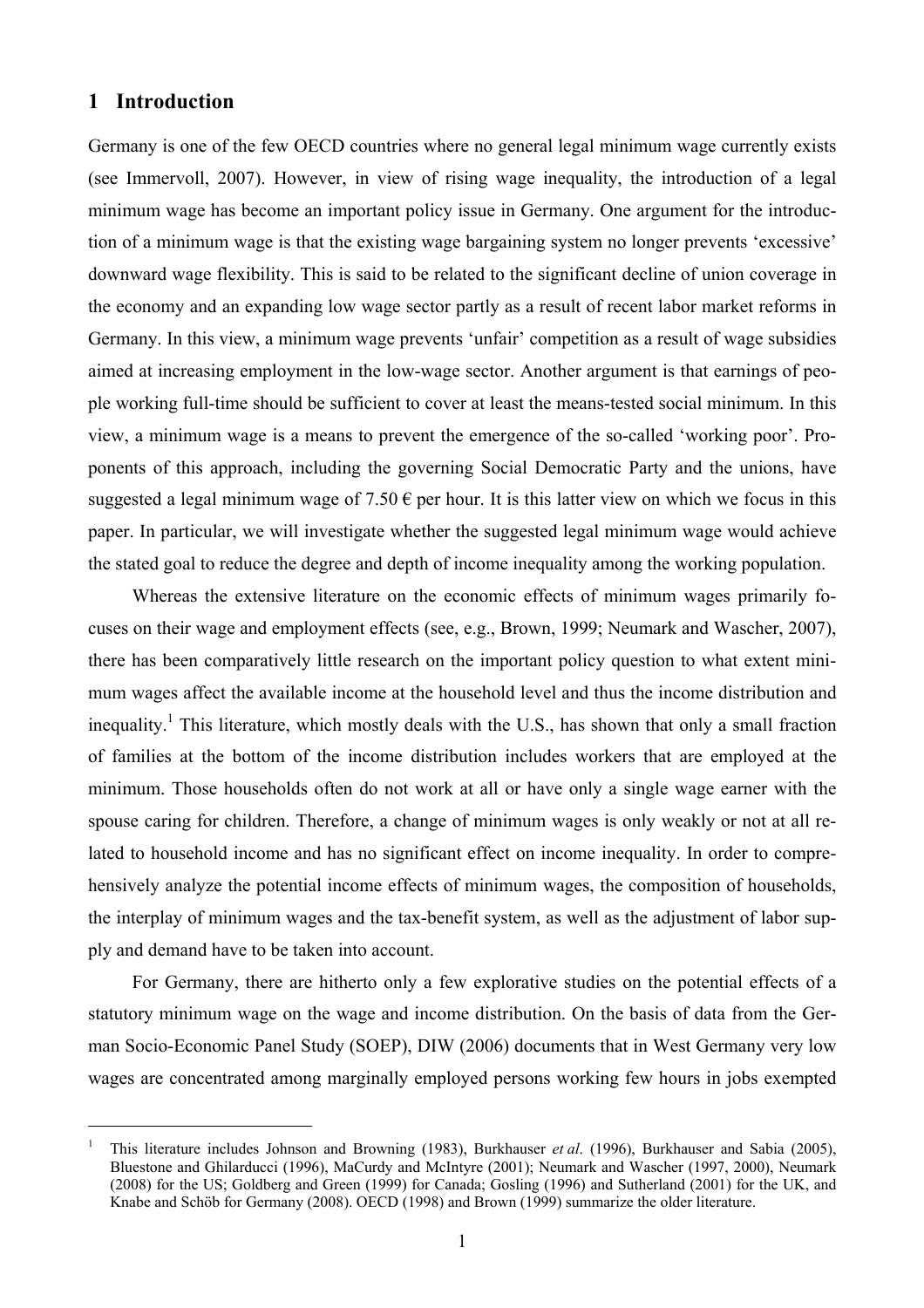# 1 Introduction

Germany is one of the few OECD countries where no general legal minimum wage currently exists (see Immervoll, 2007). However, in view of rising wage inequality, the introduction of a legal minimum wage has become an important policy issue in Germany. One argument for the introduction of a minimum wage is that the existing wage bargaining system no longer prevents 'excessive' downward wage flexibility. This is said to be related to the significant decline of union coverage in the economy and an expanding low wage sector partly as a result of recent labor market reforms in Germany. In this view, a minimum wage prevents 'unfair' competition as a result of wage subsidies aimed at increasing employment in the low-wage sector. Another argument is that earnings of people working full-time should be sufficient to cover at least the means-tested social minimum. In this view, a minimum wage is a means to prevent the emergence of the so-called 'working poor'. Proponents of this approach, including the governing Social Democratic Party and the unions, have suggested a legal minimum wage of 7.50 € per hour. It is this latter view on which we focus in this paper. In particular, we will investigate whether the suggested legal minimum wage would achieve the stated goal to reduce the degree and depth of income inequality among the working population.

Whereas the extensive literature on the economic effects of minimum wages primarily focuses on their wage and employment effects (see, e.g., Brown, 1999; Neumark and Wascher, 2007), there has been comparatively little research on the important policy question to what extent minimum wages affect the available income at the household level and thus the income distribution and inequality.[1] This literature, which mostly deals with the U.S., has shown that only a small fraction of families at the bottom of the income distribution includes workers that are employed at the minimum. Those households often do not work at all or have only a single wage earner with the spouse caring for children. Therefore, a change of minimum wages is only weakly or not at all related to household income and has no significant effect on income inequality. In order to comprehensively analyze the potential income effects of minimum wages, the composition of households, the interplay of minimum wages and the tax-benefit system, as well as the adjustment of labor supply and demand have to be taken into account.

For Germany, there are hitherto only a few explorative studies on the potential effects of a statutory minimum wage on the wage and income distribution. On the basis of data from the German Socio-Economic Panel Study (SOEP), DIW (2006) documents that in West Germany very low wages are concentrated among marginally employed persons working few hours in jobs exempted

[1] This literature includes Johnson and Browning (1983), Burkhauser *et al*. (1996), Burkhauser and Sabia (2005), Bluestone and Ghilarducci (1996), MaCurdy and McIntyre (2001); Neumark and Wascher (1997, 2000), Neumark (2008) for the US; Goldberg and Green (1999) for Canada; Gosling (1996) and Sutherland (2001) for the UK, and Knabe and Schöb for Germany (2008). OECD (1998) and Brown (1999) summarize the older literature.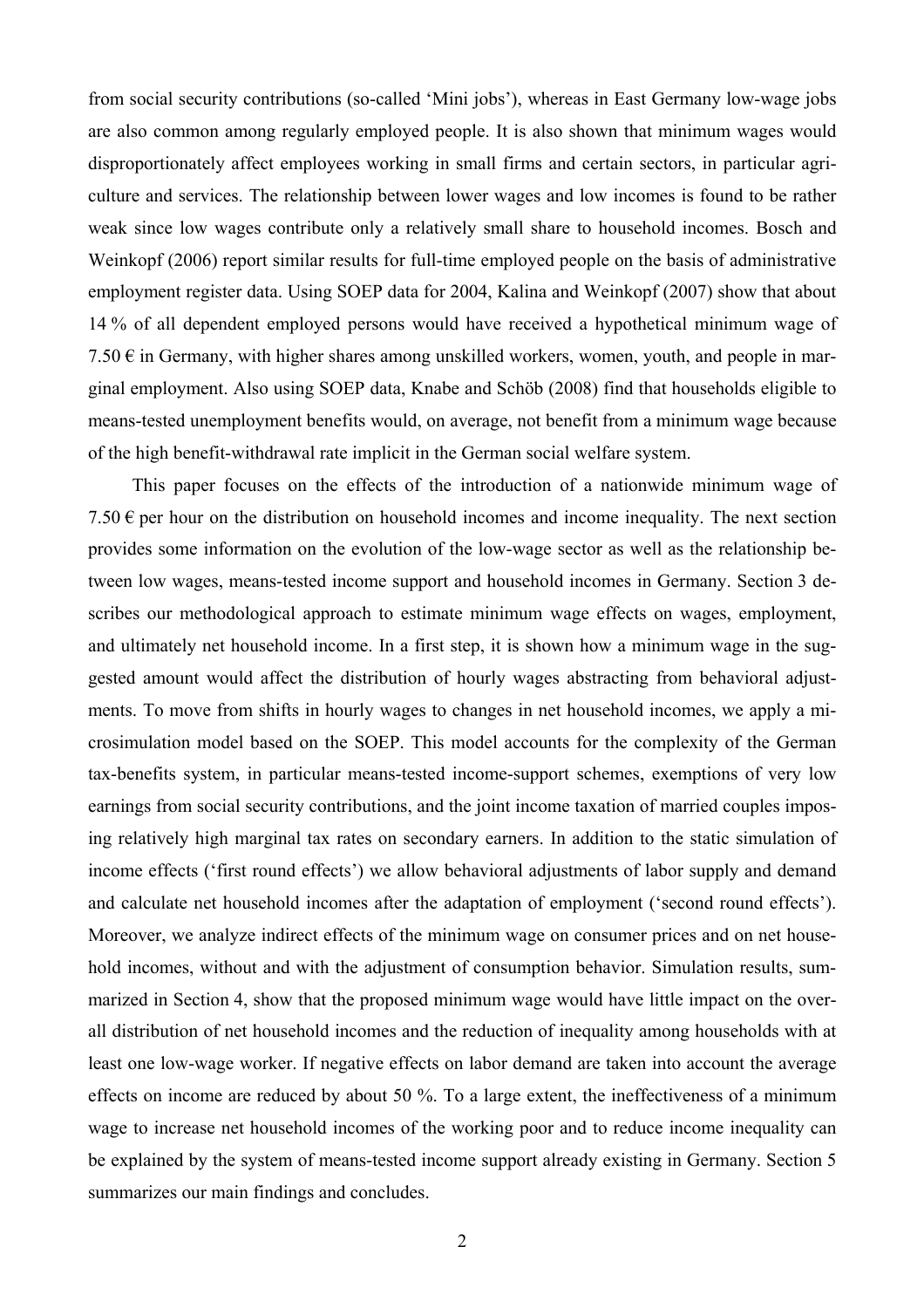from social security contributions (so-called 'Mini jobs'), whereas in East Germany low-wage jobs are also common among regularly employed people. It is also shown that minimum wages would disproportionately affect employees working in small firms and certain sectors, in particular agriculture and services. The relationship between lower wages and low incomes is found to be rather weak since low wages contribute only a relatively small share to household incomes. Bosch and Weinkopf (2006) report similar results for full-time employed people on the basis of administrative employment register data. Using SOEP data for 2004, Kalina and Weinkopf (2007) show that about 14 % of all dependent employed persons would have received a hypothetical minimum wage of 7.50 € in Germany, with higher shares among unskilled workers, women, youth, and people in marginal employment. Also using SOEP data, Knabe and Schöb (2008) find that households eligible to means-tested unemployment benefits would, on average, not benefit from a minimum wage because of the high benefit-withdrawal rate implicit in the German social welfare system.

This paper focuses on the effects of the introduction of a nationwide minimum wage of 7.50 € per hour on the distribution on household incomes and income inequality. The next section provides some information on the evolution of the low-wage sector as well as the relationship between low wages, means-tested income support and household incomes in Germany. Section 3 describes our methodological approach to estimate minimum wage effects on wages, employment, and ultimately net household income. In a first step, it is shown how a minimum wage in the suggested amount would affect the distribution of hourly wages abstracting from behavioral adjustments. To move from shifts in hourly wages to changes in net household incomes, we apply a microsimulation model based on the SOEP. This model accounts for the complexity of the German tax-benefits system, in particular means-tested income-support schemes, exemptions of very low earnings from social security contributions, and the joint income taxation of married couples imposing relatively high marginal tax rates on secondary earners. In addition to the static simulation of income effects ('first round effects') we allow behavioral adjustments of labor supply and demand and calculate net household incomes after the adaptation of employment ('second round effects'). Moreover, we analyze indirect effects of the minimum wage on consumer prices and on net household incomes, without and with the adjustment of consumption behavior. Simulation results, summarized in Section 4, show that the proposed minimum wage would have little impact on the overall distribution of net household incomes and the reduction of inequality among households with at least one low-wage worker. If negative effects on labor demand are taken into account the average effects on income are reduced by about 50 %. To a large extent, the ineffectiveness of a minimum wage to increase net household incomes of the working poor and to reduce income inequality can be explained by the system of means-tested income support already existing in Germany. Section 5 summarizes our main findings and concludes.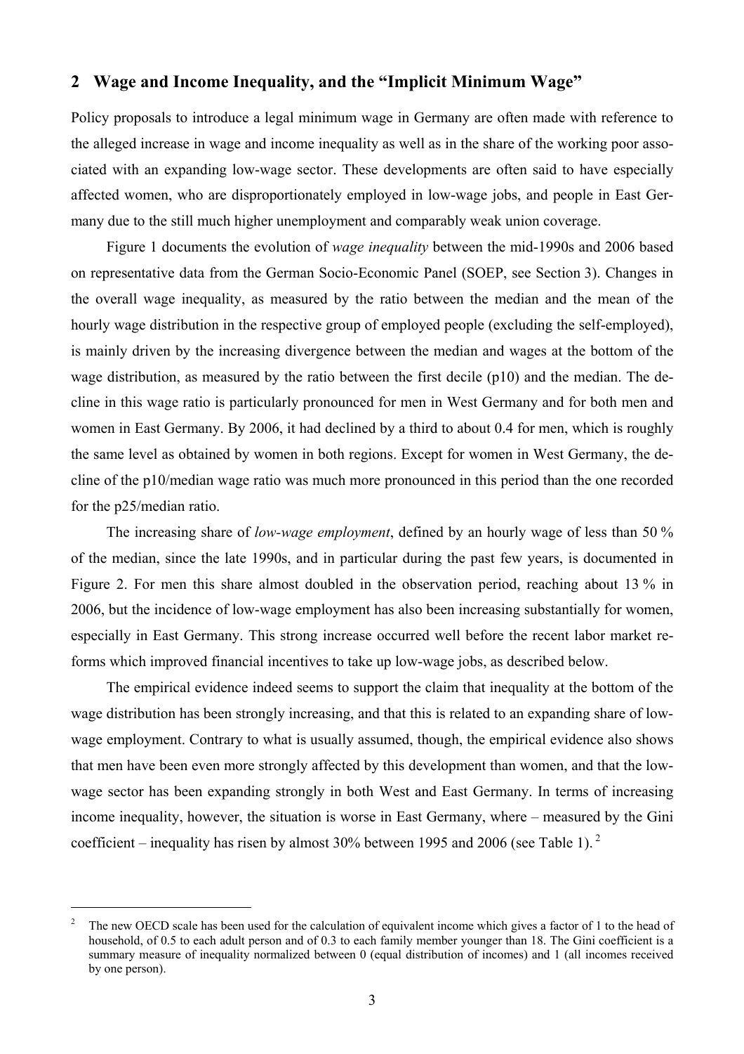## 2 Wage and Income Inequality, and the "Implicit Minimum Wage"

Policy proposals to introduce a legal minimum wage in Germany are often made with reference to the alleged increase in wage and income inequality as well as in the share of the working poor associated with an expanding low-wage sector. These developments are often said to have especially affected women, who are disproportionately employed in low-wage jobs, and people in East Germany due to the still much higher unemployment and comparably weak union coverage.

Figure 1 documents the evolution of *wage inequality* between the mid-1990s and 2006 based on representative data from the German Socio-Economic Panel (SOEP, see Section 3). Changes in the overall wage inequality, as measured by the ratio between the median and the mean of the hourly wage distribution in the respective group of employed people (excluding the self-employed), is mainly driven by the increasing divergence between the median and wages at the bottom of the wage distribution, as measured by the ratio between the first decile (p10) and the median. The decline in this wage ratio is particularly pronounced for men in West Germany and for both men and women in East Germany. By 2006, it had declined by a third to about 0.4 for men, which is roughly the same level as obtained by women in both regions. Except for women in West Germany, the decline of the p10/median wage ratio was much more pronounced in this period than the one recorded for the p25/median ratio.

The increasing share of *low-wage employment*, defined by an hourly wage of less than 50 % of the median, since the late 1990s, and in particular during the past few years, is documented in Figure 2. For men this share almost doubled in the observation period, reaching about 13 % in 2006, but the incidence of low-wage employment has also been increasing substantially for women, especially in East Germany. This strong increase occurred well before the recent labor market reforms which improved financial incentives to take up low-wage jobs, as described below.

The empirical evidence indeed seems to support the claim that inequality at the bottom of the wage distribution has been strongly increasing, and that this is related to an expanding share of low-wage employment. Contrary to what is usually assumed, though, the empirical evidence also shows that men have been even more strongly affected by this development than women, and that the low-wage sector has been expanding strongly in both West and East Germany. In terms of increasing income inequality, however, the situation is worse in East Germany, where – measured by the Gini coefficient – inequality has risen by almost 30% between 1995 and 2006 (see Table 1).[2]

[2] The new OECD scale has been used for the calculation of equivalent income which gives a factor of 1 to the head of household, of 0.5 to each adult person and of 0.3 to each family member younger than 18. The Gini coefficient is a summary measure of inequality normalized between 0 (equal distribution of incomes) and 1 (all incomes received by one person).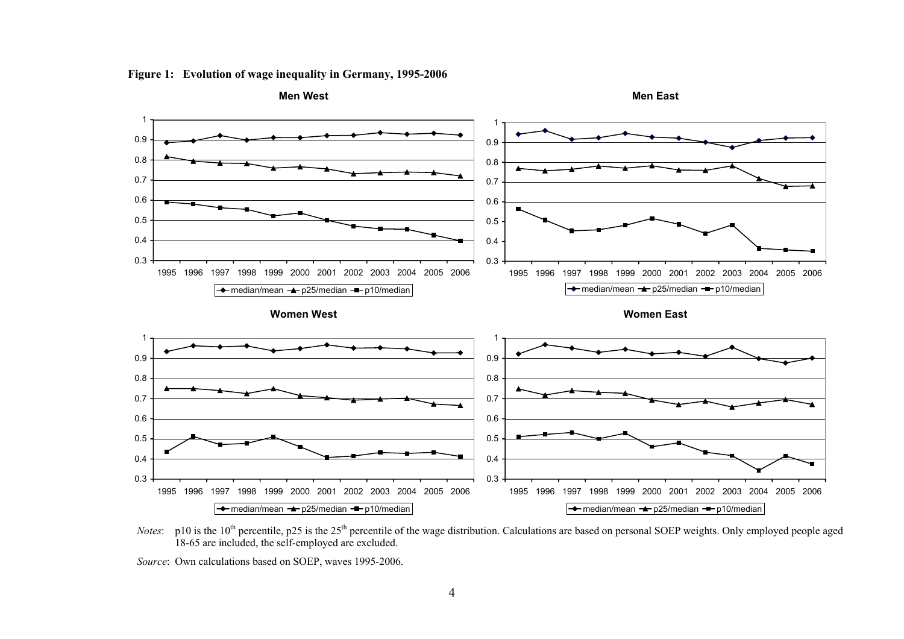**Figure 1: Evolution of wage inequality in Germany, 1995-2006**

*Notes*: p10 is the 10[th] percentile, p25 is the 25[th] percentile of the wage distribution. Calculations are based on personal SOEP weights. Only employed people aged 18-65 are included, the self-employed are excluded.

*Source*: Own calculations based on SOEP, waves 1995-2006.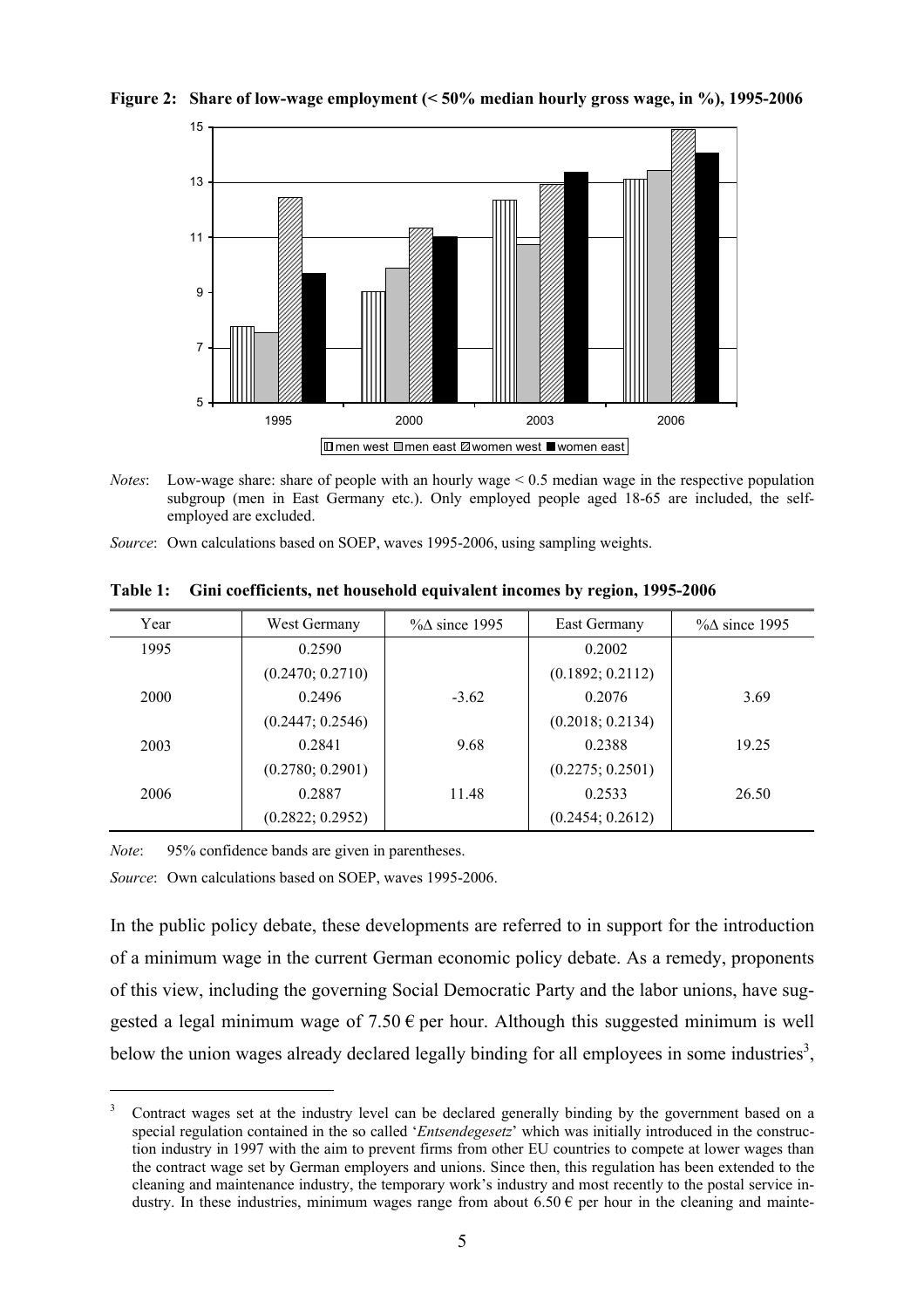**Figure 2: Share of low-wage employment (< 50% median hourly gross wage, in %), 1995-2006**

*Notes*: Low-wage share: share of people with an hourly wage < 0.5 median wage in the respective population subgroup (men in East Germany etc.). Only employed people aged 18-65 are included, the self-employed are excluded.

*Source*: Own calculations based on SOEP, waves 1995-2006, using sampling weights.

**Table 1: Gini coefficients, net household equivalent incomes by region, 1995-2006**

| Year | West Germany | %Δ since 1995 | East Germany | %Δ since 1995 |
|---|---|---|---|---|
| 1995 | 0.2590 | | 0.2002 | |
| | (0.2470; 0.2710) | | (0.1892; 0.2112) | |
| 2000 | 0.2496 | -3.62 | 0.2076 | 3.69 |
| | (0.2447; 0.2546) | | (0.2018; 0.2134) | |
| 2003 | 0.2841 | 9.68 | 0.2388 | 19.25 |
| | (0.2780; 0.2901) | | (0.2275; 0.2501) | |
| 2006 | 0.2887 | 11.48 | 0.2533 | 26.50 |
| | (0.2822; 0.2952) | | (0.2454; 0.2612) | |

*Note*: 95% confidence bands are given in parentheses.

*Source*: Own calculations based on SOEP, waves 1995-2006.

In the public policy debate, these developments are referred to in support for the introduction of a minimum wage in the current German economic policy debate. As a remedy, proponents of this view, including the governing Social Democratic Party and the labor unions, have suggested a legal minimum wage of 7.50 € per hour. Although this suggested minimum is well below the union wages already declared legally binding for all employees in some industries[3],

[3] Contract wages set at the industry level can be declared generally binding by the government based on a special regulation contained in the so called '*Entsendegesetz*' which was initially introduced in the construction industry in 1997 with the aim to prevent firms from other EU countries to compete at lower wages than the contract wage set by German employers and unions. Since then, this regulation has been extended to the cleaning and maintenance industry, the temporary work's industry and most recently to the postal service industry. In these industries, minimum wages range from about 6.50 € per hour in the cleaning and mainte-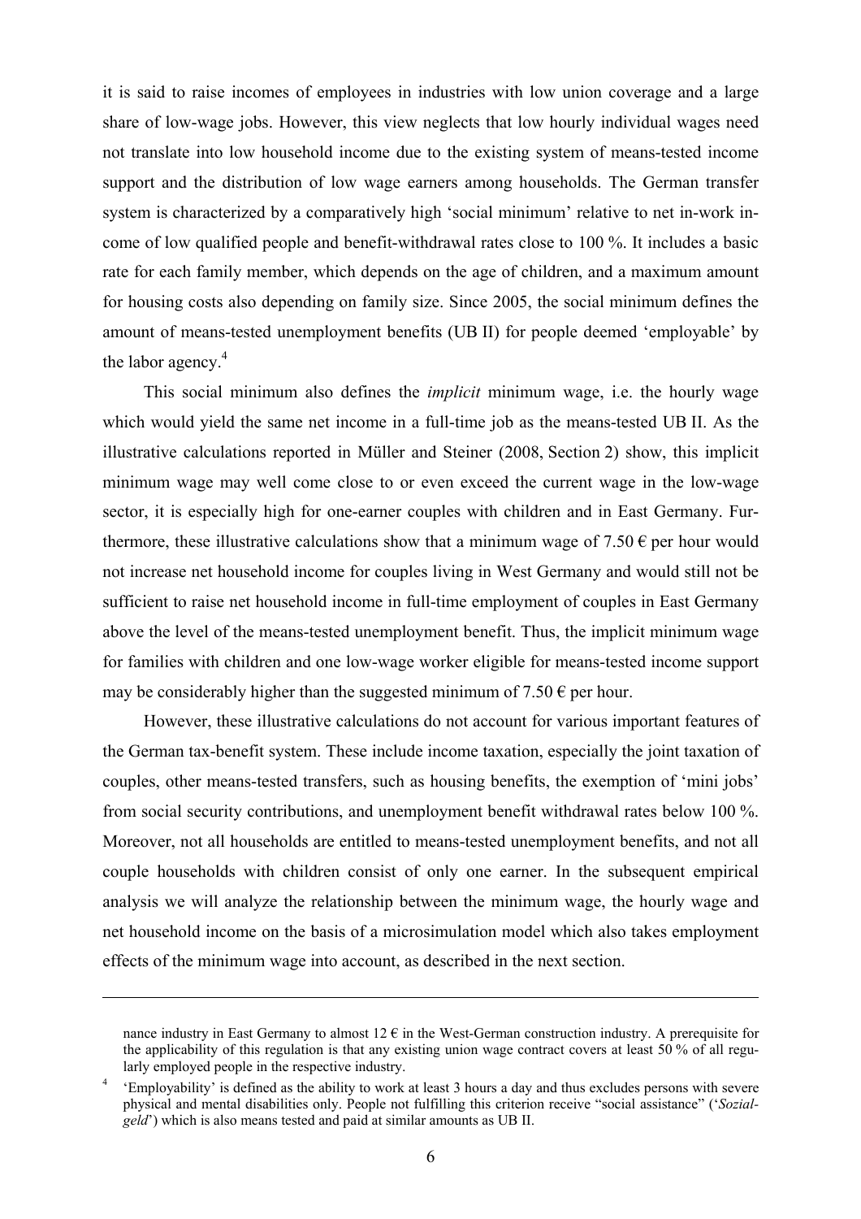it is said to raise incomes of employees in industries with low union coverage and a large share of low-wage jobs. However, this view neglects that low hourly individual wages need not translate into low household income due to the existing system of means-tested income support and the distribution of low wage earners among households. The German transfer system is characterized by a comparatively high 'social minimum' relative to net in-work income of low qualified people and benefit-withdrawal rates close to 100 %. It includes a basic rate for each family member, which depends on the age of children, and a maximum amount for housing costs also depending on family size. Since 2005, the social minimum defines the amount of means-tested unemployment benefits (UB II) for people deemed 'employable' by the labor agency.[4]

This social minimum also defines the *implicit* minimum wage, i.e. the hourly wage which would yield the same net income in a full-time job as the means-tested UB II. As the illustrative calculations reported in Müller and Steiner (2008, Section 2) show, this implicit minimum wage may well come close to or even exceed the current wage in the low-wage sector, it is especially high for one-earner couples with children and in East Germany. Furthermore, these illustrative calculations show that a minimum wage of 7.50 € per hour would not increase net household income for couples living in West Germany and would still not be sufficient to raise net household income in full-time employment of couples in East Germany above the level of the means-tested unemployment benefit. Thus, the implicit minimum wage for families with children and one low-wage worker eligible for means-tested income support may be considerably higher than the suggested minimum of 7.50 € per hour.

However, these illustrative calculations do not account for various important features of the German tax-benefit system. These include income taxation, especially the joint taxation of couples, other means-tested transfers, such as housing benefits, the exemption of 'mini jobs' from social security contributions, and unemployment benefit withdrawal rates below 100 %. Moreover, not all households are entitled to means-tested unemployment benefits, and not all couple households with children consist of only one earner. In the subsequent empirical analysis we will analyze the relationship between the minimum wage, the hourly wage and net household income on the basis of a microsimulation model which also takes employment effects of the minimum wage into account, as described in the next section.

---

nance industry in East Germany to almost 12 € in the West-German construction industry. A prerequisite for the applicability of this regulation is that any existing union wage contract covers at least 50 % of all regularly employed people in the respective industry.

[4] 'Employability' is defined as the ability to work at least 3 hours a day and thus excludes persons with severe physical and mental disabilities only. People not fulfilling this criterion receive "social assistance" ('*Sozialgeld*') which is also means tested and paid at similar amounts as UB II.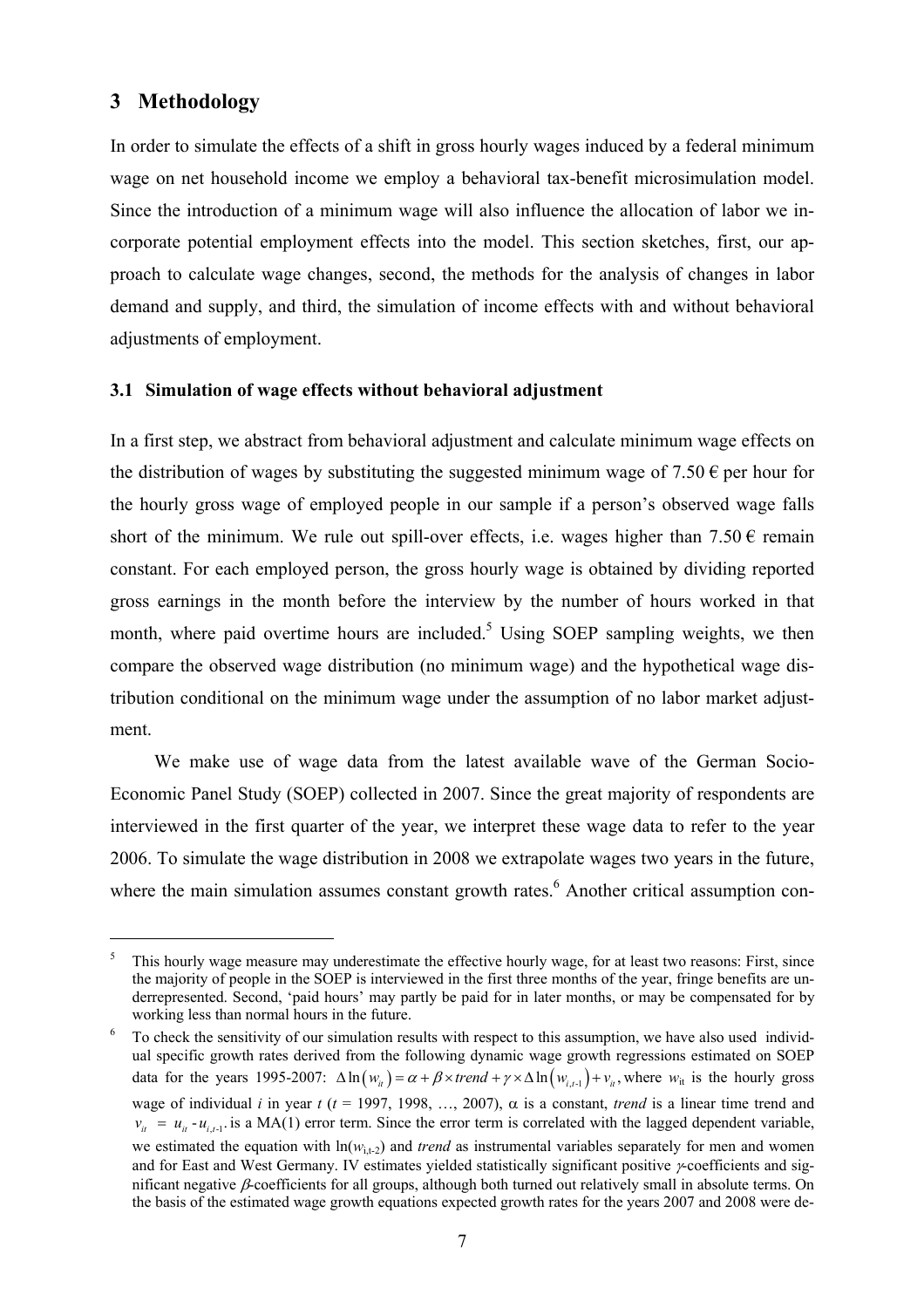## 3 Methodology

In order to simulate the effects of a shift in gross hourly wages induced by a federal minimum wage on net household income we employ a behavioral tax-benefit microsimulation model. Since the introduction of a minimum wage will also influence the allocation of labor we incorporate potential employment effects into the model. This section sketches, first, our approach to calculate wage changes, second, the methods for the analysis of changes in labor demand and supply, and third, the simulation of income effects with and without behavioral adjustments of employment.

### 3.1 Simulation of wage effects without behavioral adjustment

In a first step, we abstract from behavioral adjustment and calculate minimum wage effects on the distribution of wages by substituting the suggested minimum wage of 7.50 € per hour for the hourly gross wage of employed people in our sample if a person's observed wage falls short of the minimum. We rule out spill-over effects, i.e. wages higher than 7.50 € remain constant. For each employed person, the gross hourly wage is obtained by dividing reported gross earnings in the month before the interview by the number of hours worked in that month, where paid overtime hours are included.[5] Using SOEP sampling weights, we then compare the observed wage distribution (no minimum wage) and the hypothetical wage distribution conditional on the minimum wage under the assumption of no labor market adjustment.

We make use of wage data from the latest available wave of the German Socio-Economic Panel Study (SOEP) collected in 2007. Since the great majority of respondents are interviewed in the first quarter of the year, we interpret these wage data to refer to the year 2006. To simulate the wage distribution in 2008 we extrapolate wages two years in the future, where the main simulation assumes constant growth rates.[6] Another critical assumption con-

---

[5] This hourly wage measure may underestimate the effective hourly wage, for at least two reasons: First, since the majority of people in the SOEP is interviewed in the first three months of the year, fringe benefits are underrepresented. Second, 'paid hours' may partly be paid for in later months, or may be compensated for by working less than normal hours in the future.

[6] To check the sensitivity of our simulation results with respect to this assumption, we have also used individual specific growth rates derived from the following dynamic wage growth regressions estimated on SOEP data for the years 1995-2007: $\Delta \ln(w_{it}) = \alpha + \beta \times trend + \gamma \times \Delta \ln(w_{i,t-1}) + v_{it}$, where $w_{it}$ is the hourly gross wage of individual $i$ in year $t$ ($t$ = 1997, 1998, …, 2007), $\alpha$ is a constant, *trend* is a linear time trend and $v_{it} = u_{it} - u_{i,t-1}$ is a MA(1) error term. Since the error term is correlated with the lagged dependent variable, we estimated the equation with $\ln(w_{i,t-2})$ and *trend* as instrumental variables separately for men and women and for East and West Germany. IV estimates yielded statistically significant positive $\gamma$-coefficients and significant negative $\beta$-coefficients for all groups, although both turned out relatively small in absolute terms. On the basis of the estimated wage growth equations expected growth rates for the years 2007 and 2008 were de-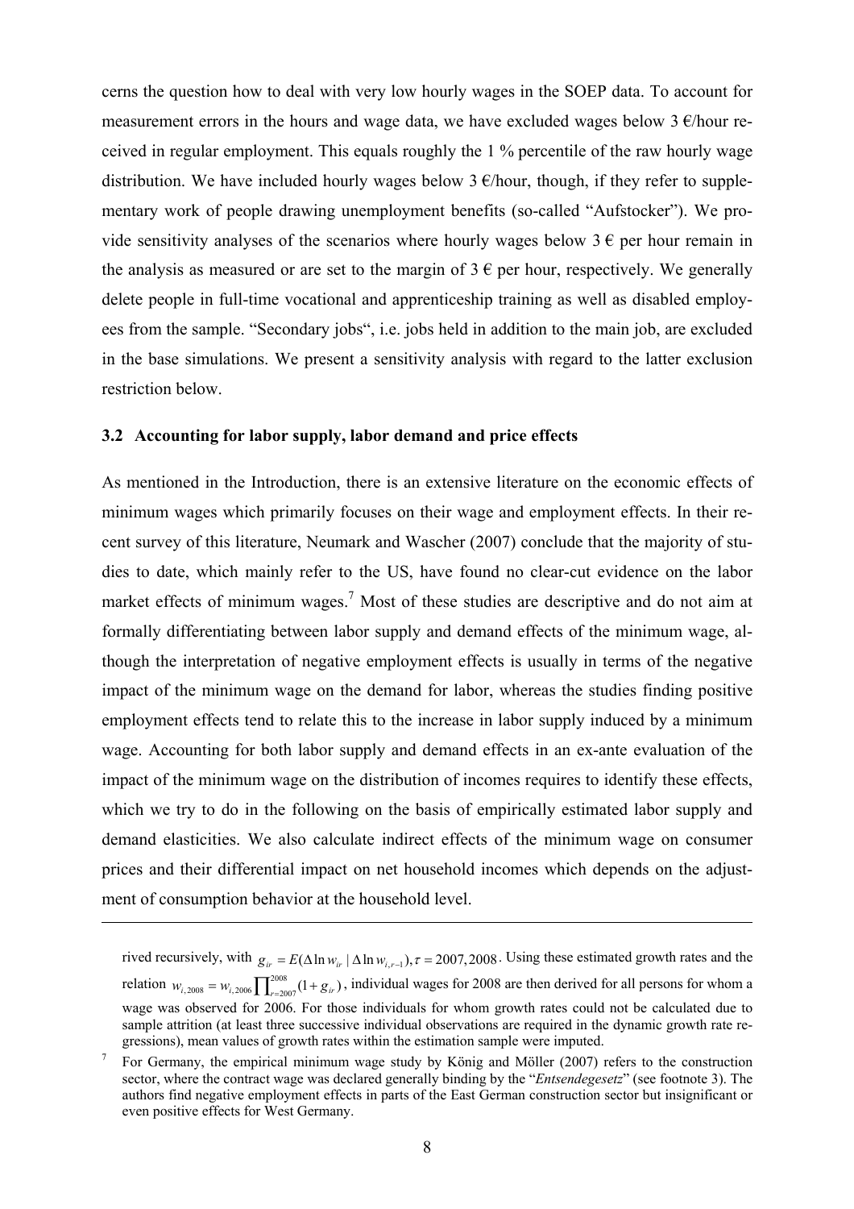cerns the question how to deal with very low hourly wages in the SOEP data. To account for measurement errors in the hours and wage data, we have excluded wages below 3 €/hour received in regular employment. This equals roughly the 1 % percentile of the raw hourly wage distribution. We have included hourly wages below 3 €/hour, though, if they refer to supplementary work of people drawing unemployment benefits (so-called "Aufstocker"). We provide sensitivity analyses of the scenarios where hourly wages below 3 € per hour remain in the analysis as measured or are set to the margin of 3 € per hour, respectively. We generally delete people in full-time vocational and apprenticeship training as well as disabled employees from the sample. "Secondary jobs", i.e. jobs held in addition to the main job, are excluded in the base simulations. We present a sensitivity analysis with regard to the latter exclusion restriction below.

### 3.2 Accounting for labor supply, labor demand and price effects

As mentioned in the Introduction, there is an extensive literature on the economic effects of minimum wages which primarily focuses on their wage and employment effects. In their recent survey of this literature, Neumark and Wascher (2007) conclude that the majority of studies to date, which mainly refer to the US, have found no clear-cut evidence on the labor market effects of minimum wages.[7] Most of these studies are descriptive and do not aim at formally differentiating between labor supply and demand effects of the minimum wage, although the interpretation of negative employment effects is usually in terms of the negative impact of the minimum wage on the demand for labor, whereas the studies finding positive employment effects tend to relate this to the increase in labor supply induced by a minimum wage. Accounting for both labor supply and demand effects in an ex-ante evaluation of the impact of the minimum wage on the distribution of incomes requires to identify these effects, which we try to do in the following on the basis of empirically estimated labor supply and demand elasticities. We also calculate indirect effects of the minimum wage on consumer prices and their differential impact on net household incomes which depends on the adjustment of consumption behavior at the household level.

---

rived recursively, with $g_{i\tau} = E(\Delta \ln w_{i\tau} \mid \Delta \ln w_{i,\tau-1}), \tau = 2007, 2008$. Using these estimated growth rates and the relation $w_{i,2008} = w_{i,2006} \prod_{\tau=2007}^{2008} (1 + g_{i\tau})$, individual wages for 2008 are then derived for all persons for whom a wage was observed for 2006. For those individuals for whom growth rates could not be calculated due to sample attrition (at least three successive individual observations are required in the dynamic growth rate regressions), mean values of growth rates within the estimation sample were imputed.

[7] For Germany, the empirical minimum wage study by König and Möller (2007) refers to the construction sector, where the contract wage was declared generally binding by the "*Entsendegesetz*" (see footnote 3). The authors find negative employment effects in parts of the East German construction sector but insignificant or even positive effects for West Germany.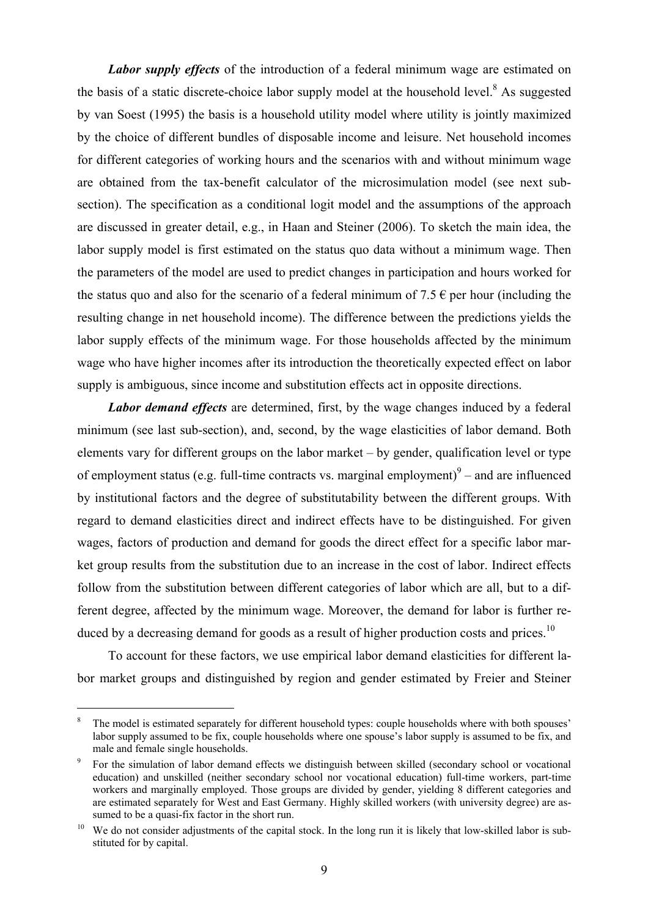***Labor supply effects*** of the introduction of a federal minimum wage are estimated on the basis of a static discrete-choice labor supply model at the household level.[8] As suggested by van Soest (1995) the basis is a household utility model where utility is jointly maximized by the choice of different bundles of disposable income and leisure. Net household incomes for different categories of working hours and the scenarios with and without minimum wage are obtained from the tax-benefit calculator of the microsimulation model (see next sub-section). The specification as a conditional logit model and the assumptions of the approach are discussed in greater detail, e.g., in Haan and Steiner (2006). To sketch the main idea, the labor supply model is first estimated on the status quo data without a minimum wage. Then the parameters of the model are used to predict changes in participation and hours worked for the status quo and also for the scenario of a federal minimum of 7.5 € per hour (including the resulting change in net household income). The difference between the predictions yields the labor supply effects of the minimum wage. For those households affected by the minimum wage who have higher incomes after its introduction the theoretically expected effect on labor supply is ambiguous, since income and substitution effects act in opposite directions.

***Labor demand effects*** are determined, first, by the wage changes induced by a federal minimum (see last sub-section), and, second, by the wage elasticities of labor demand. Both elements vary for different groups on the labor market – by gender, qualification level or type of employment status (e.g. full-time contracts vs. marginal employment)[9] – and are influenced by institutional factors and the degree of substitutability between the different groups. With regard to demand elasticities direct and indirect effects have to be distinguished. For given wages, factors of production and demand for goods the direct effect for a specific labor market group results from the substitution due to an increase in the cost of labor. Indirect effects follow from the substitution between different categories of labor which are all, but to a different degree, affected by the minimum wage. Moreover, the demand for labor is further reduced by a decreasing demand for goods as a result of higher production costs and prices.[10]

To account for these factors, we use empirical labor demand elasticities for different labor market groups and distinguished by region and gender estimated by Freier and Steiner

---

[8] The model is estimated separately for different household types: couple households where with both spouses' labor supply assumed to be fix, couple households where one spouse's labor supply is assumed to be fix, and male and female single households.

[9] For the simulation of labor demand effects we distinguish between skilled (secondary school or vocational education) and unskilled (neither secondary school nor vocational education) full-time workers, part-time workers and marginally employed. Those groups are divided by gender, yielding 8 different categories and are estimated separately for West and East Germany. Highly skilled workers (with university degree) are assumed to be a quasi-fix factor in the short run.

[10] We do not consider adjustments of the capital stock. In the long run it is likely that low-skilled labor is substituted for by capital.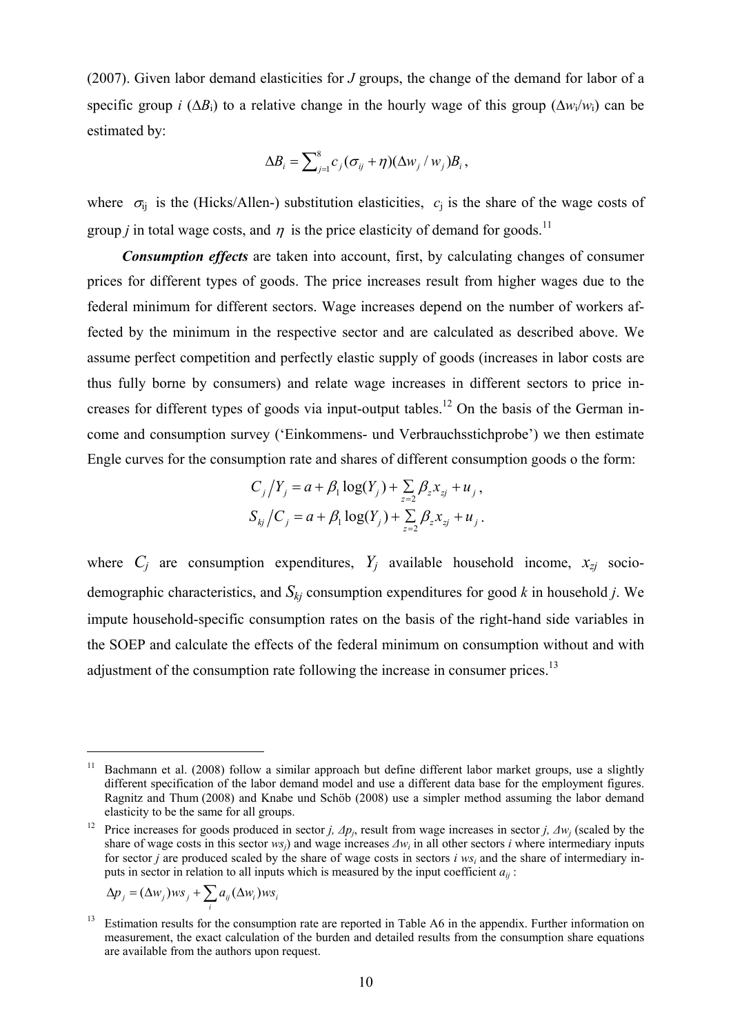(2007). Given labor demand elasticities for $J$ groups, the change of the demand for labor of a specific group $i$ ($\Delta B_i$) to a relative change in the hourly wage of this group ($\Delta w_i / w_i$) can be estimated by:

$$\Delta B_i = \sum_{j=1}^{8} c_j (\sigma_{ij} + \eta)(\Delta w_j / w_j) B_i ,$$

where $\sigma_{ij}$ is the (Hicks/Allen-) substitution elasticities, $c_j$ is the share of the wage costs of group $j$ in total wage costs, and $\eta$ is the price elasticity of demand for goods.[11]

***Consumption effects*** are taken into account, first, by calculating changes of consumer prices for different types of goods. The price increases result from higher wages due to the federal minimum for different sectors. Wage increases depend on the number of workers affected by the minimum in the respective sector and are calculated as described above. We assume perfect competition and perfectly elastic supply of goods (increases in labor costs are thus fully borne by consumers) and relate wage increases in different sectors to price increases for different types of goods via input-output tables.[12] On the basis of the German income and consumption survey ('Einkommens- und Verbrauchsstichprobe') we then estimate Engle curves for the consumption rate and shares of different consumption goods o the form:

$$C_j / Y_j = a + \beta_1 \log(Y_j) + \sum_{z=2} \beta_z x_{zj} + u_j ,$$

$$S_{kj} / C_j = a + \beta_1 \log(Y_j) + \sum_{z=2} \beta_z x_{zj} + u_j .$$

where $C_j$ are consumption expenditures, $Y_j$ available household income, $x_{zj}$ socio-demographic characteristics, and $S_{kj}$ consumption expenditures for good $k$ in household $j$. We impute household-specific consumption rates on the basis of the right-hand side variables in the SOEP and calculate the effects of the federal minimum on consumption without and with adjustment of the consumption rate following the increase in consumer prices.[13]

---

[11] Bachmann et al. (2008) follow a similar approach but define different labor market groups, use a slightly different specification of the labor demand model and use a different data base for the employment figures. Ragnitz and Thum (2008) and Knabe und Schöb (2008) use a simpler method assuming the labor demand elasticity to be the same for all groups.

[12] Price increases for goods produced in sector $j$, $\Delta p_j$, result from wage increases in sector $j$, $\Delta w_j$ (scaled by the share of wage costs in this sector $ws_j$) and wage increases $\Delta w_i$ in all other sectors $i$ where intermediary inputs for sector $j$ are produced scaled by the share of wage costs in sectors $i$ $ws_i$ and the share of intermediary inputs in sector in relation to all inputs which is measured by the input coefficient $a_{ij}$ :

$$\Delta p_j = (\Delta w_j) ws_j + \sum_i a_{ij} (\Delta w_i) ws_i$$

[13] Estimation results for the consumption rate are reported in Table A6 in the appendix. Further information on measurement, the exact calculation of the burden and detailed results from the consumption share equations are available from the authors upon request.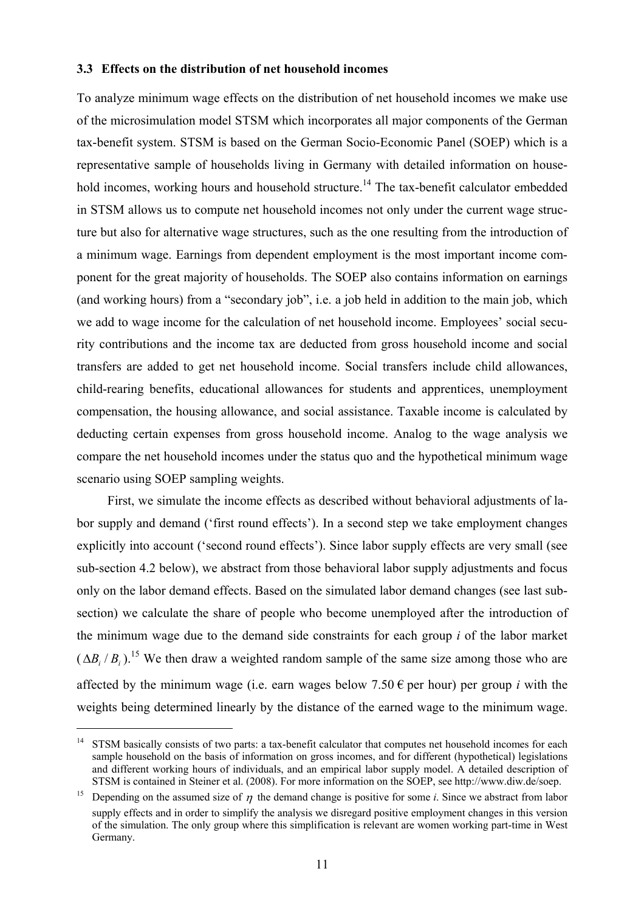### 3.3 Effects on the distribution of net household incomes

To analyze minimum wage effects on the distribution of net household incomes we make use of the microsimulation model STSM which incorporates all major components of the German tax-benefit system. STSM is based on the German Socio-Economic Panel (SOEP) which is a representative sample of households living in Germany with detailed information on household incomes, working hours and household structure.[14] The tax-benefit calculator embedded in STSM allows us to compute net household incomes not only under the current wage structure but also for alternative wage structures, such as the one resulting from the introduction of a minimum wage. Earnings from dependent employment is the most important income component for the great majority of households. The SOEP also contains information on earnings (and working hours) from a "secondary job", i.e. a job held in addition to the main job, which we add to wage income for the calculation of net household income. Employees' social security contributions and the income tax are deducted from gross household income and social transfers are added to get net household income. Social transfers include child allowances, child-rearing benefits, educational allowances for students and apprentices, unemployment compensation, the housing allowance, and social assistance. Taxable income is calculated by deducting certain expenses from gross household income. Analog to the wage analysis we compare the net household incomes under the status quo and the hypothetical minimum wage scenario using SOEP sampling weights.

First, we simulate the income effects as described without behavioral adjustments of labor supply and demand ('first round effects'). In a second step we take employment changes explicitly into account ('second round effects'). Since labor supply effects are very small (see sub-section 4.2 below), we abstract from those behavioral labor supply adjustments and focus only on the labor demand effects. Based on the simulated labor demand changes (see last subsection) we calculate the share of people who become unemployed after the introduction of the minimum wage due to the demand side constraints for each group *i* of the labor market ($\Delta B_i / B_i$).[15] We then draw a weighted random sample of the same size among those who are affected by the minimum wage (i.e. earn wages below 7.50 € per hour) per group *i* with the weights being determined linearly by the distance of the earned wage to the minimum wage.

[14] STSM basically consists of two parts: a tax-benefit calculator that computes net household incomes for each sample household on the basis of information on gross incomes, and for different (hypothetical) legislations and different working hours of individuals, and an empirical labor supply model. A detailed description of STSM is contained in Steiner et al. (2008). For more information on the SOEP, see http://www.diw.de/soep.

[15] Depending on the assumed size of $\eta$ the demand change is positive for some *i*. Since we abstract from labor supply effects and in order to simplify the analysis we disregard positive employment changes in this version of the simulation. The only group where this simplification is relevant are women working part-time in West Germany.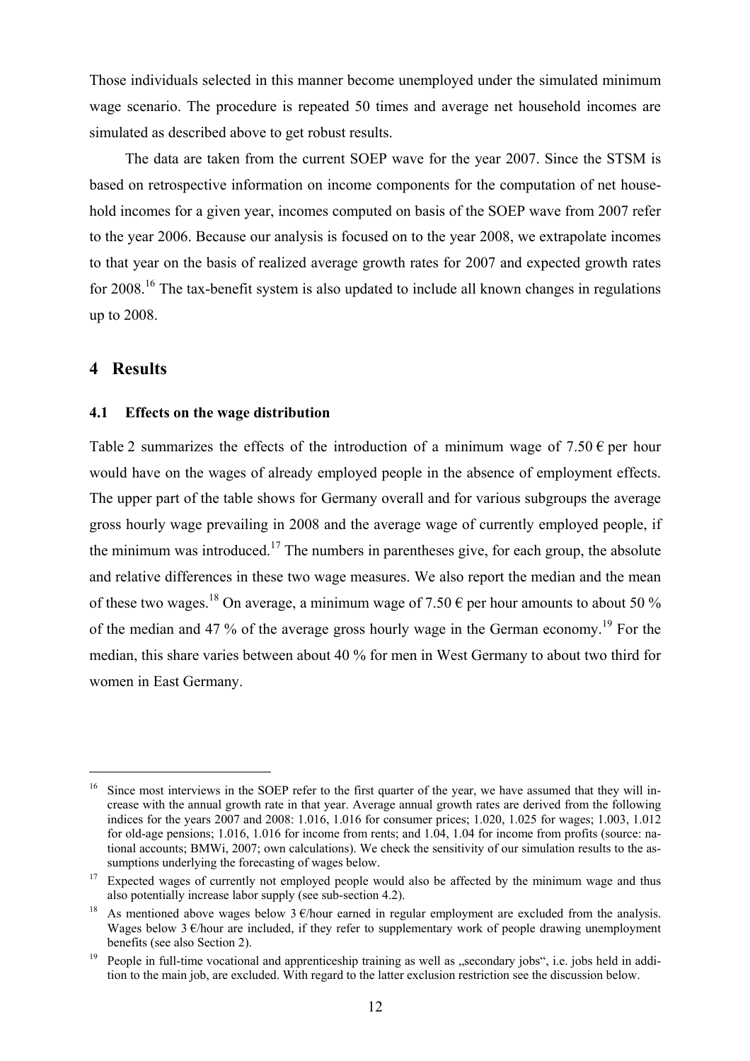Those individuals selected in this manner become unemployed under the simulated minimum wage scenario. The procedure is repeated 50 times and average net household incomes are simulated as described above to get robust results.

The data are taken from the current SOEP wave for the year 2007. Since the STSM is based on retrospective information on income components for the computation of net household incomes for a given year, incomes computed on basis of the SOEP wave from 2007 refer to the year 2006. Because our analysis is focused on to the year 2008, we extrapolate incomes to that year on the basis of realized average growth rates for 2007 and expected growth rates for 2008.[16] The tax-benefit system is also updated to include all known changes in regulations up to 2008.

# 4 Results

## 4.1 Effects on the wage distribution

Table 2 summarizes the effects of the introduction of a minimum wage of 7.50 € per hour would have on the wages of already employed people in the absence of employment effects. The upper part of the table shows for Germany overall and for various subgroups the average gross hourly wage prevailing in 2008 and the average wage of currently employed people, if the minimum was introduced.[17] The numbers in parentheses give, for each group, the absolute and relative differences in these two wage measures. We also report the median and the mean of these two wages.[18] On average, a minimum wage of 7.50 € per hour amounts to about 50 % of the median and 47 % of the average gross hourly wage in the German economy.[19] For the median, this share varies between about 40 % for men in West Germany to about two third for women in East Germany.

---

[16] Since most interviews in the SOEP refer to the first quarter of the year, we have assumed that they will increase with the annual growth rate in that year. Average annual growth rates are derived from the following indices for the years 2007 and 2008: 1.016, 1.016 for consumer prices; 1.020, 1.025 for wages; 1.003, 1.012 for old-age pensions; 1.016, 1.016 for income from rents; and 1.04, 1.04 for income from profits (source: national accounts; BMWi, 2007; own calculations). We check the sensitivity of our simulation results to the assumptions underlying the forecasting of wages below.

[17] Expected wages of currently not employed people would also be affected by the minimum wage and thus also potentially increase labor supply (see sub-section 4.2).

[18] As mentioned above wages below 3 €/hour earned in regular employment are excluded from the analysis. Wages below 3 €/hour are included, if they refer to supplementary work of people drawing unemployment benefits (see also Section 2).

[19] People in full-time vocational and apprenticeship training as well as „secondary jobs“, i.e. jobs held in addition to the main job, are excluded. With regard to the latter exclusion restriction see the discussion below.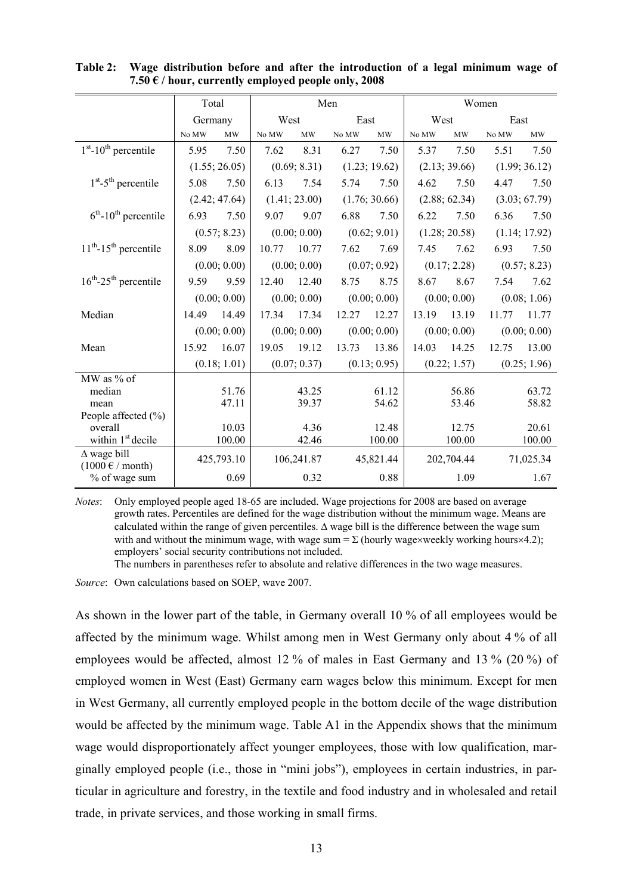**Table 2: Wage distribution before and after the introduction of a legal minimum wage of 7.50 € / hour, currently employed people only, 2008**

| | Total | | Men | | | | Women | | | |
|---|---|---|---|---|---|---|---|---|---|---|
| | Germany | | West | | East | | West | | East | |
| | No MW | MW | No MW | MW | No MW | MW | No MW | MW | No MW | MW |
| 1st-10th percentile | 5.95 | 7.50 | 7.62 | 8.31 | 6.27 | 7.50 | 5.37 | 7.50 | 5.51 | 7.50 |
| | (1.55; 26.05) | | (0.69; 8.31) | | (1.23; 19.62) | | (2.13; 39.66) | | (1.99; 36.12) | |
| 1st-5th percentile | 5.08 | 7.50 | 6.13 | 7.54 | 5.74 | 7.50 | 4.62 | 7.50 | 4.47 | 7.50 |
| | (2.42; 47.64) | | (1.41; 23.00) | | (1.76; 30.66) | | (2.88; 62.34) | | (3.03; 67.79) | |
| 6th-10th percentile | 6.93 | 7.50 | 9.07 | 9.07 | 6.88 | 7.50 | 6.22 | 7.50 | 6.36 | 7.50 |
| | (0.57; 8.23) | | (0.00; 0.00) | | (0.62; 9.01) | | (1.28; 20.58) | | (1.14; 17.92) | |
| 11th-15th percentile | 8.09 | 8.09 | 10.77 | 10.77 | 7.62 | 7.69 | 7.45 | 7.62 | 6.93 | 7.50 |
| | (0.00; 0.00) | | (0.00; 0.00) | | (0.07; 0.92) | | (0.17; 2.28) | | (0.57; 8.23) | |
| 16th-25th percentile | 9.59 | 9.59 | 12.40 | 12.40 | 8.75 | 8.75 | 8.67 | 8.67 | 7.54 | 7.62 |
| | (0.00; 0.00) | | (0.00; 0.00) | | (0.00; 0.00) | | (0.00; 0.00) | | (0.08; 1.06) | |
| Median | 14.49 | 14.49 | 17.34 | 17.34 | 12.27 | 12.27 | 13.19 | 13.19 | 11.77 | 11.77 |
| | (0.00; 0.00) | | (0.00; 0.00) | | (0.00; 0.00) | | (0.00; 0.00) | | (0.00; 0.00) | |
| Mean | 15.92 | 16.07 | 19.05 | 19.12 | 13.73 | 13.86 | 14.03 | 14.25 | 12.75 | 13.00 |
| | (0.18; 1.01) | | (0.07; 0.37) | | (0.13; 0.95) | | (0.22; 1.57) | | (0.25; 1.96) | |
| MW as % of | | | | | | | | | | |
| median | | 51.76 | | 43.25 | | 61.12 | | 56.86 | | 63.72 |
| mean | | 47.11 | | 39.37 | | 54.62 | | 53.46 | | 58.82 |
| People affected (%) | | | | | | | | | | |
| overall | | 10.03 | | 4.36 | | 12.48 | | 12.75 | | 20.61 |
| within 1st decile | | 100.00 | | 42.46 | | 100.00 | | 100.00 | | 100.00 |
| Δ wage bill (1000 € / month) | | 425,793.10 | | 106,241.87 | | 45,821.44 | | 202,704.44 | | 71,025.34 |
| % of wage sum | | 0.69 | | 0.32 | | 0.88 | | 1.09 | | 1.67 |

*Notes*: Only employed people aged 18-65 are included. Wage projections for 2008 are based on average growth rates. Percentiles are defined for the wage distribution without the minimum wage. Means are calculated within the range of given percentiles. Δ wage bill is the difference between the wage sum with and without the minimum wage, with wage sum = Σ (hourly wage×weekly working hours×4.2); employers' social security contributions not included.
The numbers in parentheses refer to absolute and relative differences in the two wage measures.

*Source*: Own calculations based on SOEP, wave 2007.

As shown in the lower part of the table, in Germany overall 10 % of all employees would be affected by the minimum wage. Whilst among men in West Germany only about 4 % of all employees would be affected, almost 12 % of males in East Germany and 13 % (20 %) of employed women in West (East) Germany earn wages below this minimum. Except for men in West Germany, all currently employed people in the bottom decile of the wage distribution would be affected by the minimum wage. Table A1 in the Appendix shows that the minimum wage would disproportionately affect younger employees, those with low qualification, marginally employed people (i.e., those in "mini jobs"), employees in certain industries, in particular in agriculture and forestry, in the textile and food industry and in wholesaled and retail trade, in private services, and those working in small firms.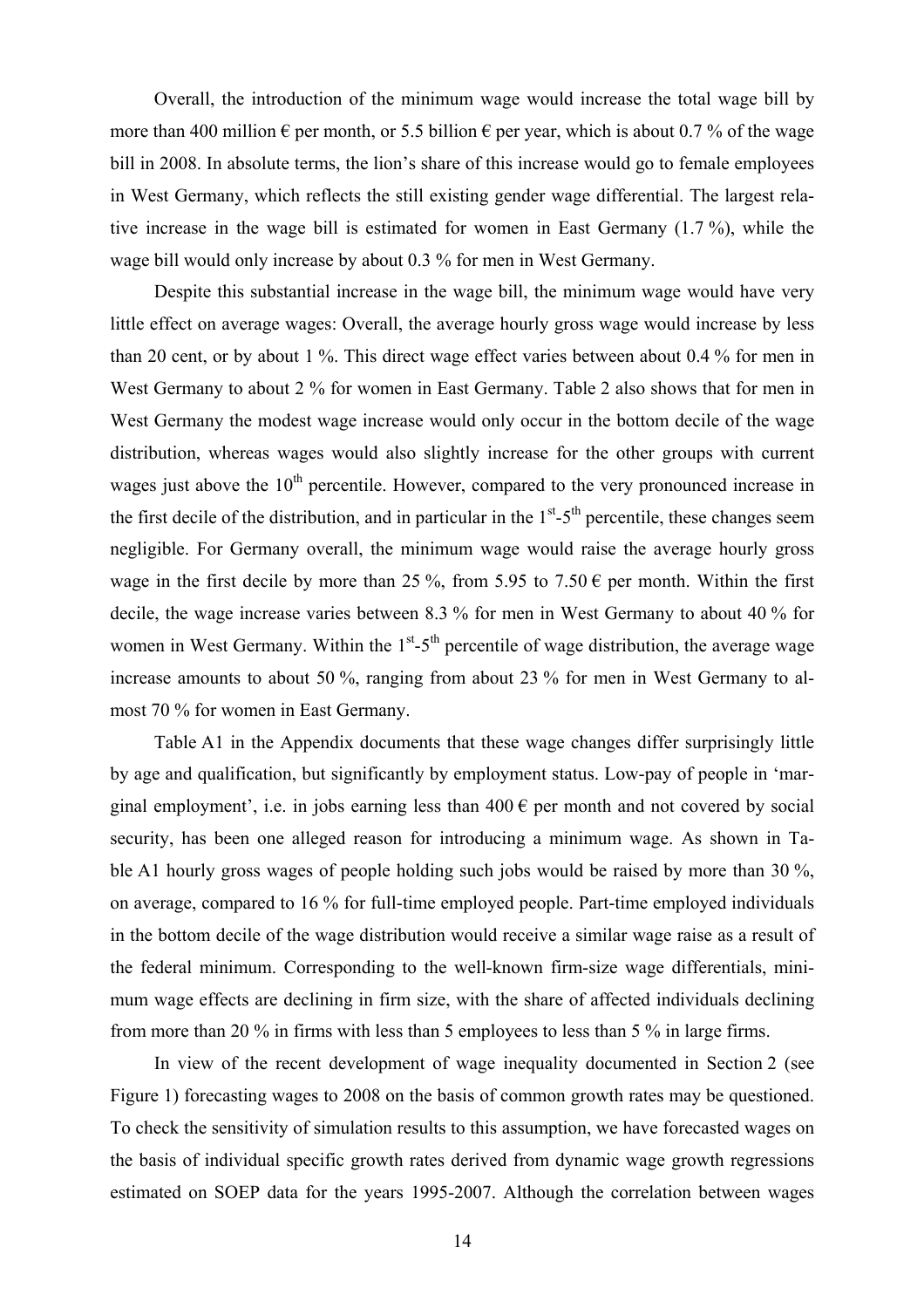Overall, the introduction of the minimum wage would increase the total wage bill by more than 400 million € per month, or 5.5 billion € per year, which is about 0.7 % of the wage bill in 2008. In absolute terms, the lion's share of this increase would go to female employees in West Germany, which reflects the still existing gender wage differential. The largest relative increase in the wage bill is estimated for women in East Germany (1.7 %), while the wage bill would only increase by about 0.3 % for men in West Germany.

Despite this substantial increase in the wage bill, the minimum wage would have very little effect on average wages: Overall, the average hourly gross wage would increase by less than 20 cent, or by about 1 %. This direct wage effect varies between about 0.4 % for men in West Germany to about 2 % for women in East Germany. Table 2 also shows that for men in West Germany the modest wage increase would only occur in the bottom decile of the wage distribution, whereas wages would also slightly increase for the other groups with current wages just above the 10th percentile. However, compared to the very pronounced increase in the first decile of the distribution, and in particular in the 1st-5th percentile, these changes seem negligible. For Germany overall, the minimum wage would raise the average hourly gross wage in the first decile by more than 25 %, from 5.95 to 7.50 € per month. Within the first decile, the wage increase varies between 8.3 % for men in West Germany to about 40 % for women in West Germany. Within the 1st-5th percentile of wage distribution, the average wage increase amounts to about 50 %, ranging from about 23 % for men in West Germany to almost 70 % for women in East Germany.

Table A1 in the Appendix documents that these wage changes differ surprisingly little by age and qualification, but significantly by employment status. Low-pay of people in 'marginal employment', i.e. in jobs earning less than 400 € per month and not covered by social security, has been one alleged reason for introducing a minimum wage. As shown in Table A1 hourly gross wages of people holding such jobs would be raised by more than 30 %, on average, compared to 16 % for full-time employed people. Part-time employed individuals in the bottom decile of the wage distribution would receive a similar wage raise as a result of the federal minimum. Corresponding to the well-known firm-size wage differentials, minimum wage effects are declining in firm size, with the share of affected individuals declining from more than 20 % in firms with less than 5 employees to less than 5 % in large firms.

In view of the recent development of wage inequality documented in Section 2 (see Figure 1) forecasting wages to 2008 on the basis of common growth rates may be questioned. To check the sensitivity of simulation results to this assumption, we have forecasted wages on the basis of individual specific growth rates derived from dynamic wage growth regressions estimated on SOEP data for the years 1995-2007. Although the correlation between wages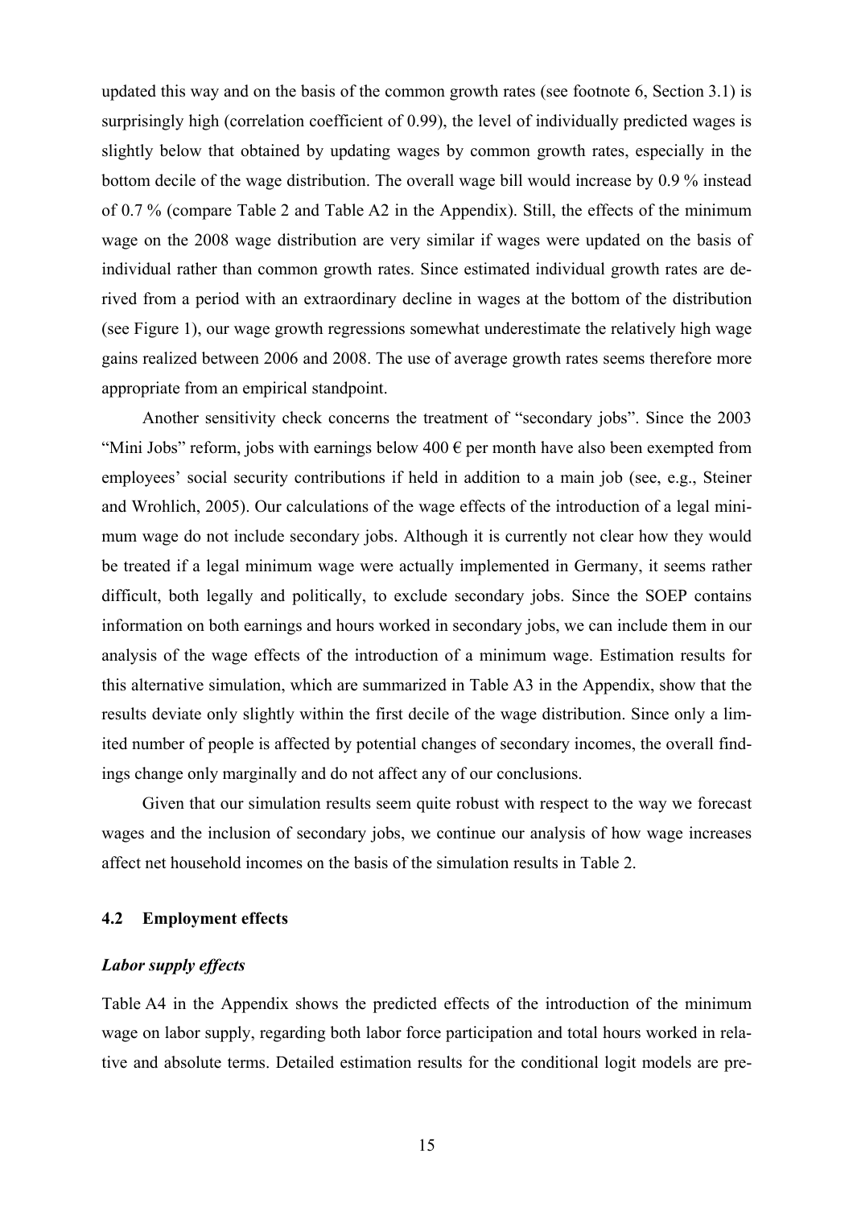updated this way and on the basis of the common growth rates (see footnote 6, Section 3.1) is surprisingly high (correlation coefficient of 0.99), the level of individually predicted wages is slightly below that obtained by updating wages by common growth rates, especially in the bottom decile of the wage distribution. The overall wage bill would increase by 0.9 % instead of 0.7 % (compare Table 2 and Table A2 in the Appendix). Still, the effects of the minimum wage on the 2008 wage distribution are very similar if wages were updated on the basis of individual rather than common growth rates. Since estimated individual growth rates are derived from a period with an extraordinary decline in wages at the bottom of the distribution (see Figure 1), our wage growth regressions somewhat underestimate the relatively high wage gains realized between 2006 and 2008. The use of average growth rates seems therefore more appropriate from an empirical standpoint.

Another sensitivity check concerns the treatment of "secondary jobs". Since the 2003 "Mini Jobs" reform, jobs with earnings below 400 € per month have also been exempted from employees' social security contributions if held in addition to a main job (see, e.g., Steiner and Wrohlich, 2005). Our calculations of the wage effects of the introduction of a legal minimum wage do not include secondary jobs. Although it is currently not clear how they would be treated if a legal minimum wage were actually implemented in Germany, it seems rather difficult, both legally and politically, to exclude secondary jobs. Since the SOEP contains information on both earnings and hours worked in secondary jobs, we can include them in our analysis of the wage effects of the introduction of a minimum wage. Estimation results for this alternative simulation, which are summarized in Table A3 in the Appendix, show that the results deviate only slightly within the first decile of the wage distribution. Since only a limited number of people is affected by potential changes of secondary incomes, the overall findings change only marginally and do not affect any of our conclusions.

Given that our simulation results seem quite robust with respect to the way we forecast wages and the inclusion of secondary jobs, we continue our analysis of how wage increases affect net household incomes on the basis of the simulation results in Table 2.

## 4.2 Employment effects

### *Labor supply effects*

Table A4 in the Appendix shows the predicted effects of the introduction of the minimum wage on labor supply, regarding both labor force participation and total hours worked in relative and absolute terms. Detailed estimation results for the conditional logit models are pre-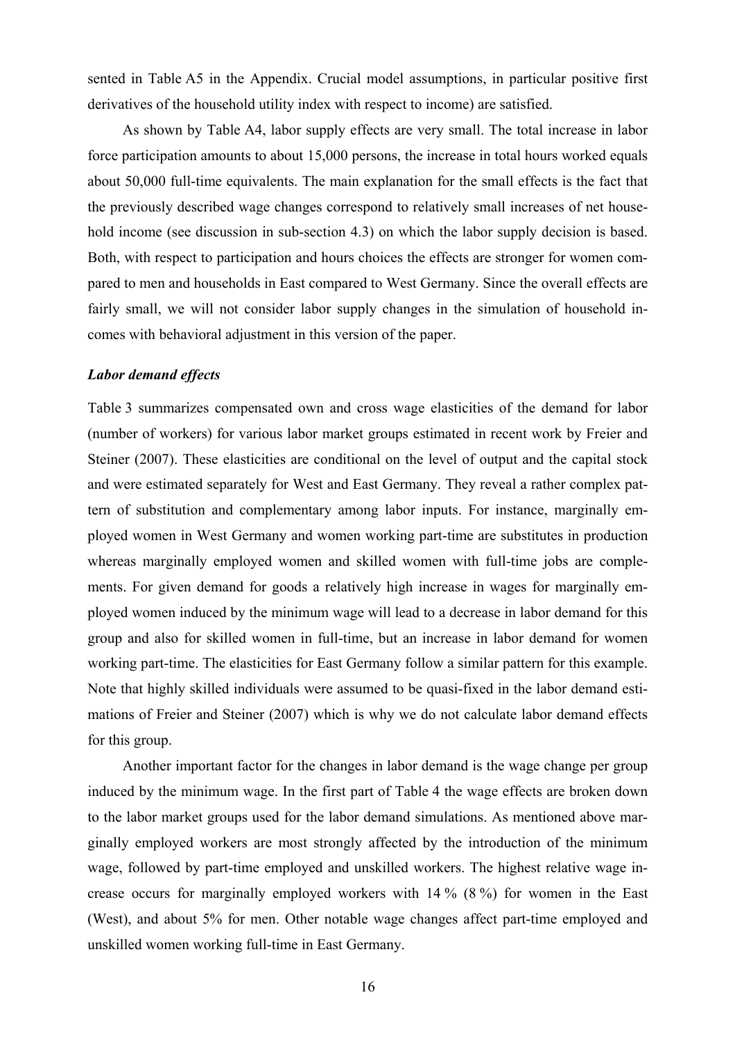sented in Table A5 in the Appendix. Crucial model assumptions, in particular positive first derivatives of the household utility index with respect to income) are satisfied.

As shown by Table A4, labor supply effects are very small. The total increase in labor force participation amounts to about 15,000 persons, the increase in total hours worked equals about 50,000 full-time equivalents. The main explanation for the small effects is the fact that the previously described wage changes correspond to relatively small increases of net household income (see discussion in sub-section 4.3) on which the labor supply decision is based. Both, with respect to participation and hours choices the effects are stronger for women compared to men and households in East compared to West Germany. Since the overall effects are fairly small, we will not consider labor supply changes in the simulation of household incomes with behavioral adjustment in this version of the paper.

***Labor demand effects***

Table 3 summarizes compensated own and cross wage elasticities of the demand for labor (number of workers) for various labor market groups estimated in recent work by Freier and Steiner (2007). These elasticities are conditional on the level of output and the capital stock and were estimated separately for West and East Germany. They reveal a rather complex pattern of substitution and complementary among labor inputs. For instance, marginally employed women in West Germany and women working part-time are substitutes in production whereas marginally employed women and skilled women with full-time jobs are complements. For given demand for goods a relatively high increase in wages for marginally employed women induced by the minimum wage will lead to a decrease in labor demand for this group and also for skilled women in full-time, but an increase in labor demand for women working part-time. The elasticities for East Germany follow a similar pattern for this example. Note that highly skilled individuals were assumed to be quasi-fixed in the labor demand estimations of Freier and Steiner (2007) which is why we do not calculate labor demand effects for this group.

Another important factor for the changes in labor demand is the wage change per group induced by the minimum wage. In the first part of Table 4 the wage effects are broken down to the labor market groups used for the labor demand simulations. As mentioned above marginally employed workers are most strongly affected by the introduction of the minimum wage, followed by part-time employed and unskilled workers. The highest relative wage increase occurs for marginally employed workers with 14 % (8 %) for women in the East (West), and about 5% for men. Other notable wage changes affect part-time employed and unskilled women working full-time in East Germany.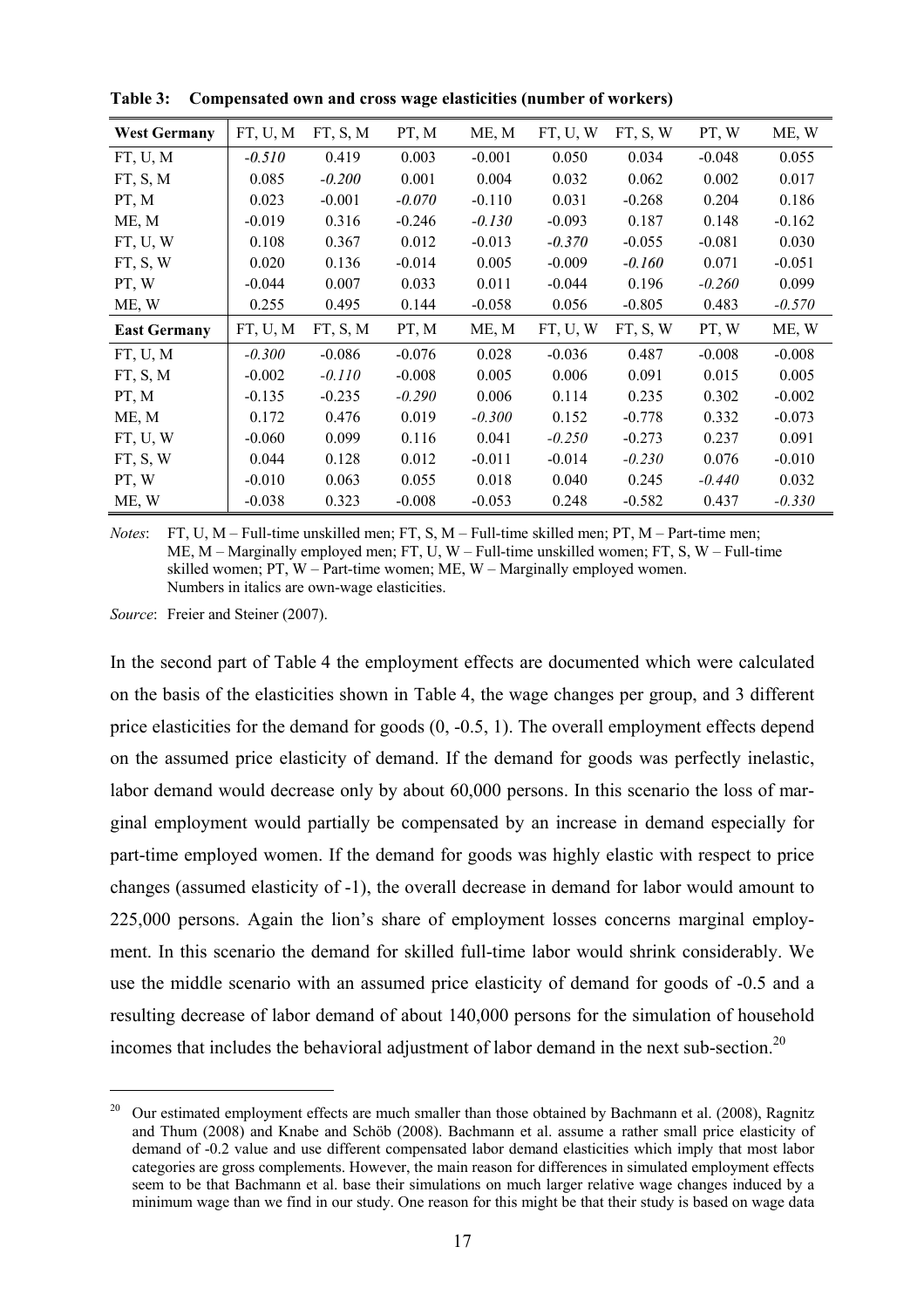**Table 3: Compensated own and cross wage elasticities (number of workers)**

| West Germany | FT, U, M | FT, S, M | PT, M | ME, M | FT, U, W | FT, S, W | PT, W | ME, W |
|---|---|---|---|---|---|---|---|---|
| FT, U, M | *-0.510* | 0.419 | 0.003 | -0.001 | 0.050 | 0.034 | -0.048 | 0.055 |
| FT, S, M | 0.085 | *-0.200* | 0.001 | 0.004 | 0.032 | 0.062 | 0.002 | 0.017 |
| PT, M | 0.023 | -0.001 | *-0.070* | -0.110 | 0.031 | -0.268 | 0.204 | 0.186 |
| ME, M | -0.019 | 0.316 | -0.246 | *-0.130* | -0.093 | 0.187 | 0.148 | -0.162 |
| FT, U, W | 0.108 | 0.367 | 0.012 | -0.013 | *-0.370* | -0.055 | -0.081 | 0.030 |
| FT, S, W | 0.020 | 0.136 | -0.014 | 0.005 | -0.009 | *-0.160* | 0.071 | -0.051 |
| PT, W | -0.044 | 0.007 | 0.033 | 0.011 | -0.044 | 0.196 | *-0.260* | 0.099 |
| ME, W | 0.255 | 0.495 | 0.144 | -0.058 | 0.056 | -0.805 | 0.483 | *-0.570* |
| **East Germany** | FT, U, M | FT, S, M | PT, M | ME, M | FT, U, W | FT, S, W | PT, W | ME, W |
| FT, U, M | *-0.300* | -0.086 | -0.076 | 0.028 | -0.036 | 0.487 | -0.008 | -0.008 |
| FT, S, M | -0.002 | *-0.110* | -0.008 | 0.005 | 0.006 | 0.091 | 0.015 | 0.005 |
| PT, M | -0.135 | -0.235 | *-0.290* | 0.006 | 0.114 | 0.235 | 0.302 | -0.002 |
| ME, M | 0.172 | 0.476 | 0.019 | *-0.300* | 0.152 | -0.778 | 0.332 | -0.073 |
| FT, U, W | -0.060 | 0.099 | 0.116 | 0.041 | *-0.250* | -0.273 | 0.237 | 0.091 |
| FT, S, W | 0.044 | 0.128 | 0.012 | -0.011 | -0.014 | *-0.230* | 0.076 | -0.010 |
| PT, W | -0.010 | 0.063 | 0.055 | 0.018 | 0.040 | 0.245 | *-0.440* | 0.032 |
| ME, W | -0.038 | 0.323 | -0.008 | -0.053 | 0.248 | -0.582 | 0.437 | *-0.330* |

*Notes*: FT, U, M – Full-time unskilled men; FT, S, M – Full-time skilled men; PT, M – Part-time men; ME, M – Marginally employed men; FT, U, W – Full-time unskilled women; FT, S, W – Full-time skilled women; PT, W – Part-time women; ME, W – Marginally employed women. Numbers in italics are own-wage elasticities.

*Source*: Freier and Steiner (2007).

In the second part of Table 4 the employment effects are documented which were calculated on the basis of the elasticities shown in Table 4, the wage changes per group, and 3 different price elasticities for the demand for goods (0, -0.5, 1). The overall employment effects depend on the assumed price elasticity of demand. If the demand for goods was perfectly inelastic, labor demand would decrease only by about 60,000 persons. In this scenario the loss of marginal employment would partially be compensated by an increase in demand especially for part-time employed women. If the demand for goods was highly elastic with respect to price changes (assumed elasticity of -1), the overall decrease in demand for labor would amount to 225,000 persons. Again the lion's share of employment losses concerns marginal employment. In this scenario the demand for skilled full-time labor would shrink considerably. We use the middle scenario with an assumed price elasticity of demand for goods of -0.5 and a resulting decrease of labor demand of about 140,000 persons for the simulation of household incomes that includes the behavioral adjustment of labor demand in the next sub-section.[20]

[20] Our estimated employment effects are much smaller than those obtained by Bachmann et al. (2008), Ragnitz and Thum (2008) and Knabe and Schöb (2008). Bachmann et al. assume a rather small price elasticity of demand of -0.2 value and use different compensated labor demand elasticities which imply that most labor categories are gross complements. However, the main reason for differences in simulated employment effects seem to be that Bachmann et al. base their simulations on much larger relative wage changes induced by a minimum wage than we find in our study. One reason for this might be that their study is based on wage data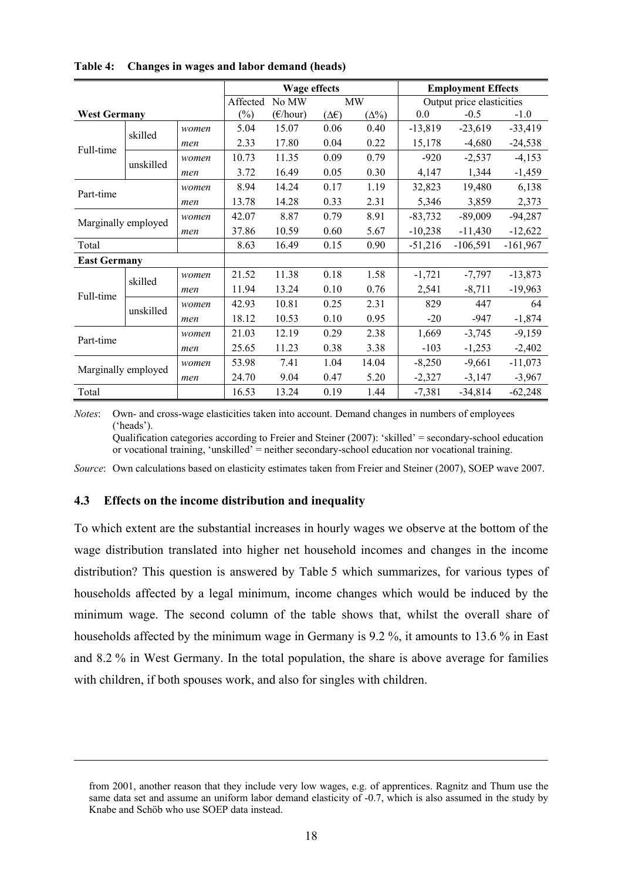**Table 4: Changes in wages and labor demand (heads)**

| | | | Wage effects | | | | Employment Effects | | |
|---|---|---|---|---|---|---|---|---|---|
| | | | Affected | No MW | MW | | Output price elasticities | | |
| **West Germany** | | | (%) | (€/hour) | (Δ€) | (Δ%) | 0.0 | -0.5 | -1.0 |
| Full-time | skilled | *women* | 5.04 | 15.07 | 0.06 | 0.40 | -13,819 | -23,619 | -33,419 |
| | | *men* | 2.33 | 17.80 | 0.04 | 0.22 | 15,178 | -4,680 | -24,538 |
| | unskilled | *women* | 10.73 | 11.35 | 0.09 | 0.79 | -920 | -2,537 | -4,153 |
| | | *men* | 3.72 | 16.49 | 0.05 | 0.30 | 4,147 | 1,344 | -1,459 |
| Part-time | | *women* | 8.94 | 14.24 | 0.17 | 1.19 | 32,823 | 19,480 | 6,138 |
| | | *men* | 13.78 | 14.28 | 0.33 | 2.31 | 5,346 | 3,859 | 2,373 |
| Marginally employed | | *women* | 42.07 | 8.87 | 0.79 | 8.91 | -83,732 | -89,009 | -94,287 |
| | | *men* | 37.86 | 10.59 | 0.60 | 5.67 | -10,238 | -11,430 | -12,622 |
| Total | | | 8.63 | 16.49 | 0.15 | 0.90 | -51,216 | -106,591 | -161,967 |
| **East Germany** | | | | | | | | | |
| Full-time | skilled | *women* | 21.52 | 11.38 | 0.18 | 1.58 | -1,721 | -7,797 | -13,873 |
| | | *men* | 11.94 | 13.24 | 0.10 | 0.76 | 2,541 | -8,711 | -19,963 |
| | unskilled | *women* | 42.93 | 10.81 | 0.25 | 2.31 | 829 | 447 | 64 |
| | | *men* | 18.12 | 10.53 | 0.10 | 0.95 | -20 | -947 | -1,874 |
| Part-time | | *women* | 21.03 | 12.19 | 0.29 | 2.38 | 1,669 | -3,745 | -9,159 |
| | | *men* | 25.65 | 11.23 | 0.38 | 3.38 | -103 | -1,253 | -2,402 |
| Marginally employed | | *women* | 53.98 | 7.41 | 1.04 | 14.04 | -8,250 | -9,661 | -11,073 |
| | | *men* | 24.70 | 9.04 | 0.47 | 5.20 | -2,327 | -3,147 | -3,967 |
| Total | | | 16.53 | 13.24 | 0.19 | 1.44 | -7,381 | -34,814 | -62,248 |

*Notes*: Own- and cross-wage elasticities taken into account. Demand changes in numbers of employees ('heads').
Qualification categories according to Freier and Steiner (2007): 'skilled' = secondary-school education or vocational training, 'unskilled' = neither secondary-school education nor vocational training.

*Source*: Own calculations based on elasticity estimates taken from Freier and Steiner (2007), SOEP wave 2007.

### 4.3 Effects on the income distribution and inequality

To which extent are the substantial increases in hourly wages we observe at the bottom of the wage distribution translated into higher net household incomes and changes in the income distribution? This question is answered by Table 5 which summarizes, for various types of households affected by a legal minimum, income changes which would be induced by the minimum wage. The second column of the table shows that, whilst the overall share of households affected by the minimum wage in Germany is 9.2 %, it amounts to 13.6 % in East and 8.2 % in West Germany. In the total population, the share is above average for families with children, if both spouses work, and also for singles with children.

---

from 2001, another reason that they include very low wages, e.g. of apprentices. Ragnitz and Thum use the same data set and assume an uniform labor demand elasticity of -0.7, which is also assumed in the study by Knabe and Schöb who use SOEP data instead.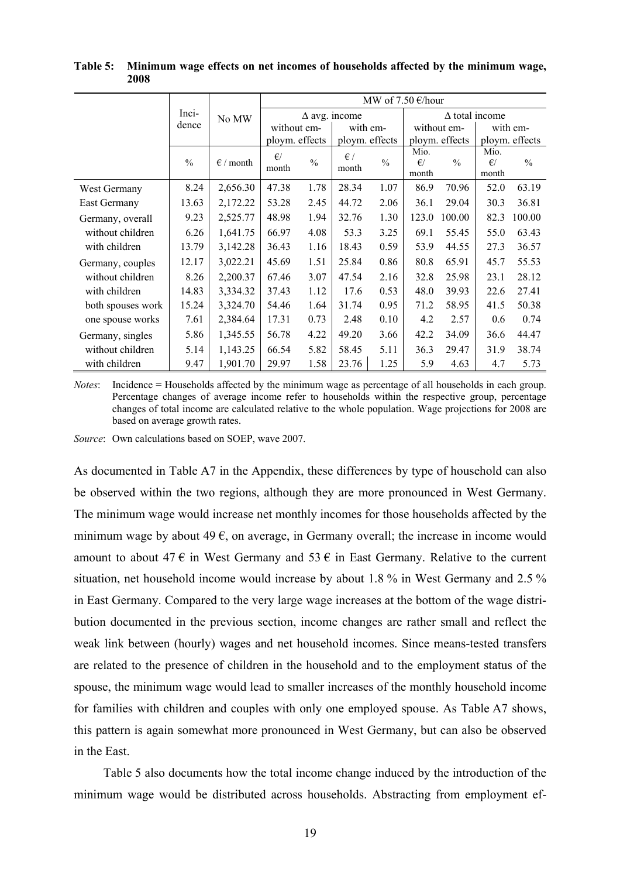**Table 5: Minimum wage effects on net incomes of households affected by the minimum wage, 2008**

| | Incidence | No MW | MW of 7.50 €/hour | | | | | | | |
|---|---|---|---|---|---|---|---|---|---|---|
| | | | Δ avg. income | | | | Δ total income | | | |
| | | | without employm. effects | | with employm. effects | | without employm. effects | | with employm. effects | |
| | % | € / month | €/ month | % | € / month | % | Mio. €/ month | % | Mio. €/ month | % |
| West Germany | 8.24 | 2,656.30 | 47.38 | 1.78 | 28.34 | 1.07 | 86.9 | 70.96 | 52.0 | 63.19 |
| East Germany | 13.63 | 2,172.22 | 53.28 | 2.45 | 44.72 | 2.06 | 36.1 | 29.04 | 30.3 | 36.81 |
| Germany, overall | 9.23 | 2,525.77 | 48.98 | 1.94 | 32.76 | 1.30 | 123.0 | 100.00 | 82.3 | 100.00 |
| without children | 6.26 | 1,641.75 | 66.97 | 4.08 | 53.3 | 3.25 | 69.1 | 55.45 | 55.0 | 63.43 |
| with children | 13.79 | 3,142.28 | 36.43 | 1.16 | 18.43 | 0.59 | 53.9 | 44.55 | 27.3 | 36.57 |
| Germany, couples | 12.17 | 3,022.21 | 45.69 | 1.51 | 25.84 | 0.86 | 80.8 | 65.91 | 45.7 | 55.53 |
| without children | 8.26 | 2,200.37 | 67.46 | 3.07 | 47.54 | 2.16 | 32.8 | 25.98 | 23.1 | 28.12 |
| with children | 14.83 | 3,334.32 | 37.43 | 1.12 | 17.6 | 0.53 | 48.0 | 39.93 | 22.6 | 27.41 |
| both spouses work | 15.24 | 3,324.70 | 54.46 | 1.64 | 31.74 | 0.95 | 71.2 | 58.95 | 41.5 | 50.38 |
| one spouse works | 7.61 | 2,384.64 | 17.31 | 0.73 | 2.48 | 0.10 | 4.2 | 2.57 | 0.6 | 0.74 |
| Germany, singles | 5.86 | 1,345.55 | 56.78 | 4.22 | 49.20 | 3.66 | 42.2 | 34.09 | 36.6 | 44.47 |
| without children | 5.14 | 1,143.25 | 66.54 | 5.82 | 58.45 | 5.11 | 36.3 | 29.47 | 31.9 | 38.74 |
| with children | 9.47 | 1,901.70 | 29.97 | 1.58 | 23.76 | 1.25 | 5.9 | 4.63 | 4.7 | 5.73 |

*Notes*: Incidence = Households affected by the minimum wage as percentage of all households in each group. Percentage changes of average income refer to households within the respective group, percentage changes of total income are calculated relative to the whole population. Wage projections for 2008 are based on average growth rates.

*Source*: Own calculations based on SOEP, wave 2007.

As documented in Table A7 in the Appendix, these differences by type of household can also be observed within the two regions, although they are more pronounced in West Germany. The minimum wage would increase net monthly incomes for those households affected by the minimum wage by about 49 €, on average, in Germany overall; the increase in income would amount to about 47 € in West Germany and 53 € in East Germany. Relative to the current situation, net household income would increase by about 1.8 % in West Germany and 2.5 % in East Germany. Compared to the very large wage increases at the bottom of the wage distribution documented in the previous section, income changes are rather small and reflect the weak link between (hourly) wages and net household incomes. Since means-tested transfers are related to the presence of children in the household and to the employment status of the spouse, the minimum wage would lead to smaller increases of the monthly household income for families with children and couples with only one employed spouse. As Table A7 shows, this pattern is again somewhat more pronounced in West Germany, but can also be observed in the East.

Table 5 also documents how the total income change induced by the introduction of the minimum wage would be distributed across households. Abstracting from employment ef-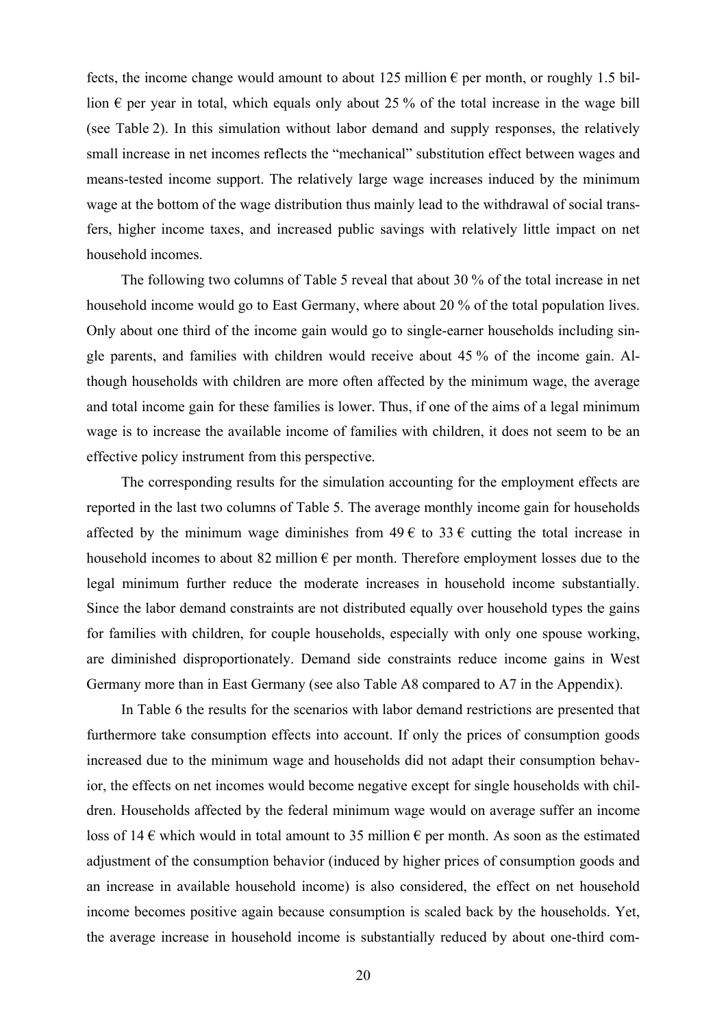fects, the income change would amount to about 125 million € per month, or roughly 1.5 billion € per year in total, which equals only about 25 % of the total increase in the wage bill (see Table 2). In this simulation without labor demand and supply responses, the relatively small increase in net incomes reflects the "mechanical" substitution effect between wages and means-tested income support. The relatively large wage increases induced by the minimum wage at the bottom of the wage distribution thus mainly lead to the withdrawal of social transfers, higher income taxes, and increased public savings with relatively little impact on net household incomes.

The following two columns of Table 5 reveal that about 30 % of the total increase in net household income would go to East Germany, where about 20 % of the total population lives. Only about one third of the income gain would go to single-earner households including single parents, and families with children would receive about 45 % of the income gain. Although households with children are more often affected by the minimum wage, the average and total income gain for these families is lower. Thus, if one of the aims of a legal minimum wage is to increase the available income of families with children, it does not seem to be an effective policy instrument from this perspective.

The corresponding results for the simulation accounting for the employment effects are reported in the last two columns of Table 5. The average monthly income gain for households affected by the minimum wage diminishes from 49 € to 33 € cutting the total increase in household incomes to about 82 million € per month. Therefore employment losses due to the legal minimum further reduce the moderate increases in household income substantially. Since the labor demand constraints are not distributed equally over household types the gains for families with children, for couple households, especially with only one spouse working, are diminished disproportionately. Demand side constraints reduce income gains in West Germany more than in East Germany (see also Table A8 compared to A7 in the Appendix).

In Table 6 the results for the scenarios with labor demand restrictions are presented that furthermore take consumption effects into account. If only the prices of consumption goods increased due to the minimum wage and households did not adapt their consumption behavior, the effects on net incomes would become negative except for single households with children. Households affected by the federal minimum wage would on average suffer an income loss of 14 € which would in total amount to 35 million € per month. As soon as the estimated adjustment of the consumption behavior (induced by higher prices of consumption goods and an increase in available household income) is also considered, the effect on net household income becomes positive again because consumption is scaled back by the households. Yet, the average increase in household income is substantially reduced by about one-third com-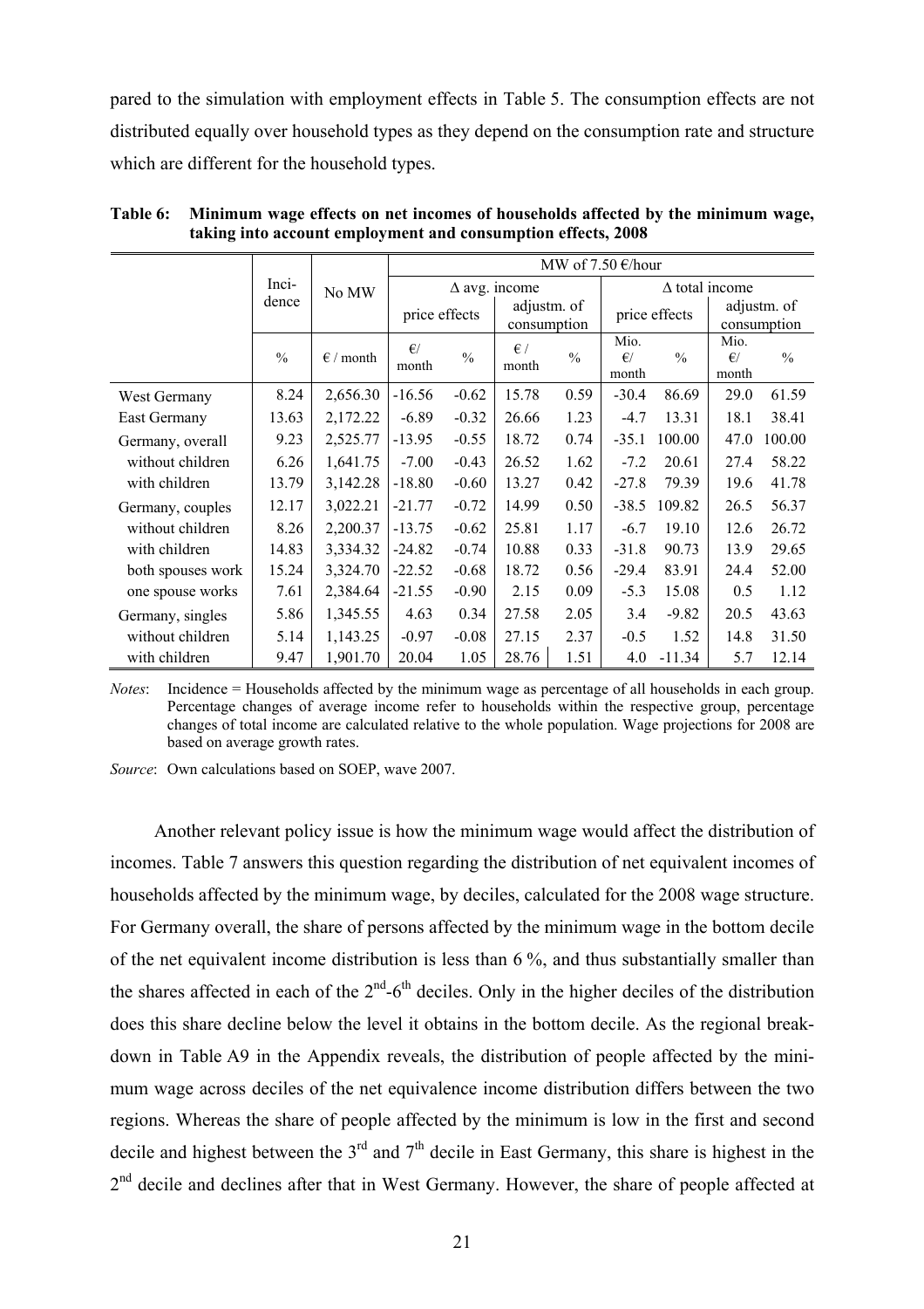pared to the simulation with employment effects in Table 5. The consumption effects are not distributed equally over household types as they depend on the consumption rate and structure which are different for the household types.

**Table 6: Minimum wage effects on net incomes of households affected by the minimum wage, taking into account employment and consumption effects, 2008**

| | Incidence | No MW | MW of 7.50 €/hour | | | | | | | |
|---|---|---|---|---|---|---|---|---|---|---|
| | | | Δ avg. income | | | | Δ total income | | | |
| | | | price effects | | adjustm. of consumption | | price effects | | adjustm. of consumption | |
| | % | € / month | €/ month | % | € / month | % | Mio. €/ month | % | Mio. €/ month | % |
| West Germany | 8.24 | 2,656.30 | -16.56 | -0.62 | 15.78 | 0.59 | -30.4 | 86.69 | 29.0 | 61.59 |
| East Germany | 13.63 | 2,172.22 | -6.89 | -0.32 | 26.66 | 1.23 | -4.7 | 13.31 | 18.1 | 38.41 |
| Germany, overall | 9.23 | 2,525.77 | -13.95 | -0.55 | 18.72 | 0.74 | -35.1 | 100.00 | 47.0 | 100.00 |
| without children | 6.26 | 1,641.75 | -7.00 | -0.43 | 26.52 | 1.62 | -7.2 | 20.61 | 27.4 | 58.22 |
| with children | 13.79 | 3,142.28 | -18.80 | -0.60 | 13.27 | 0.42 | -27.8 | 79.39 | 19.6 | 41.78 |
| Germany, couples | 12.17 | 3,022.21 | -21.77 | -0.72 | 14.99 | 0.50 | -38.5 | 109.82 | 26.5 | 56.37 |
| without children | 8.26 | 2,200.37 | -13.75 | -0.62 | 25.81 | 1.17 | -6.7 | 19.10 | 12.6 | 26.72 |
| with children | 14.83 | 3,334.32 | -24.82 | -0.74 | 10.88 | 0.33 | -31.8 | 90.73 | 13.9 | 29.65 |
| both spouses work | 15.24 | 3,324.70 | -22.52 | -0.68 | 18.72 | 0.56 | -29.4 | 83.91 | 24.4 | 52.00 |
| one spouse works | 7.61 | 2,384.64 | -21.55 | -0.90 | 2.15 | 0.09 | -5.3 | 15.08 | 0.5 | 1.12 |
| Germany, singles | 5.86 | 1,345.55 | 4.63 | 0.34 | 27.58 | 2.05 | 3.4 | -9.82 | 20.5 | 43.63 |
| without children | 5.14 | 1,143.25 | -0.97 | -0.08 | 27.15 | 2.37 | -0.5 | 1.52 | 14.8 | 31.50 |
| with children | 9.47 | 1,901.70 | 20.04 | 1.05 | 28.76 | 1.51 | 4.0 | -11.34 | 5.7 | 12.14 |

*Notes*: Incidence = Households affected by the minimum wage as percentage of all households in each group. Percentage changes of average income refer to households within the respective group, percentage changes of total income are calculated relative to the whole population. Wage projections for 2008 are based on average growth rates.

*Source*: Own calculations based on SOEP, wave 2007.

Another relevant policy issue is how the minimum wage would affect the distribution of incomes. Table 7 answers this question regarding the distribution of net equivalent incomes of households affected by the minimum wage, by deciles, calculated for the 2008 wage structure. For Germany overall, the share of persons affected by the minimum wage in the bottom decile of the net equivalent income distribution is less than 6 %, and thus substantially smaller than the shares affected in each of the 2nd-6th deciles. Only in the higher deciles of the distribution does this share decline below the level it obtains in the bottom decile. As the regional breakdown in Table A9 in the Appendix reveals, the distribution of people affected by the minimum wage across deciles of the net equivalence income distribution differs between the two regions. Whereas the share of people affected by the minimum is low in the first and second decile and highest between the 3rd and 7th decile in East Germany, this share is highest in the 2nd decile and declines after that in West Germany. However, the share of people affected at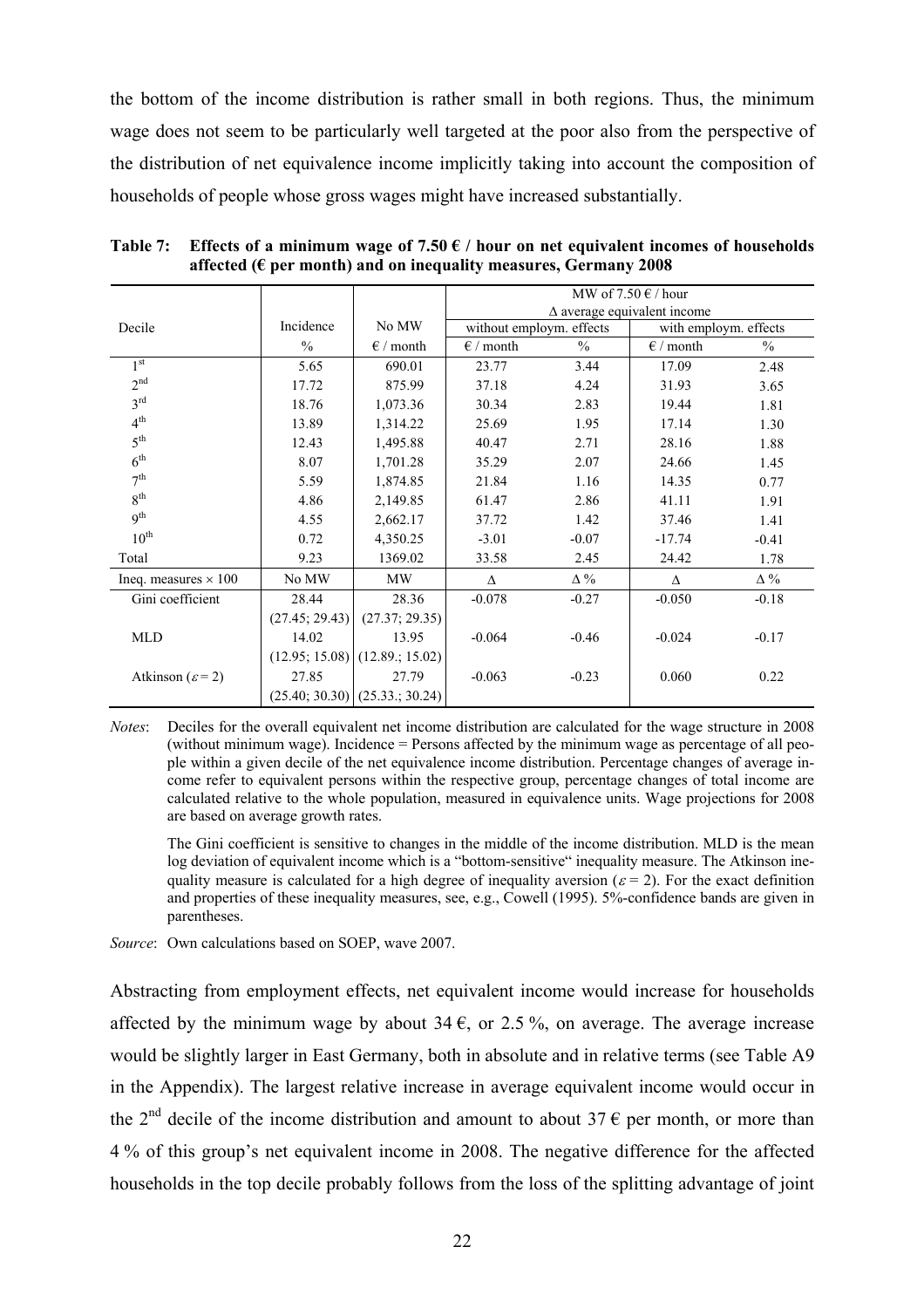the bottom of the income distribution is rather small in both regions. Thus, the minimum wage does not seem to be particularly well targeted at the poor also from the perspective of the distribution of net equivalence income implicitly taking into account the composition of households of people whose gross wages might have increased substantially.

**Table 7: Effects of a minimum wage of 7.50 € / hour on net equivalent incomes of households affected (€ per month) and on inequality measures, Germany 2008**

| | | | MW of 7.50 € / hour | | | |
|---|---|---|---|---|---|---|
| | | | Δ average equivalent income | | | |
| Decile | Incidence | No MW | without employm. effects | | with employm. effects | |
| | % | € / month | € / month | % | € / month | % |
| 1st | 5.65 | 690.01 | 23.77 | 3.44 | 17.09 | 2.48 |
| 2nd | 17.72 | 875.99 | 37.18 | 4.24 | 31.93 | 3.65 |
| 3rd | 18.76 | 1,073.36 | 30.34 | 2.83 | 19.44 | 1.81 |
| 4th | 13.89 | 1,314.22 | 25.69 | 1.95 | 17.14 | 1.30 |
| 5th | 12.43 | 1,495.88 | 40.47 | 2.71 | 28.16 | 1.88 |
| 6th | 8.07 | 1,701.28 | 35.29 | 2.07 | 24.66 | 1.45 |
| 7th | 5.59 | 1,874.85 | 21.84 | 1.16 | 14.35 | 0.77 |
| 8th | 4.86 | 2,149.85 | 61.47 | 2.86 | 41.11 | 1.91 |
| 9th | 4.55 | 2,662.17 | 37.72 | 1.42 | 37.46 | 1.41 |
| 10th | 0.72 | 4,350.25 | -3.01 | -0.07 | -17.74 | -0.41 |
| Total | 9.23 | 1369.02 | 33.58 | 2.45 | 24.42 | 1.78 |
| Ineq. measures × 100 | No MW | MW | Δ | Δ % | Δ | Δ % |
| Gini coefficient | 28.44 | 28.36 | -0.078 | -0.27 | -0.050 | -0.18 |
| | (27.45; 29.43) | (27.37; 29.35) | | | | |
| MLD | 14.02 | 13.95 | -0.064 | -0.46 | -0.024 | -0.17 |
| | (12.95; 15.08) | (12.89.; 15.02) | | | | |
| Atkinson ($\varepsilon = 2$) | 27.85 | 27.79 | -0.063 | -0.23 | 0.060 | 0.22 |
| | (25.40; 30.30) | (25.33.; 30.24) | | | | |

*Notes*: Deciles for the overall equivalent net income distribution are calculated for the wage structure in 2008 (without minimum wage). Incidence = Persons affected by the minimum wage as percentage of all people within a given decile of the net equivalence income distribution. Percentage changes of average income refer to equivalent persons within the respective group, percentage changes of total income are calculated relative to the whole population, measured in equivalence units. Wage projections for 2008 are based on average growth rates.

The Gini coefficient is sensitive to changes in the middle of the income distribution. MLD is the mean log deviation of equivalent income which is a "bottom-sensitive" inequality measure. The Atkinson inequality measure is calculated for a high degree of inequality aversion ($\varepsilon = 2$). For the exact definition and properties of these inequality measures, see, e.g., Cowell (1995). 5%-confidence bands are given in parentheses.

*Source*: Own calculations based on SOEP, wave 2007.

Abstracting from employment effects, net equivalent income would increase for households affected by the minimum wage by about 34 €, or 2.5 %, on average. The average increase would be slightly larger in East Germany, both in absolute and in relative terms (see Table A9 in the Appendix). The largest relative increase in average equivalent income would occur in the 2nd decile of the income distribution and amount to about 37 € per month, or more than 4 % of this group's net equivalent income in 2008. The negative difference for the affected households in the top decile probably follows from the loss of the splitting advantage of joint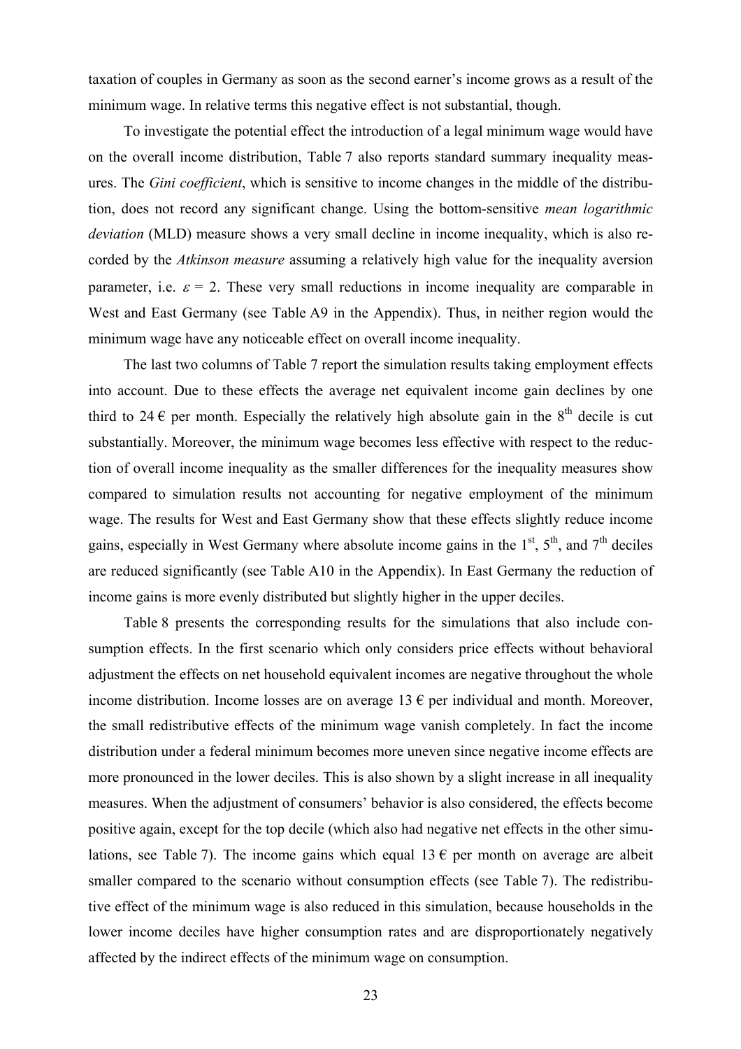taxation of couples in Germany as soon as the second earner's income grows as a result of the minimum wage. In relative terms this negative effect is not substantial, though.

To investigate the potential effect the introduction of a legal minimum wage would have on the overall income distribution, Table 7 also reports standard summary inequality measures. The *Gini coefficient*, which is sensitive to income changes in the middle of the distribution, does not record any significant change. Using the bottom-sensitive *mean logarithmic deviation* (MLD) measure shows a very small decline in income inequality, which is also recorded by the *Atkinson measure* assuming a relatively high value for the inequality aversion parameter, i.e. $\varepsilon = 2$. These very small reductions in income inequality are comparable in West and East Germany (see Table A9 in the Appendix). Thus, in neither region would the minimum wage have any noticeable effect on overall income inequality.

The last two columns of Table 7 report the simulation results taking employment effects into account. Due to these effects the average net equivalent income gain declines by one third to 24 € per month. Especially the relatively high absolute gain in the 8th decile is cut substantially. Moreover, the minimum wage becomes less effective with respect to the reduction of overall income inequality as the smaller differences for the inequality measures show compared to simulation results not accounting for negative employment of the minimum wage. The results for West and East Germany show that these effects slightly reduce income gains, especially in West Germany where absolute income gains in the 1st, 5th, and 7th deciles are reduced significantly (see Table A10 in the Appendix). In East Germany the reduction of income gains is more evenly distributed but slightly higher in the upper deciles.

Table 8 presents the corresponding results for the simulations that also include consumption effects. In the first scenario which only considers price effects without behavioral adjustment the effects on net household equivalent incomes are negative throughout the whole income distribution. Income losses are on average 13 € per individual and month. Moreover, the small redistributive effects of the minimum wage vanish completely. In fact the income distribution under a federal minimum becomes more uneven since negative income effects are more pronounced in the lower deciles. This is also shown by a slight increase in all inequality measures. When the adjustment of consumers' behavior is also considered, the effects become positive again, except for the top decile (which also had negative net effects in the other simulations, see Table 7). The income gains which equal 13 € per month on average are albeit smaller compared to the scenario without consumption effects (see Table 7). The redistributive effect of the minimum wage is also reduced in this simulation, because households in the lower income deciles have higher consumption rates and are disproportionately negatively affected by the indirect effects of the minimum wage on consumption.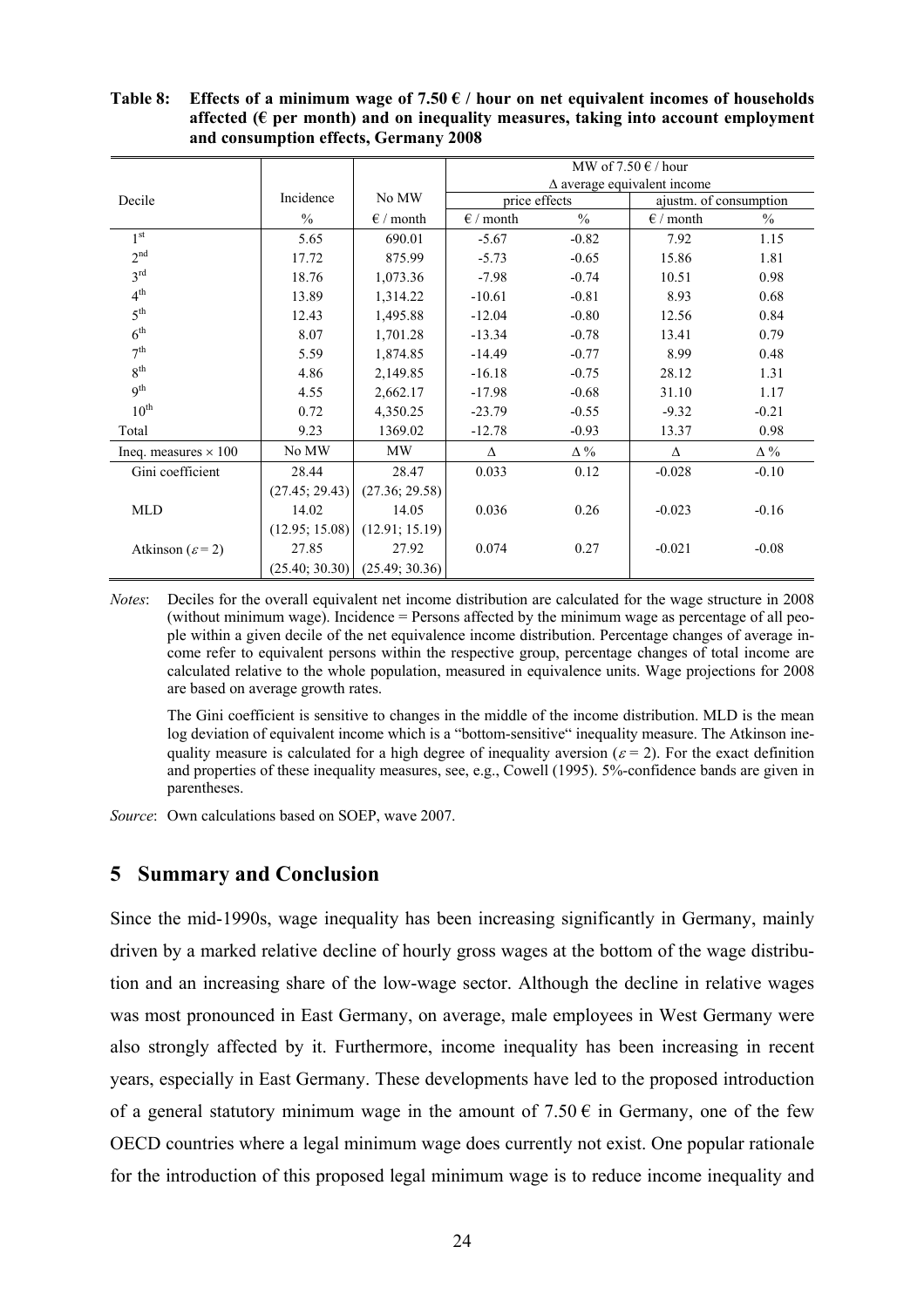**Table 8: Effects of a minimum wage of 7.50 € / hour on net equivalent incomes of households affected (€ per month) and on inequality measures, taking into account employment and consumption effects, Germany 2008**

| Decile | Incidence | No MW | MW of 7.50 € / hour Δ average equivalent income | | | |
|---|---|---|---|---|---|---|
| | | | price effects | | ajustm. of consumption | |
| | % | € / month | € / month | % | € / month | % |
| 1[st] | 5.65 | 690.01 | -5.67 | -0.82 | 7.92 | 1.15 |
| 2[nd] | 17.72 | 875.99 | -5.73 | -0.65 | 15.86 | 1.81 |
| 3[rd] | 18.76 | 1,073.36 | -7.98 | -0.74 | 10.51 | 0.98 |
| 4[th] | 13.89 | 1,314.22 | -10.61 | -0.81 | 8.93 | 0.68 |
| 5[th] | 12.43 | 1,495.88 | -12.04 | -0.80 | 12.56 | 0.84 |
| 6[th] | 8.07 | 1,701.28 | -13.34 | -0.78 | 13.41 | 0.79 |
| 7[th] | 5.59 | 1,874.85 | -14.49 | -0.77 | 8.99 | 0.48 |
| 8[th] | 4.86 | 2,149.85 | -16.18 | -0.75 | 28.12 | 1.31 |
| 9[th] | 4.55 | 2,662.17 | -17.98 | -0.68 | 31.10 | 1.17 |
| 10[th] | 0.72 | 4,350.25 | -23.79 | -0.55 | -9.32 | -0.21 |
| Total | 9.23 | 1369.02 | -12.78 | -0.93 | 13.37 | 0.98 |
| Ineq. measures × 100 | No MW | MW | Δ | Δ % | Δ | Δ % |
| Gini coefficient | 28.44 | 28.47 | 0.033 | 0.12 | -0.028 | -0.10 |
| | (27.45; 29.43) | (27.36; 29.58) | | | | |
| MLD | 14.02 | 14.05 | 0.036 | 0.26 | -0.023 | -0.16 |
| | (12.95; 15.08) | (12.91; 15.19) | | | | |
| Atkinson ($\varepsilon = 2$) | 27.85 | 27.92 | 0.074 | 0.27 | -0.021 | -0.08 |
| | (25.40; 30.30) | (25.49; 30.36) | | | | |

*Notes*: Deciles for the overall equivalent net income distribution are calculated for the wage structure in 2008 (without minimum wage). Incidence = Persons affected by the minimum wage as percentage of all people within a given decile of the net equivalence income distribution. Percentage changes of average income refer to equivalent persons within the respective group, percentage changes of total income are calculated relative to the whole population, measured in equivalence units. Wage projections for 2008 are based on average growth rates.

The Gini coefficient is sensitive to changes in the middle of the income distribution. MLD is the mean log deviation of equivalent income which is a "bottom-sensitive" inequality measure. The Atkinson inequality measure is calculated for a high degree of inequality aversion ($\varepsilon = 2$). For the exact definition and properties of these inequality measures, see, e.g., Cowell (1995). 5%-confidence bands are given in parentheses.

*Source*: Own calculations based on SOEP, wave 2007.

## 5 Summary and Conclusion

Since the mid-1990s, wage inequality has been increasing significantly in Germany, mainly driven by a marked relative decline of hourly gross wages at the bottom of the wage distribution and an increasing share of the low-wage sector. Although the decline in relative wages was most pronounced in East Germany, on average, male employees in West Germany were also strongly affected by it. Furthermore, income inequality has been increasing in recent years, especially in East Germany. These developments have led to the proposed introduction of a general statutory minimum wage in the amount of 7.50 € in Germany, one of the few OECD countries where a legal minimum wage does currently not exist. One popular rationale for the introduction of this proposed legal minimum wage is to reduce income inequality and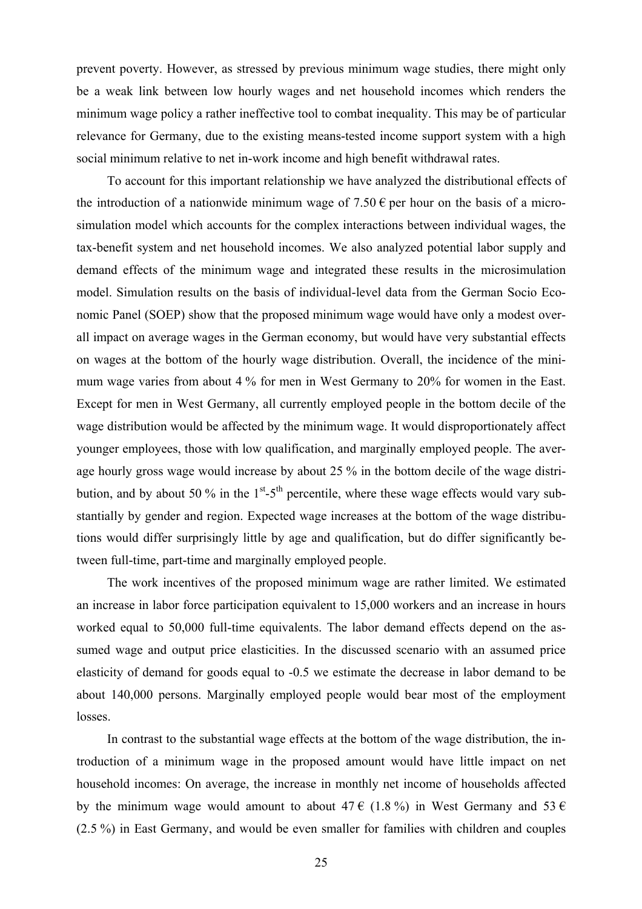prevent poverty. However, as stressed by previous minimum wage studies, there might only be a weak link between low hourly wages and net household incomes which renders the minimum wage policy a rather ineffective tool to combat inequality. This may be of particular relevance for Germany, due to the existing means-tested income support system with a high social minimum relative to net in-work income and high benefit withdrawal rates.

To account for this important relationship we have analyzed the distributional effects of the introduction of a nationwide minimum wage of 7.50 € per hour on the basis of a microsimulation model which accounts for the complex interactions between individual wages, the tax-benefit system and net household incomes. We also analyzed potential labor supply and demand effects of the minimum wage and integrated these results in the microsimulation model. Simulation results on the basis of individual-level data from the German Socio Economic Panel (SOEP) show that the proposed minimum wage would have only a modest overall impact on average wages in the German economy, but would have very substantial effects on wages at the bottom of the hourly wage distribution. Overall, the incidence of the minimum wage varies from about 4 % for men in West Germany to 20% for women in the East. Except for men in West Germany, all currently employed people in the bottom decile of the wage distribution would be affected by the minimum wage. It would disproportionately affect younger employees, those with low qualification, and marginally employed people. The average hourly gross wage would increase by about 25 % in the bottom decile of the wage distribution, and by about 50 % in the 1st-5th percentile, where these wage effects would vary substantially by gender and region. Expected wage increases at the bottom of the wage distributions would differ surprisingly little by age and qualification, but do differ significantly between full-time, part-time and marginally employed people.

The work incentives of the proposed minimum wage are rather limited. We estimated an increase in labor force participation equivalent to 15,000 workers and an increase in hours worked equal to 50,000 full-time equivalents. The labor demand effects depend on the assumed wage and output price elasticities. In the discussed scenario with an assumed price elasticity of demand for goods equal to -0.5 we estimate the decrease in labor demand to be about 140,000 persons. Marginally employed people would bear most of the employment losses.

In contrast to the substantial wage effects at the bottom of the wage distribution, the introduction of a minimum wage in the proposed amount would have little impact on net household incomes: On average, the increase in monthly net income of households affected by the minimum wage would amount to about 47 € (1.8 %) in West Germany and 53 € (2.5 %) in East Germany, and would be even smaller for families with children and couples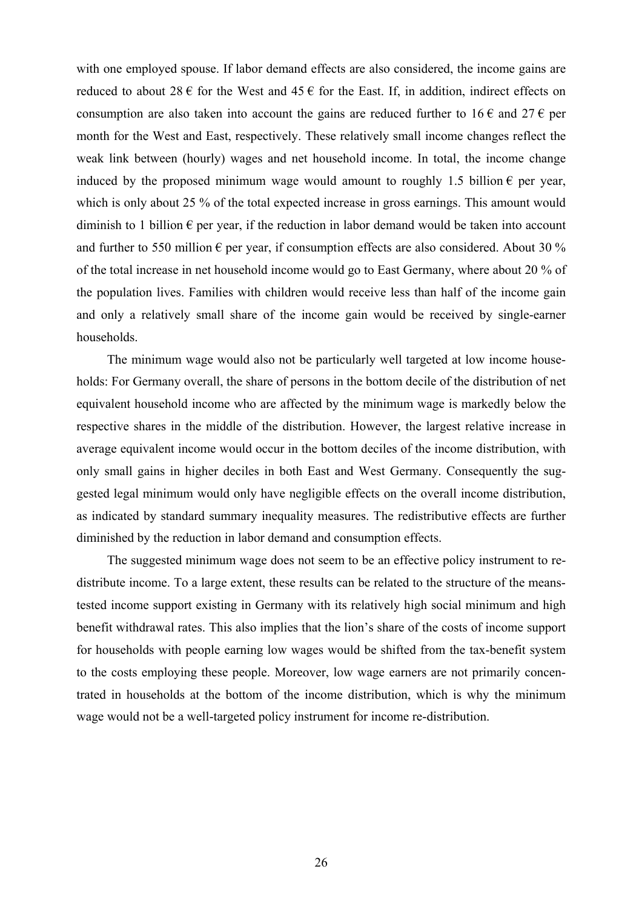with one employed spouse. If labor demand effects are also considered, the income gains are reduced to about 28 € for the West and 45 € for the East. If, in addition, indirect effects on consumption are also taken into account the gains are reduced further to 16 € and 27 € per month for the West and East, respectively. These relatively small income changes reflect the weak link between (hourly) wages and net household income. In total, the income change induced by the proposed minimum wage would amount to roughly 1.5 billion € per year, which is only about 25 % of the total expected increase in gross earnings. This amount would diminish to 1 billion € per year, if the reduction in labor demand would be taken into account and further to 550 million € per year, if consumption effects are also considered. About 30 % of the total increase in net household income would go to East Germany, where about 20 % of the population lives. Families with children would receive less than half of the income gain and only a relatively small share of the income gain would be received by single-earner households.

The minimum wage would also not be particularly well targeted at low income households: For Germany overall, the share of persons in the bottom decile of the distribution of net equivalent household income who are affected by the minimum wage is markedly below the respective shares in the middle of the distribution. However, the largest relative increase in average equivalent income would occur in the bottom deciles of the income distribution, with only small gains in higher deciles in both East and West Germany. Consequently the suggested legal minimum would only have negligible effects on the overall income distribution, as indicated by standard summary inequality measures. The redistributive effects are further diminished by the reduction in labor demand and consumption effects.

The suggested minimum wage does not seem to be an effective policy instrument to redistribute income. To a large extent, these results can be related to the structure of the means-tested income support existing in Germany with its relatively high social minimum and high benefit withdrawal rates. This also implies that the lion's share of the costs of income support for households with people earning low wages would be shifted from the tax-benefit system to the costs employing these people. Moreover, low wage earners are not primarily concentrated in households at the bottom of the income distribution, which is why the minimum wage would not be a well-targeted policy instrument for income re-distribution.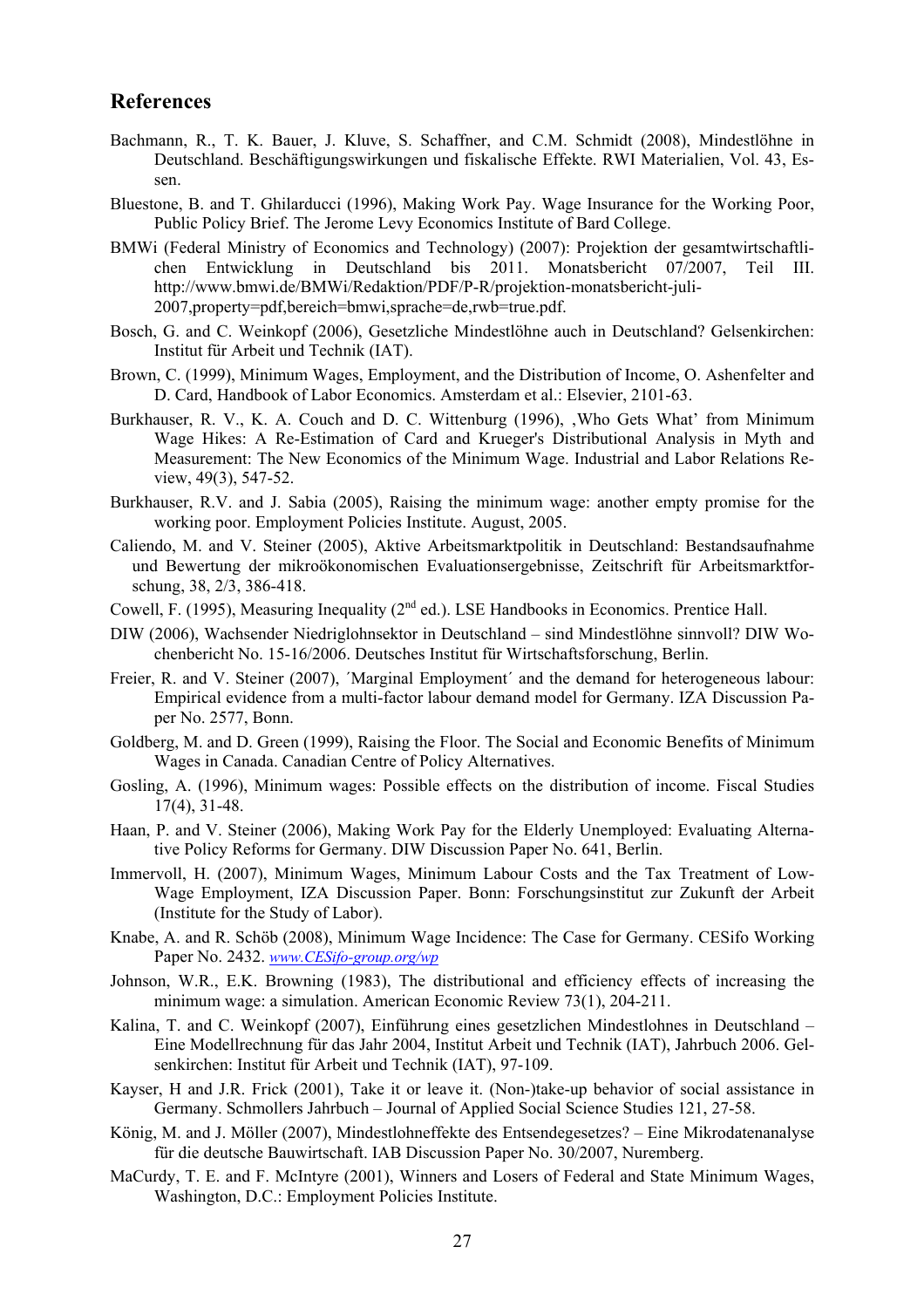## References

Bachmann, R., T. K. Bauer, J. Kluve, S. Schaffner, and C.M. Schmidt (2008), Mindestlöhne in Deutschland. Beschäftigungswirkungen und fiskalische Effekte. RWI Materialien, Vol. 43, Essen.

Bluestone, B. and T. Ghilarducci (1996), Making Work Pay. Wage Insurance for the Working Poor, Public Policy Brief. The Jerome Levy Economics Institute of Bard College.

BMWi (Federal Ministry of Economics and Technology) (2007): Projektion der gesamtwirtschaftlichen Entwicklung in Deutschland bis 2011. Monatsbericht 07/2007, Teil III. http://www.bmwi.de/BMWi/Redaktion/PDF/P-R/projektion-monatsbericht-juli-2007,property=pdf,bereich=bmwi,sprache=de,rwb=true.pdf.

Bosch, G. and C. Weinkopf (2006), Gesetzliche Mindestlöhne auch in Deutschland? Gelsenkirchen: Institut für Arbeit und Technik (IAT).

Brown, C. (1999), Minimum Wages, Employment, and the Distribution of Income, O. Ashenfelter and D. Card, Handbook of Labor Economics. Amsterdam et al.: Elsevier, 2101-63.

Burkhauser, R. V., K. A. Couch and D. C. Wittenburg (1996), ‚Who Gets What' from Minimum Wage Hikes: A Re-Estimation of Card and Krueger's Distributional Analysis in Myth and Measurement: The New Economics of the Minimum Wage. Industrial and Labor Relations Review, 49(3), 547-52.

Burkhauser, R.V. and J. Sabia (2005), Raising the minimum wage: another empty promise for the working poor. Employment Policies Institute. August, 2005.

Caliendo, M. and V. Steiner (2005), Aktive Arbeitsmarktpolitik in Deutschland: Bestandsaufnahme und Bewertung der mikroökonomischen Evaluationsergebnisse, Zeitschrift für Arbeitsmarktforschung, 38, 2/3, 386-418.

Cowell, F. (1995), Measuring Inequality (2nd ed.). LSE Handbooks in Economics. Prentice Hall.

DIW (2006), Wachsender Niedriglohnsektor in Deutschland – sind Mindestlöhne sinnvoll? DIW Wochenbericht No. 15-16/2006. Deutsches Institut für Wirtschaftsforschung, Berlin.

Freier, R. and V. Steiner (2007), ´Marginal Employment´ and the demand for heterogeneous labour: Empirical evidence from a multi-factor labour demand model for Germany. IZA Discussion Paper No. 2577, Bonn.

Goldberg, M. and D. Green (1999), Raising the Floor. The Social and Economic Benefits of Minimum Wages in Canada. Canadian Centre of Policy Alternatives.

Gosling, A. (1996), Minimum wages: Possible effects on the distribution of income. Fiscal Studies 17(4), 31-48.

Haan, P. and V. Steiner (2006), Making Work Pay for the Elderly Unemployed: Evaluating Alternative Policy Reforms for Germany. DIW Discussion Paper No. 641, Berlin.

Immervoll, H. (2007), Minimum Wages, Minimum Labour Costs and the Tax Treatment of Low-Wage Employment, IZA Discussion Paper. Bonn: Forschungsinstitut zur Zukunft der Arbeit (Institute for the Study of Labor).

Knabe, A. and R. Schöb (2008), Minimum Wage Incidence: The Case for Germany. CESifo Working Paper No. 2432. www.CESifo-group.org/wp

Johnson, W.R., E.K. Browning (1983), The distributional and efficiency effects of increasing the minimum wage: a simulation. American Economic Review 73(1), 204-211.

Kalina, T. and C. Weinkopf (2007), Einführung eines gesetzlichen Mindestlohnes in Deutschland – Eine Modellrechnung für das Jahr 2004, Institut Arbeit und Technik (IAT), Jahrbuch 2006. Gelsenkirchen: Institut für Arbeit und Technik (IAT), 97-109.

Kayser, H and J.R. Frick (2001), Take it or leave it. (Non-)take-up behavior of social assistance in Germany. Schmollers Jahrbuch – Journal of Applied Social Science Studies 121, 27-58.

König, M. and J. Möller (2007), Mindestlohneffekte des Entsendegesetzes? – Eine Mikrodatenanalyse für die deutsche Bauwirtschaft. IAB Discussion Paper No. 30/2007, Nuremberg.

MaCurdy, T. E. and F. McIntyre (2001), Winners and Losers of Federal and State Minimum Wages, Washington, D.C.: Employment Policies Institute.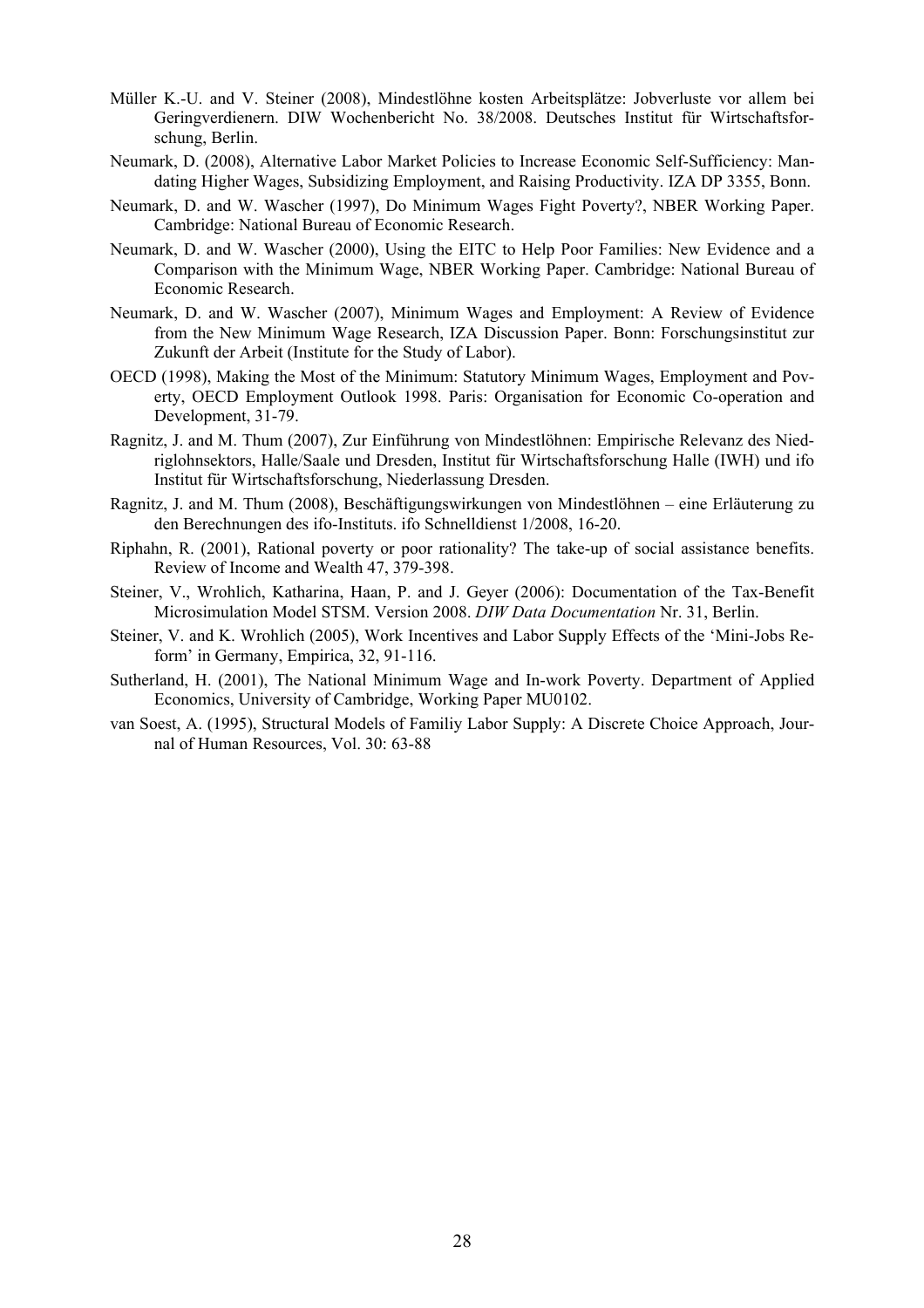Müller K.-U. and V. Steiner (2008), Mindestlöhne kosten Arbeitsplätze: Jobverluste vor allem bei Geringverdienern. DIW Wochenbericht No. 38/2008. Deutsches Institut für Wirtschaftsforschung, Berlin.

Neumark, D. (2008), Alternative Labor Market Policies to Increase Economic Self-Sufficiency: Mandating Higher Wages, Subsidizing Employment, and Raising Productivity. IZA DP 3355, Bonn.

Neumark, D. and W. Wascher (1997), Do Minimum Wages Fight Poverty?, NBER Working Paper. Cambridge: National Bureau of Economic Research.

Neumark, D. and W. Wascher (2000), Using the EITC to Help Poor Families: New Evidence and a Comparison with the Minimum Wage, NBER Working Paper. Cambridge: National Bureau of Economic Research.

Neumark, D. and W. Wascher (2007), Minimum Wages and Employment: A Review of Evidence from the New Minimum Wage Research, IZA Discussion Paper. Bonn: Forschungsinstitut zur Zukunft der Arbeit (Institute for the Study of Labor).

OECD (1998), Making the Most of the Minimum: Statutory Minimum Wages, Employment and Poverty, OECD Employment Outlook 1998. Paris: Organisation for Economic Co-operation and Development, 31-79.

Ragnitz, J. and M. Thum (2007), Zur Einführung von Mindestlöhnen: Empirische Relevanz des Niedriglohnsektors, Halle/Saale und Dresden, Institut für Wirtschaftsforschung Halle (IWH) und ifo Institut für Wirtschaftsforschung, Niederlassung Dresden.

Ragnitz, J. and M. Thum (2008), Beschäftigungswirkungen von Mindestlöhnen – eine Erläuterung zu den Berechnungen des ifo-Instituts. ifo Schnelldienst 1/2008, 16-20.

Riphahn, R. (2001), Rational poverty or poor rationality? The take-up of social assistance benefits. Review of Income and Wealth 47, 379-398.

Steiner, V., Wrohlich, Katharina, Haan, P. and J. Geyer (2006): Documentation of the Tax-Benefit Microsimulation Model STSM. Version 2008. *DIW Data Documentation* Nr. 31, Berlin.

Steiner, V. and K. Wrohlich (2005), Work Incentives and Labor Supply Effects of the 'Mini-Jobs Reform' in Germany, Empirica, 32, 91-116.

Sutherland, H. (2001), The National Minimum Wage and In-work Poverty. Department of Applied Economics, University of Cambridge, Working Paper MU0102.

van Soest, A. (1995), Structural Models of Familiy Labor Supply: A Discrete Choice Approach, Journal of Human Resources, Vol. 30: 63-88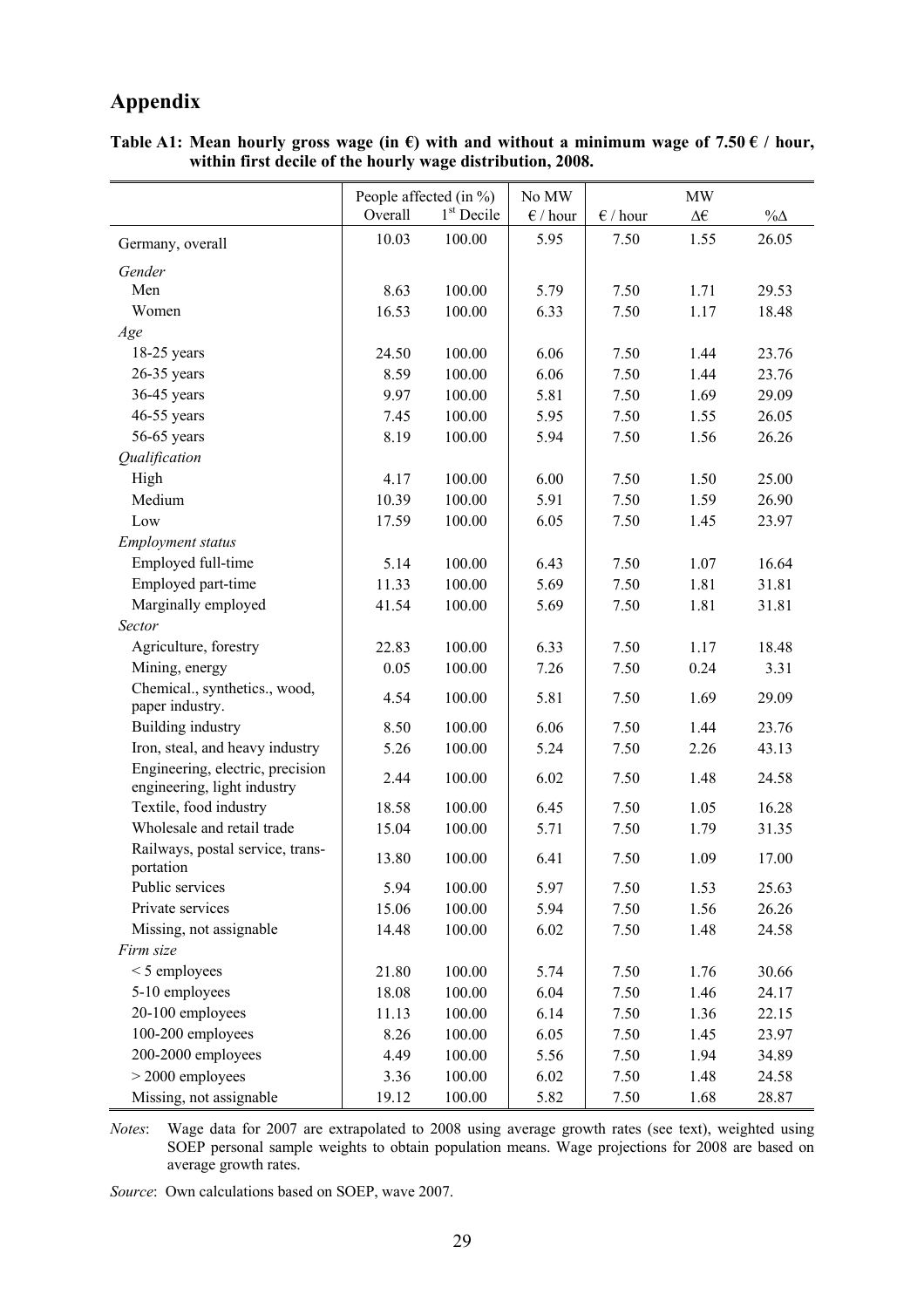# Appendix

**Table A1: Mean hourly gross wage (in €) with and without a minimum wage of 7.50 € / hour, within first decile of the hourly wage distribution, 2008.**

| | People affected (in %) | | No MW | MW | | |
|---|---|---|---|---|---|---|
| | Overall | 1st Decile | € / hour | € / hour | Δ€ | %Δ |
| Germany, overall | 10.03 | 100.00 | 5.95 | 7.50 | 1.55 | 26.05 |
| *Gender* | | | | | | |
| Men | 8.63 | 100.00 | 5.79 | 7.50 | 1.71 | 29.53 |
| Women | 16.53 | 100.00 | 6.33 | 7.50 | 1.17 | 18.48 |
| *Age* | | | | | | |
| 18-25 years | 24.50 | 100.00 | 6.06 | 7.50 | 1.44 | 23.76 |
| 26-35 years | 8.59 | 100.00 | 6.06 | 7.50 | 1.44 | 23.76 |
| 36-45 years | 9.97 | 100.00 | 5.81 | 7.50 | 1.69 | 29.09 |
| 46-55 years | 7.45 | 100.00 | 5.95 | 7.50 | 1.55 | 26.05 |
| 56-65 years | 8.19 | 100.00 | 5.94 | 7.50 | 1.56 | 26.26 |
| *Qualification* | | | | | | |
| High | 4.17 | 100.00 | 6.00 | 7.50 | 1.50 | 25.00 |
| Medium | 10.39 | 100.00 | 5.91 | 7.50 | 1.59 | 26.90 |
| Low | 17.59 | 100.00 | 6.05 | 7.50 | 1.45 | 23.97 |
| *Employment status* | | | | | | |
| Employed full-time | 5.14 | 100.00 | 6.43 | 7.50 | 1.07 | 16.64 |
| Employed part-time | 11.33 | 100.00 | 5.69 | 7.50 | 1.81 | 31.81 |
| Marginally employed | 41.54 | 100.00 | 5.69 | 7.50 | 1.81 | 31.81 |
| *Sector* | | | | | | |
| Agriculture, forestry | 22.83 | 100.00 | 6.33 | 7.50 | 1.17 | 18.48 |
| Mining, energy | 0.05 | 100.00 | 7.26 | 7.50 | 0.24 | 3.31 |
| Chemical., synthetics., wood, paper industry. | 4.54 | 100.00 | 5.81 | 7.50 | 1.69 | 29.09 |
| Building industry | 8.50 | 100.00 | 6.06 | 7.50 | 1.44 | 23.76 |
| Iron, steal, and heavy industry | 5.26 | 100.00 | 5.24 | 7.50 | 2.26 | 43.13 |
| Engineering, electric, precision engineering, light industry | 2.44 | 100.00 | 6.02 | 7.50 | 1.48 | 24.58 |
| Textile, food industry | 18.58 | 100.00 | 6.45 | 7.50 | 1.05 | 16.28 |
| Wholesale and retail trade | 15.04 | 100.00 | 5.71 | 7.50 | 1.79 | 31.35 |
| Railways, postal service, transportation | 13.80 | 100.00 | 6.41 | 7.50 | 1.09 | 17.00 |
| Public services | 5.94 | 100.00 | 5.97 | 7.50 | 1.53 | 25.63 |
| Private services | 15.06 | 100.00 | 5.94 | 7.50 | 1.56 | 26.26 |
| Missing, not assignable | 14.48 | 100.00 | 6.02 | 7.50 | 1.48 | 24.58 |
| *Firm size* | | | | | | |
| < 5 employees | 21.80 | 100.00 | 5.74 | 7.50 | 1.76 | 30.66 |
| 5-10 employees | 18.08 | 100.00 | 6.04 | 7.50 | 1.46 | 24.17 |
| 20-100 employees | 11.13 | 100.00 | 6.14 | 7.50 | 1.36 | 22.15 |
| 100-200 employees | 8.26 | 100.00 | 6.05 | 7.50 | 1.45 | 23.97 |
| 200-2000 employees | 4.49 | 100.00 | 5.56 | 7.50 | 1.94 | 34.89 |
| > 2000 employees | 3.36 | 100.00 | 6.02 | 7.50 | 1.48 | 24.58 |
| Missing, not assignable | 19.12 | 100.00 | 5.82 | 7.50 | 1.68 | 28.87 |

*Notes*: Wage data for 2007 are extrapolated to 2008 using average growth rates (see text), weighted using SOEP personal sample weights to obtain population means. Wage projections for 2008 are based on average growth rates.

*Source*: Own calculations based on SOEP, wave 2007.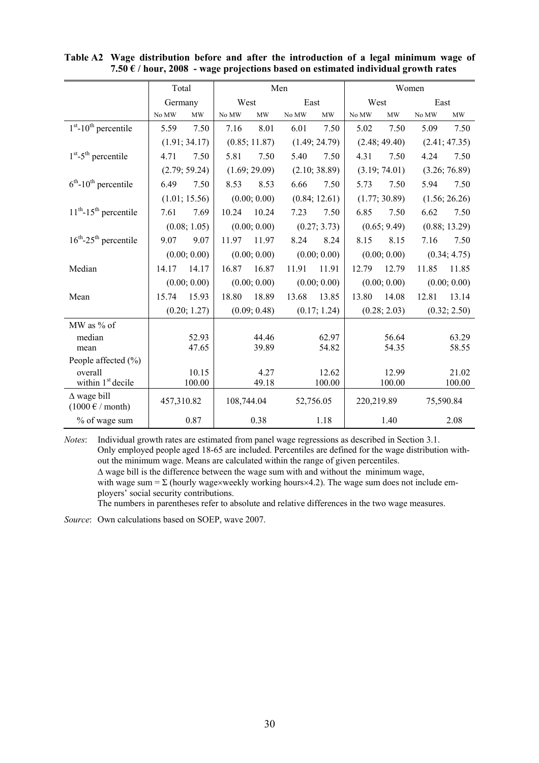**Table A2 Wage distribution before and after the introduction of a legal minimum wage of 7.50 € / hour, 2008 - wage projections based on estimated individual growth rates**

| | Total | | Men | | | | Women | | | |
|---|---|---|---|---|---|---|---|---|---|---|
| | Germany | | West | | East | | West | | East | |
| | No MW | MW | No MW | MW | No MW | MW | No MW | MW | No MW | MW |
| $1^{st}$-$10^{th}$ percentile | 5.59 | 7.50 | 7.16 | 8.01 | 6.01 | 7.50 | 5.02 | 7.50 | 5.09 | 7.50 |
| | (1.91; 34.17) | | (0.85; 11.87) | | (1.49; 24.79) | | (2.48; 49.40) | | (2.41; 47.35) | |
| $1^{st}$-$5^{th}$ percentile | 4.71 | 7.50 | 5.81 | 7.50 | 5.40 | 7.50 | 4.31 | 7.50 | 4.24 | 7.50 |
| | (2.79; 59.24) | | (1.69; 29.09) | | (2.10; 38.89) | | (3.19; 74.01) | | (3.26; 76.89) | |
| $6^{th}$-$10^{th}$ percentile | 6.49 | 7.50 | 8.53 | 8.53 | 6.66 | 7.50 | 5.73 | 7.50 | 5.94 | 7.50 |
| | (1.01; 15.56) | | (0.00; 0.00) | | (0.84; 12.61) | | (1.77; 30.89) | | (1.56; 26.26) | |
| $11^{th}$-$15^{th}$ percentile | 7.61 | 7.69 | 10.24 | 10.24 | 7.23 | 7.50 | 6.85 | 7.50 | 6.62 | 7.50 |
| | (0.08; 1.05) | | (0.00; 0.00) | | (0.27; 3.73) | | (0.65; 9.49) | | (0.88; 13.29) | |
| $16^{th}$-$25^{th}$ percentile | 9.07 | 9.07 | 11.97 | 11.97 | 8.24 | 8.24 | 8.15 | 8.15 | 7.16 | 7.50 |
| | (0.00; 0.00) | | (0.00; 0.00) | | (0.00; 0.00) | | (0.00; 0.00) | | (0.34; 4.75) | |
| Median | 14.17 | 14.17 | 16.87 | 16.87 | 11.91 | 11.91 | 12.79 | 12.79 | 11.85 | 11.85 |
| | (0.00; 0.00) | | (0.00; 0.00) | | (0.00; 0.00) | | (0.00; 0.00) | | (0.00; 0.00) | |
| Mean | 15.74 | 15.93 | 18.80 | 18.89 | 13.68 | 13.85 | 13.80 | 14.08 | 12.81 | 13.14 |
| | (0.20; 1.27) | | (0.09; 0.48) | | (0.17; 1.24) | | (0.28; 2.03) | | (0.32; 2.50) | |
| MW as % of | | | | | | | | | | |
| median | | 52.93 | | 44.46 | | 62.97 | | 56.64 | | 63.29 |
| mean | | 47.65 | | 39.89 | | 54.82 | | 54.35 | | 58.55 |
| People affected (%) | | | | | | | | | | |
| overall | | 10.15 | | 4.27 | | 12.62 | | 12.99 | | 21.02 |
| within $1^{st}$ decile | | 100.00 | | 49.18 | | 100.00 | | 100.00 | | 100.00 |
| $\Delta$ wage bill (1000 € / month) | 457,310.82 | | 108,744.04 | | 52,756.05 | | 220,219.89 | | 75,590.84 | |
| % of wage sum | | 0.87 | | 0.38 | | 1.18 | | 1.40 | | 2.08 |

*Notes*: Individual growth rates are estimated from panel wage regressions as described in Section 3.1. Only employed people aged 18-65 are included. Percentiles are defined for the wage distribution without the minimum wage. Means are calculated within the range of given percentiles.
$\Delta$ wage bill is the difference between the wage sum with and without the minimum wage, with wage sum = $\Sigma$ (hourly wage×weekly working hours×4.2). The wage sum does not include employers' social security contributions.
The numbers in parentheses refer to absolute and relative differences in the two wage measures.

*Source*: Own calculations based on SOEP, wave 2007.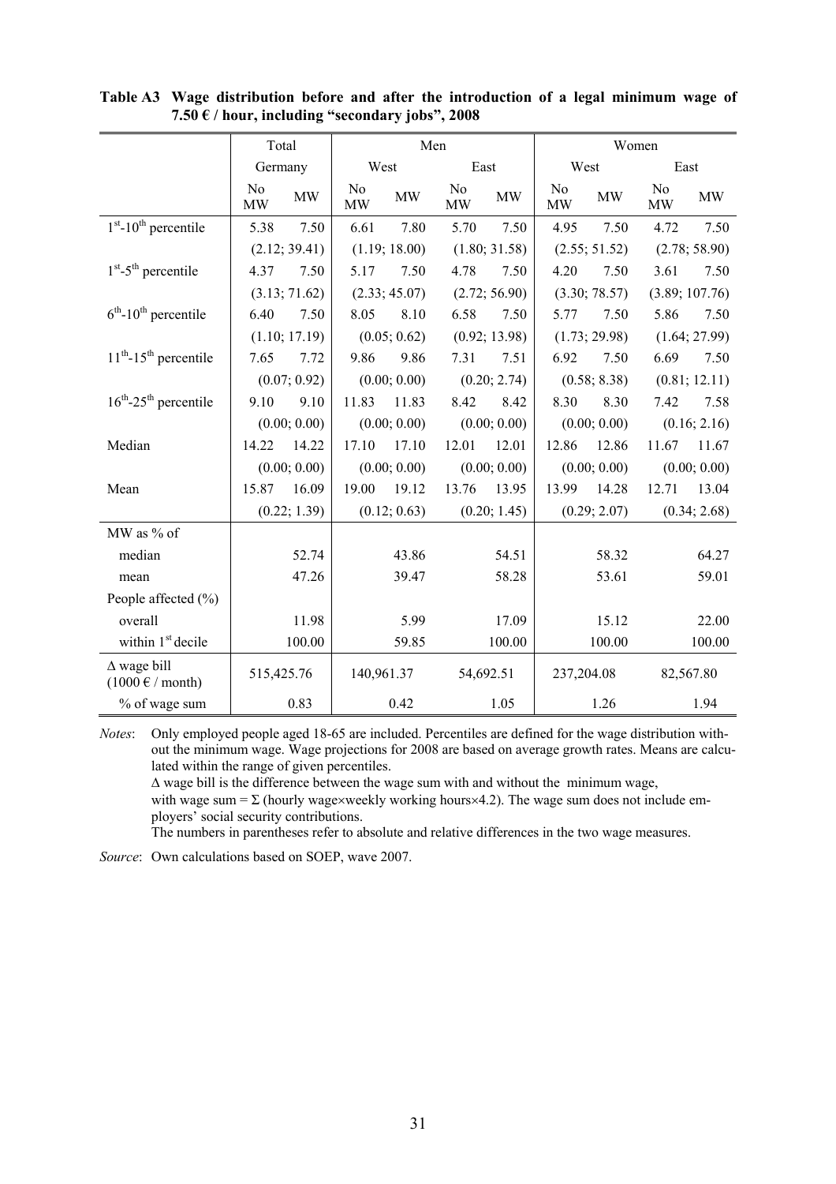**Table A3 Wage distribution before and after the introduction of a legal minimum wage of 7.50 € / hour, including "secondary jobs", 2008**

| | Total | | Men | | | | Women | | | |
|---|---|---|---|---|---|---|---|---|---|---|
| | Germany | | West | | East | | West | | East | |
| | No MW | MW | No MW | MW | No MW | MW | No MW | MW | No MW | MW |
| 1st-10th percentile | 5.38 | 7.50 | 6.61 | 7.80 | 5.70 | 7.50 | 4.95 | 7.50 | 4.72 | 7.50 |
| | (2.12; 39.41) | | (1.19; 18.00) | | (1.80; 31.58) | | (2.55; 51.52) | | (2.78; 58.90) | |
| 1st-5th percentile | 4.37 | 7.50 | 5.17 | 7.50 | 4.78 | 7.50 | 4.20 | 7.50 | 3.61 | 7.50 |
| | (3.13; 71.62) | | (2.33; 45.07) | | (2.72; 56.90) | | (3.30; 78.57) | | (3.89; 107.76) | |
| 6th-10th percentile | 6.40 | 7.50 | 8.05 | 8.10 | 6.58 | 7.50 | 5.77 | 7.50 | 5.86 | 7.50 |
| | (1.10; 17.19) | | (0.05; 0.62) | | (0.92; 13.98) | | (1.73; 29.98) | | (1.64; 27.99) | |
| 11th-15th percentile | 7.65 | 7.72 | 9.86 | 9.86 | 7.31 | 7.51 | 6.92 | 7.50 | 6.69 | 7.50 |
| | (0.07; 0.92) | | (0.00; 0.00) | | (0.20; 2.74) | | (0.58; 8.38) | | (0.81; 12.11) | |
| 16th-25th percentile | 9.10 | 9.10 | 11.83 | 11.83 | 8.42 | 8.42 | 8.30 | 8.30 | 7.42 | 7.58 |
| | (0.00; 0.00) | | (0.00; 0.00) | | (0.00; 0.00) | | (0.00; 0.00) | | (0.16; 2.16) | |
| Median | 14.22 | 14.22 | 17.10 | 17.10 | 12.01 | 12.01 | 12.86 | 12.86 | 11.67 | 11.67 |
| | (0.00; 0.00) | | (0.00; 0.00) | | (0.00; 0.00) | | (0.00; 0.00) | | (0.00; 0.00) | |
| Mean | 15.87 | 16.09 | 19.00 | 19.12 | 13.76 | 13.95 | 13.99 | 14.28 | 12.71 | 13.04 |
| | (0.22; 1.39) | | (0.12; 0.63) | | (0.20; 1.45) | | (0.29; 2.07) | | (0.34; 2.68) | |
| MW as % of | | | | | | | | | | |
| median | | 52.74 | | 43.86 | | 54.51 | | 58.32 | | 64.27 |
| mean | | 47.26 | | 39.47 | | 58.28 | | 53.61 | | 59.01 |
| People affected (%) | | | | | | | | | | |
| overall | | 11.98 | | 5.99 | | 17.09 | | 15.12 | | 22.00 |
| within 1st decile | | 100.00 | | 59.85 | | 100.00 | | 100.00 | | 100.00 |
| Δ wage bill (1000 € / month) | 515,425.76 | | 140,961.37 | | 54,692.51 | | 237,204.08 | | 82,567.80 | |
| % of wage sum | | 0.83 | | 0.42 | | 1.05 | | 1.26 | | 1.94 |

*Notes*: Only employed people aged 18-65 are included. Percentiles are defined for the wage distribution without the minimum wage. Wage projections for 2008 are based on average growth rates. Means are calculated within the range of given percentiles.
Δ wage bill is the difference between the wage sum with and without the minimum wage, with wage sum = Σ (hourly wage×weekly working hours×4.2). The wage sum does not include employers' social security contributions.
The numbers in parentheses refer to absolute and relative differences in the two wage measures.

*Source*: Own calculations based on SOEP, wave 2007.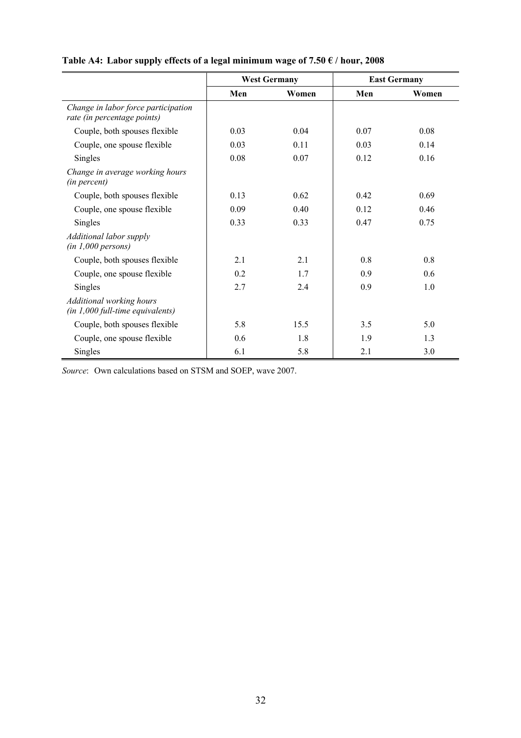**Table A4: Labor supply effects of a legal minimum wage of 7.50 € / hour, 2008**

| | West Germany | | East Germany | |
|---|---|---|---|---|
| | **Men** | **Women** | **Men** | **Women** |
| *Change in labor force participation rate (in percentage points)* | | | | |
| Couple, both spouses flexible | 0.03 | 0.04 | 0.07 | 0.08 |
| Couple, one spouse flexible | 0.03 | 0.11 | 0.03 | 0.14 |
| Singles | 0.08 | 0.07 | 0.12 | 0.16 |
| *Change in average working hours (in percent)* | | | | |
| Couple, both spouses flexible | 0.13 | 0.62 | 0.42 | 0.69 |
| Couple, one spouse flexible | 0.09 | 0.40 | 0.12 | 0.46 |
| Singles | 0.33 | 0.33 | 0.47 | 0.75 |
| *Additional labor supply (in 1,000 persons)* | | | | |
| Couple, both spouses flexible | 2.1 | 2.1 | 0.8 | 0.8 |
| Couple, one spouse flexible | 0.2 | 1.7 | 0.9 | 0.6 |
| Singles | 2.7 | 2.4 | 0.9 | 1.0 |
| *Additional working hours (in 1,000 full-time equivalents)* | | | | |
| Couple, both spouses flexible | 5.8 | 15.5 | 3.5 | 5.0 |
| Couple, one spouse flexible | 0.6 | 1.8 | 1.9 | 1.3 |
| Singles | 6.1 | 5.8 | 2.1 | 3.0 |

*Source*: Own calculations based on STSM and SOEP, wave 2007.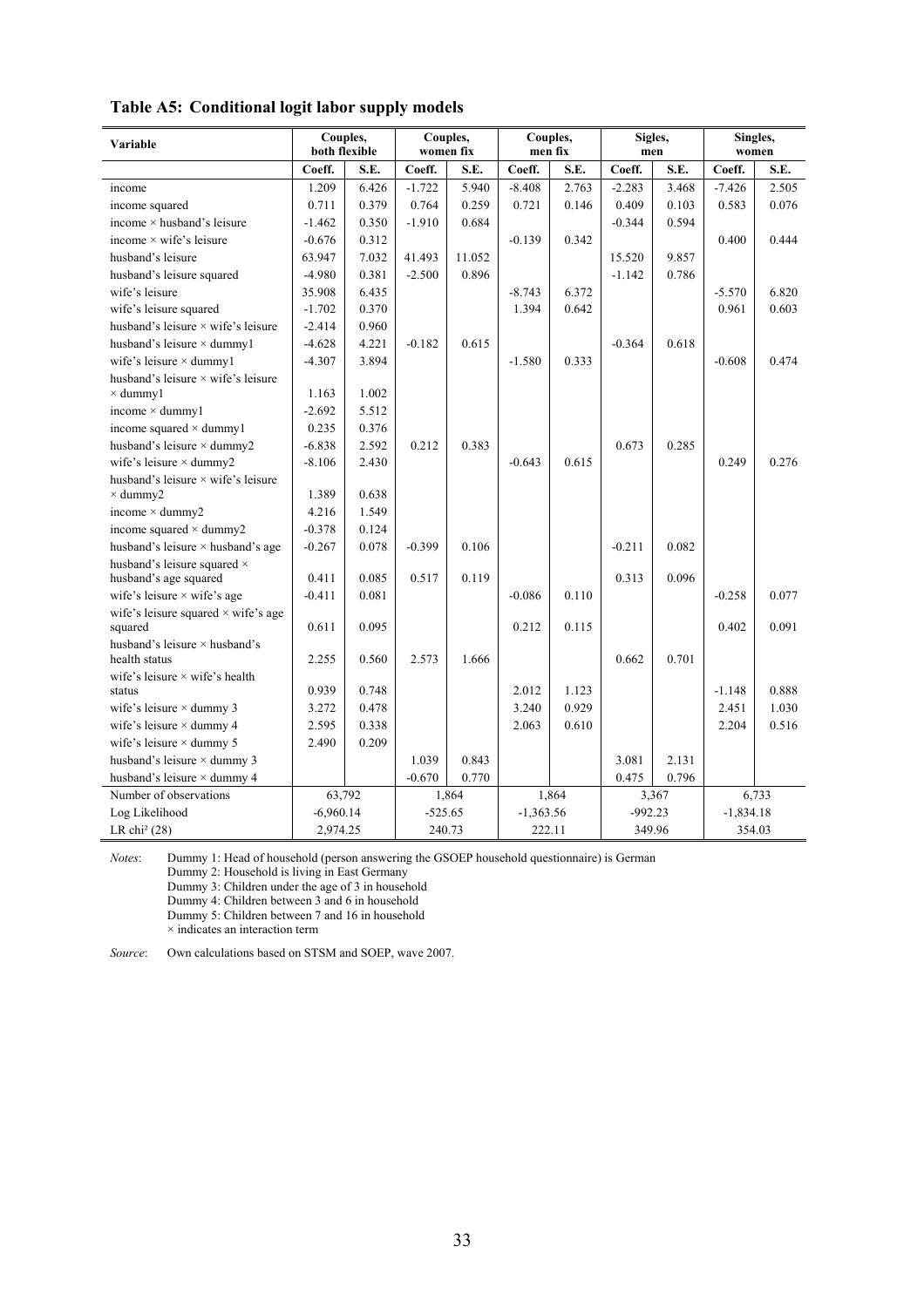**Table A5: Conditional logit labor supply models**

| Variable | Couples, both flexible | | Couples, women fix | | Couples, men fix | | Sigles, men | | Singles, women | |
|---|---|---|---|---|---|---|---|---|---|---|
| | Coeff. | S.E. | Coeff. | S.E. | Coeff. | S.E. | Coeff. | S.E. | Coeff. | S.E. |
| income | 1.209 | 6.426 | -1.722 | 5.940 | -8.408 | 2.763 | -2.283 | 3.468 | -7.426 | 2.505 |
| income squared | 0.711 | 0.379 | 0.764 | 0.259 | 0.721 | 0.146 | 0.409 | 0.103 | 0.583 | 0.076 |
| income × husband's leisure | -1.462 | 0.350 | -1.910 | 0.684 | | | -0.344 | 0.594 | | |
| income × wife's leisure | -0.676 | 0.312 | | | -0.139 | 0.342 | | | 0.400 | 0.444 |
| husband's leisure | 63.947 | 7.032 | 41.493 | 11.052 | | | 15.520 | 9.857 | | |
| husband's leisure squared | -4.980 | 0.381 | -2.500 | 0.896 | | | -1.142 | 0.786 | | |
| wife's leisure | 35.908 | 6.435 | | | -8.743 | 6.372 | | | -5.570 | 6.820 |
| wife's leisure squared | -1.702 | 0.370 | | | 1.394 | 0.642 | | | 0.961 | 0.603 |
| husband's leisure × wife's leisure | -2.414 | 0.960 | | | | | | | | |
| husband's leisure × dummy1 | -4.628 | 4.221 | -0.182 | 0.615 | | | -0.364 | 0.618 | | |
| wife's leisure × dummy1 | -4.307 | 3.894 | | | -1.580 | 0.333 | | | -0.608 | 0.474 |
| husband's leisure × wife's leisure × dummy1 | 1.163 | 1.002 | | | | | | | | |
| income × dummy1 | -2.692 | 5.512 | | | | | | | | |
| income squared × dummy1 | 0.235 | 0.376 | | | | | | | | |
| husband's leisure × dummy2 | -6.838 | 2.592 | 0.212 | 0.383 | | | 0.673 | 0.285 | | |
| wife's leisure × dummy2 | -8.106 | 2.430 | | | -0.643 | 0.615 | | | 0.249 | 0.276 |
| husband's leisure × wife's leisure × dummy2 | 1.389 | 0.638 | | | | | | | | |
| income × dummy2 | 4.216 | 1.549 | | | | | | | | |
| income squared × dummy2 | -0.378 | 0.124 | | | | | | | | |
| husband's leisure × husband's age | -0.267 | 0.078 | -0.399 | 0.106 | | | -0.211 | 0.082 | | |
| husband's leisure squared × husband's age squared | 0.411 | 0.085 | 0.517 | 0.119 | | | 0.313 | 0.096 | | |
| wife's leisure × wife's age | -0.411 | 0.081 | | | -0.086 | 0.110 | | | -0.258 | 0.077 |
| wife's leisure squared × wife's age squared | 0.611 | 0.095 | | | 0.212 | 0.115 | | | 0.402 | 0.091 |
| husband's leisure × husband's health status | 2.255 | 0.560 | 2.573 | 1.666 | | | 0.662 | 0.701 | | |
| wife's leisure × wife's health status | 0.939 | 0.748 | | | 2.012 | 1.123 | | | -1.148 | 0.888 |
| wife's leisure × dummy 3 | 3.272 | 0.478 | | | 3.240 | 0.929 | | | 2.451 | 1.030 |
| wife's leisure × dummy 4 | 2.595 | 0.338 | | | 2.063 | 0.610 | | | 2.204 | 0.516 |
| wife's leisure × dummy 5 | 2.490 | 0.209 | | | | | | | | |
| husband's leisure × dummy 3 | | | 1.039 | 0.843 | | | 3.081 | 2.131 | | |
| husband's leisure × dummy 4 | | | -0.670 | 0.770 | | | 0.475 | 0.796 | | |
| Number of observations | 63,792 | | 1,864 | | 1,864 | | 3,367 | | 6,733 | |
| Log Likelihood | -6,960.14 | | -525.65 | | -1,363.56 | | -992.23 | | -1,834.18 | |
| LR chi² (28) | 2,974.25 | | 240.73 | | 222.11 | | 349.96 | | 354.03 | |

*Notes*: Dummy 1: Head of household (person answering the GSOEP household questionnaire) is German
Dummy 2: Household is living in East Germany
Dummy 3: Children under the age of 3 in household
Dummy 4: Children between 3 and 6 in household
Dummy 5: Children between 7 and 16 in household
× indicates an interaction term

*Source*: Own calculations based on STSM and SOEP, wave 2007.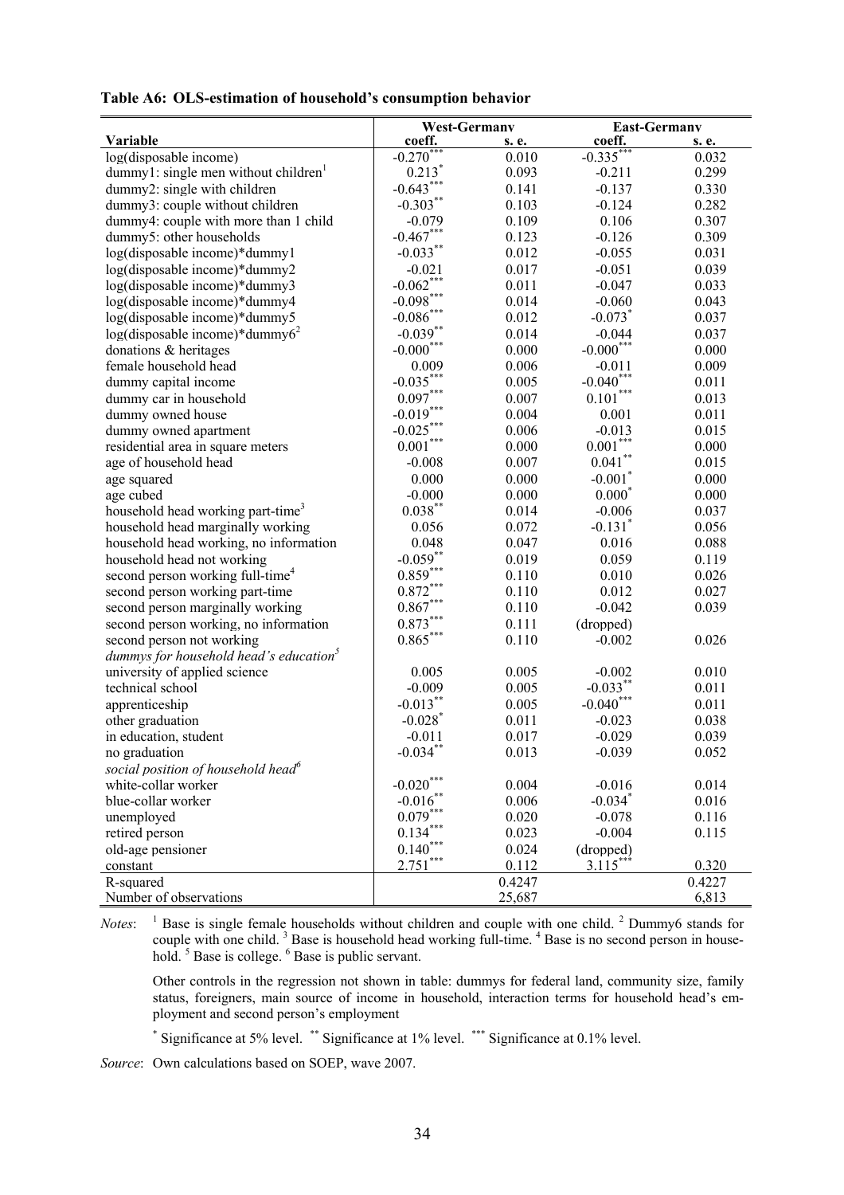**Table A6: OLS-estimation of household's consumption behavior**

| Variable | West-Germany | | East-Germany | |
|---|---|---|---|---|
| | coeff. | s. e. | coeff. | s. e. |
| log(disposable income) | -0.270*** | 0.010 | -0.335*** | 0.032 |
| dummy1: single men without children[1] | 0.213* | 0.093 | -0.211 | 0.299 |
| dummy2: single with children | -0.643*** | 0.141 | -0.137 | 0.330 |
| dummy3: couple without children | -0.303** | 0.103 | -0.124 | 0.282 |
| dummy4: couple with more than 1 child | -0.079 | 0.109 | 0.106 | 0.307 |
| dummy5: other households | -0.467*** | 0.123 | -0.126 | 0.309 |
| log(disposable income)*dummy1 | -0.033** | 0.012 | -0.055 | 0.031 |
| log(disposable income)*dummy2 | -0.021 | 0.017 | -0.051 | 0.039 |
| log(disposable income)*dummy3 | -0.062*** | 0.011 | -0.047 | 0.033 |
| log(disposable income)*dummy4 | -0.098*** | 0.014 | -0.060 | 0.043 |
| log(disposable income)*dummy5 | -0.086*** | 0.012 | -0.073* | 0.037 |
| log(disposable income)*dummy6[2] | -0.039** | 0.014 | -0.044 | 0.037 |
| donations & heritages | -0.000*** | 0.000 | -0.000*** | 0.000 |
| female household head | 0.009 | 0.006 | -0.011 | 0.009 |
| dummy capital income | -0.035*** | 0.005 | -0.040*** | 0.011 |
| dummy car in household | 0.097*** | 0.007 | 0.101*** | 0.013 |
| dummy owned house | -0.019*** | 0.004 | 0.001 | 0.011 |
| dummy owned apartment | -0.025*** | 0.006 | -0.013 | 0.015 |
| residential area in square meters | 0.001*** | 0.000 | 0.001*** | 0.000 |
| age of household head | -0.008 | 0.007 | 0.041** | 0.015 |
| age squared | 0.000 | 0.000 | -0.001* | 0.000 |
| age cubed | -0.000 | 0.000 | 0.000* | 0.000 |
| household head working part-time[3] | 0.038** | 0.014 | -0.006 | 0.037 |
| household head marginally working | 0.056 | 0.072 | -0.131* | 0.056 |
| household head working, no information | 0.048 | 0.047 | 0.016 | 0.088 |
| household head not working | -0.059** | 0.019 | 0.059 | 0.119 |
| second person working full-time[4] | 0.859*** | 0.110 | 0.010 | 0.026 |
| second person working part-time | 0.872*** | 0.110 | 0.012 | 0.027 |
| second person marginally working | 0.867*** | 0.110 | -0.042 | 0.039 |
| second person working, no information | 0.873*** | 0.111 | (dropped) | |
| second person not working | 0.865*** | 0.110 | -0.002 | 0.026 |
| *dummys for household head's education*[5] | | | | |
| university of applied science | 0.005 | 0.005 | -0.002 | 0.010 |
| technical school | -0.009 | 0.005 | -0.033** | 0.011 |
| apprenticeship | -0.013** | 0.005 | -0.040*** | 0.011 |
| other graduation | -0.028* | 0.011 | -0.023 | 0.038 |
| in education, student | -0.011 | 0.017 | -0.029 | 0.039 |
| no graduation | -0.034** | 0.013 | -0.039 | 0.052 |
| *social position of household head*[6] | | | | |
| white-collar worker | -0.020*** | 0.004 | -0.016 | 0.014 |
| blue-collar worker | -0.016** | 0.006 | -0.034* | 0.016 |
| unemployed | 0.079*** | 0.020 | -0.078 | 0.116 |
| retired person | 0.134*** | 0.023 | -0.004 | 0.115 |
| old-age pensioner | 0.140*** | 0.024 | (dropped) | |
| constant | 2.751*** | 0.112 | 3.115*** | 0.320 |
| R-squared | | 0.4247 | | 0.4227 |
| Number of observations | | 25,687 | | 6,813 |

*Notes*: [1] Base is single female households without children and couple with one child. [2] Dummy6 stands for couple with one child. [3] Base is household head working full-time. [4] Base is no second person in household. [5] Base is college. [6] Base is public servant.

Other controls in the regression not shown in table: dummys for federal land, community size, family status, foreigners, main source of income in household, interaction terms for household head's employment and second person's employment

* Significance at 5% level. ** Significance at 1% level. *** Significance at 0.1% level.

*Source*: Own calculations based on SOEP, wave 2007.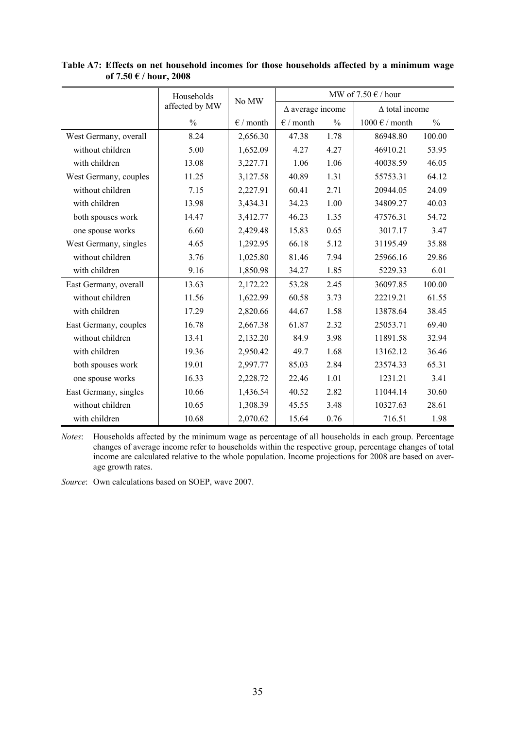**Table A7: Effects on net household incomes for those households affected by a minimum wage of 7.50 € / hour, 2008**

| | Households affected by MW | No MW | MW of 7.50 € / hour | | | |
|---|---|---|---|---|---|---|
| | | | Δ average income | | Δ total income | |
| | % | € / month | € / month | % | 1000 € / month | % |
| West Germany, overall | 8.24 | 2,656.30 | 47.38 | 1.78 | 86948.80 | 100.00 |
| without children | 5.00 | 1,652.09 | 4.27 | 4.27 | 46910.21 | 53.95 |
| with children | 13.08 | 3,227.71 | 1.06 | 1.06 | 40038.59 | 46.05 |
| West Germany, couples | 11.25 | 3,127.58 | 40.89 | 1.31 | 55753.31 | 64.12 |
| without children | 7.15 | 2,227.91 | 60.41 | 2.71 | 20944.05 | 24.09 |
| with children | 13.98 | 3,434.31 | 34.23 | 1.00 | 34809.27 | 40.03 |
| both spouses work | 14.47 | 3,412.77 | 46.23 | 1.35 | 47576.31 | 54.72 |
| one spouse works | 6.60 | 2,429.48 | 15.83 | 0.65 | 3017.17 | 3.47 |
| West Germany, singles | 4.65 | 1,292.95 | 66.18 | 5.12 | 31195.49 | 35.88 |
| without children | 3.76 | 1,025.80 | 81.46 | 7.94 | 25966.16 | 29.86 |
| with children | 9.16 | 1,850.98 | 34.27 | 1.85 | 5229.33 | 6.01 |
| East Germany, overall | 13.63 | 2,172.22 | 53.28 | 2.45 | 36097.85 | 100.00 |
| without children | 11.56 | 1,622.99 | 60.58 | 3.73 | 22219.21 | 61.55 |
| with children | 17.29 | 2,820.66 | 44.67 | 1.58 | 13878.64 | 38.45 |
| East Germany, couples | 16.78 | 2,667.38 | 61.87 | 2.32 | 25053.71 | 69.40 |
| without children | 13.41 | 2,132.20 | 84.9 | 3.98 | 11891.58 | 32.94 |
| with children | 19.36 | 2,950.42 | 49.7 | 1.68 | 13162.12 | 36.46 |
| both spouses work | 19.01 | 2,997.77 | 85.03 | 2.84 | 23574.33 | 65.31 |
| one spouse works | 16.33 | 2,228.72 | 22.46 | 1.01 | 1231.21 | 3.41 |
| East Germany, singles | 10.66 | 1,436.54 | 40.52 | 2.82 | 11044.14 | 30.60 |
| without children | 10.65 | 1,308.39 | 45.55 | 3.48 | 10327.63 | 28.61 |
| with children | 10.68 | 2,070.62 | 15.64 | 0.76 | 716.51 | 1.98 |

*Notes*: Households affected by the minimum wage as percentage of all households in each group. Percentage changes of average income refer to households within the respective group, percentage changes of total income are calculated relative to the whole population. Income projections for 2008 are based on average growth rates.

*Source*: Own calculations based on SOEP, wave 2007.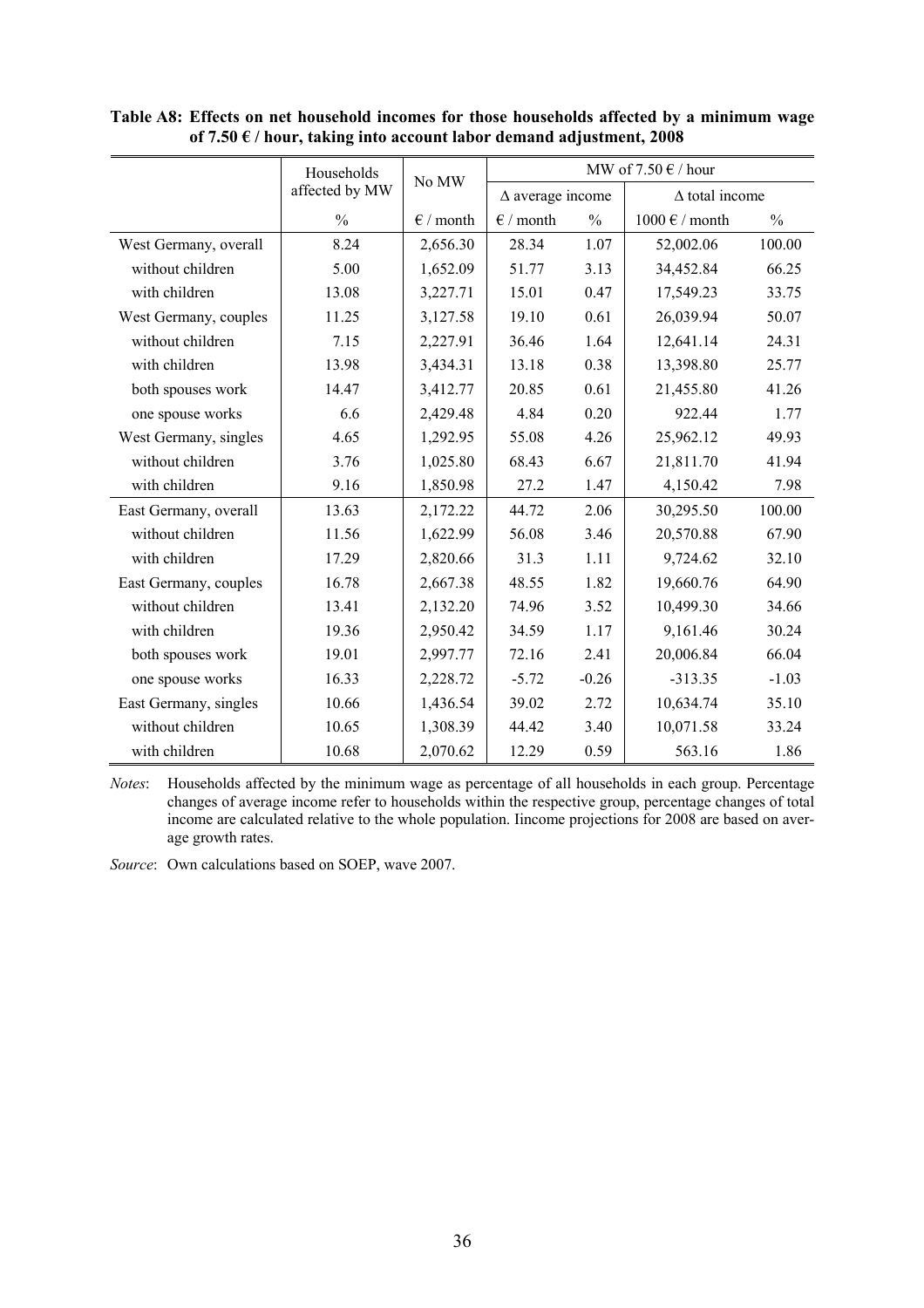**Table A8: Effects on net household incomes for those households affected by a minimum wage of 7.50 € / hour, taking into account labor demand adjustment, 2008**

| | Households affected by MW | No MW | MW of 7.50 € / hour | | | |
|---|---|---|---|---|---|---|
| | | | Δ average income | | Δ total income | |
| | % | € / month | € / month | % | 1000 € / month | % |
| West Germany, overall | 8.24 | 2,656.30 | 28.34 | 1.07 | 52,002.06 | 100.00 |
| without children | 5.00 | 1,652.09 | 51.77 | 3.13 | 34,452.84 | 66.25 |
| with children | 13.08 | 3,227.71 | 15.01 | 0.47 | 17,549.23 | 33.75 |
| West Germany, couples | 11.25 | 3,127.58 | 19.10 | 0.61 | 26,039.94 | 50.07 |
| without children | 7.15 | 2,227.91 | 36.46 | 1.64 | 12,641.14 | 24.31 |
| with children | 13.98 | 3,434.31 | 13.18 | 0.38 | 13,398.80 | 25.77 |
| both spouses work | 14.47 | 3,412.77 | 20.85 | 0.61 | 21,455.80 | 41.26 |
| one spouse works | 6.6 | 2,429.48 | 4.84 | 0.20 | 922.44 | 1.77 |
| West Germany, singles | 4.65 | 1,292.95 | 55.08 | 4.26 | 25,962.12 | 49.93 |
| without children | 3.76 | 1,025.80 | 68.43 | 6.67 | 21,811.70 | 41.94 |
| with children | 9.16 | 1,850.98 | 27.2 | 1.47 | 4,150.42 | 7.98 |
| East Germany, overall | 13.63 | 2,172.22 | 44.72 | 2.06 | 30,295.50 | 100.00 |
| without children | 11.56 | 1,622.99 | 56.08 | 3.46 | 20,570.88 | 67.90 |
| with children | 17.29 | 2,820.66 | 31.3 | 1.11 | 9,724.62 | 32.10 |
| East Germany, couples | 16.78 | 2,667.38 | 48.55 | 1.82 | 19,660.76 | 64.90 |
| without children | 13.41 | 2,132.20 | 74.96 | 3.52 | 10,499.30 | 34.66 |
| with children | 19.36 | 2,950.42 | 34.59 | 1.17 | 9,161.46 | 30.24 |
| both spouses work | 19.01 | 2,997.77 | 72.16 | 2.41 | 20,006.84 | 66.04 |
| one spouse works | 16.33 | 2,228.72 | -5.72 | -0.26 | -313.35 | -1.03 |
| East Germany, singles | 10.66 | 1,436.54 | 39.02 | 2.72 | 10,634.74 | 35.10 |
| without children | 10.65 | 1,308.39 | 44.42 | 3.40 | 10,071.58 | 33.24 |
| with children | 10.68 | 2,070.62 | 12.29 | 0.59 | 563.16 | 1.86 |

*Notes*: Households affected by the minimum wage as percentage of all households in each group. Percentage changes of average income refer to households within the respective group, percentage changes of total income are calculated relative to the whole population. Iincome projections for 2008 are based on average growth rates.

*Source*: Own calculations based on SOEP, wave 2007.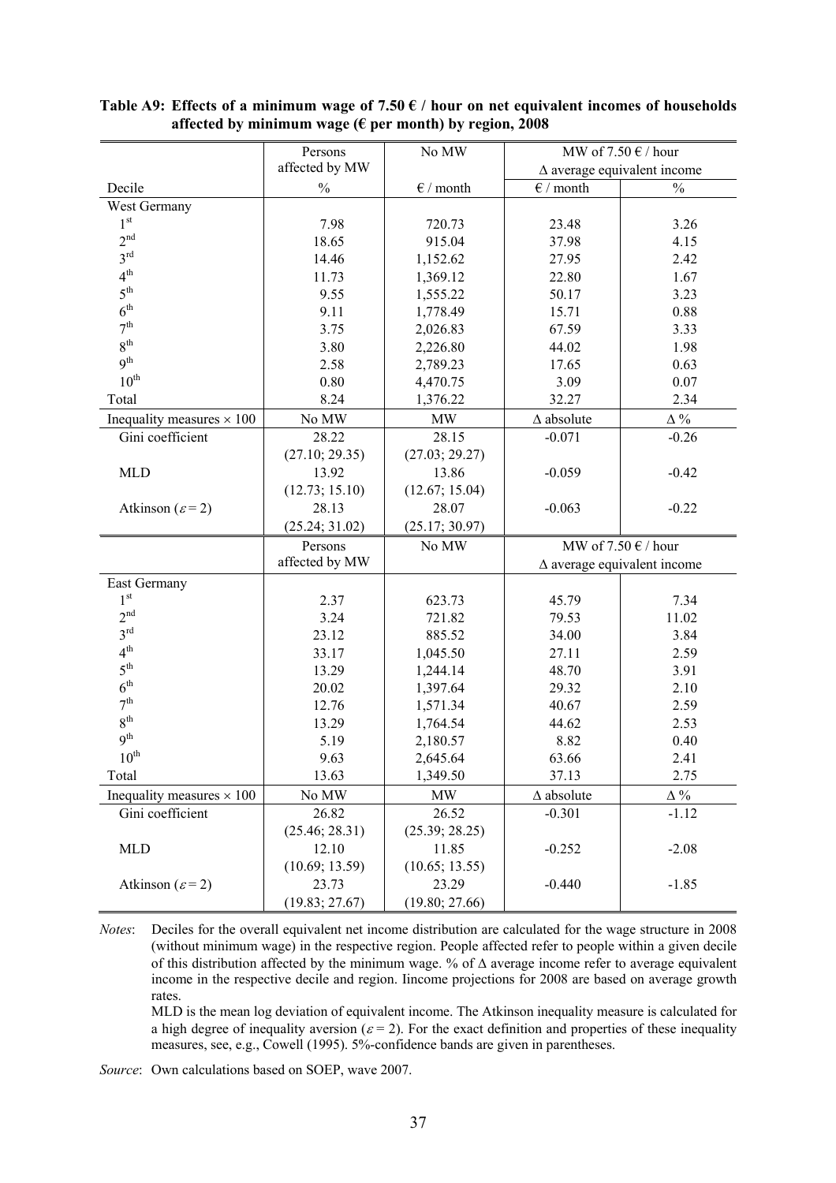**Table A9: Effects of a minimum wage of 7.50 € / hour on net equivalent incomes of households affected by minimum wage (€ per month) by region, 2008**

| | Persons affected by MW | No MW | MW of 7.50 € / hour Δ average equivalent income | |
|---|---|---|---|---|
| Decile | % | € / month | € / month | % |
| West Germany | | | | |
| 1st | 7.98 | 720.73 | 23.48 | 3.26 |
| 2nd | 18.65 | 915.04 | 37.98 | 4.15 |
| 3rd | 14.46 | 1,152.62 | 27.95 | 2.42 |
| 4th | 11.73 | 1,369.12 | 22.80 | 1.67 |
| 5th | 9.55 | 1,555.22 | 50.17 | 3.23 |
| 6th | 9.11 | 1,778.49 | 15.71 | 0.88 |
| 7th | 3.75 | 2,026.83 | 67.59 | 3.33 |
| 8th | 3.80 | 2,226.80 | 44.02 | 1.98 |
| 9th | 2.58 | 2,789.23 | 17.65 | 0.63 |
| 10th | 0.80 | 4,470.75 | 3.09 | 0.07 |
| Total | 8.24 | 1,376.22 | 32.27 | 2.34 |
| Inequality measures × 100 | No MW | MW | Δ absolute | Δ % |
| Gini coefficient | 28.22 | 28.15 | -0.071 | -0.26 |
| | (27.10; 29.35) | (27.03; 29.27) | | |
| MLD | 13.92 | 13.86 | -0.059 | -0.42 |
| | (12.73; 15.10) | (12.67; 15.04) | | |
| Atkinson ($\varepsilon = 2$) | 28.13 | 28.07 | -0.063 | -0.22 |
| | (25.24; 31.02) | (25.17; 30.97) | | |

| | Persons affected by MW | No MW | MW of 7.50 € / hour Δ average equivalent income | |
|---|---|---|---|---|
| East Germany | | | | |
| 1st | 2.37 | 623.73 | 45.79 | 7.34 |
| 2nd | 3.24 | 721.82 | 79.53 | 11.02 |
| 3rd | 23.12 | 885.52 | 34.00 | 3.84 |
| 4th | 33.17 | 1,045.50 | 27.11 | 2.59 |
| 5th | 13.29 | 1,244.14 | 48.70 | 3.91 |
| 6th | 20.02 | 1,397.64 | 29.32 | 2.10 |
| 7th | 12.76 | 1,571.34 | 40.67 | 2.59 |
| 8th | 13.29 | 1,764.54 | 44.62 | 2.53 |
| 9th | 5.19 | 2,180.57 | 8.82 | 0.40 |
| 10th | 9.63 | 2,645.64 | 63.66 | 2.41 |
| Total | 13.63 | 1,349.50 | 37.13 | 2.75 |
| Inequality measures × 100 | No MW | MW | Δ absolute | Δ % |
| Gini coefficient | 26.82 | 26.52 | -0.301 | -1.12 |
| | (25.46; 28.31) | (25.39; 28.25) | | |
| MLD | 12.10 | 11.85 | -0.252 | -2.08 |
| | (10.69; 13.59) | (10.65; 13.55) | | |
| Atkinson ($\varepsilon = 2$) | 23.73 | 23.29 | -0.440 | -1.85 |
| | (19.83; 27.67) | (19.80; 27.66) | | |

*Notes*: Deciles for the overall equivalent net income distribution are calculated for the wage structure in 2008 (without minimum wage) in the respective region. People affected refer to people within a given decile of this distribution affected by the minimum wage. % of Δ average income refer to average equivalent income in the respective decile and region. Iincome projections for 2008 are based on average growth rates.

MLD is the mean log deviation of equivalent income. The Atkinson inequality measure is calculated for a high degree of inequality aversion ($\varepsilon = 2$). For the exact definition and properties of these inequality measures, see, e.g., Cowell (1995). 5%-confidence bands are given in parentheses.

*Source*: Own calculations based on SOEP, wave 2007.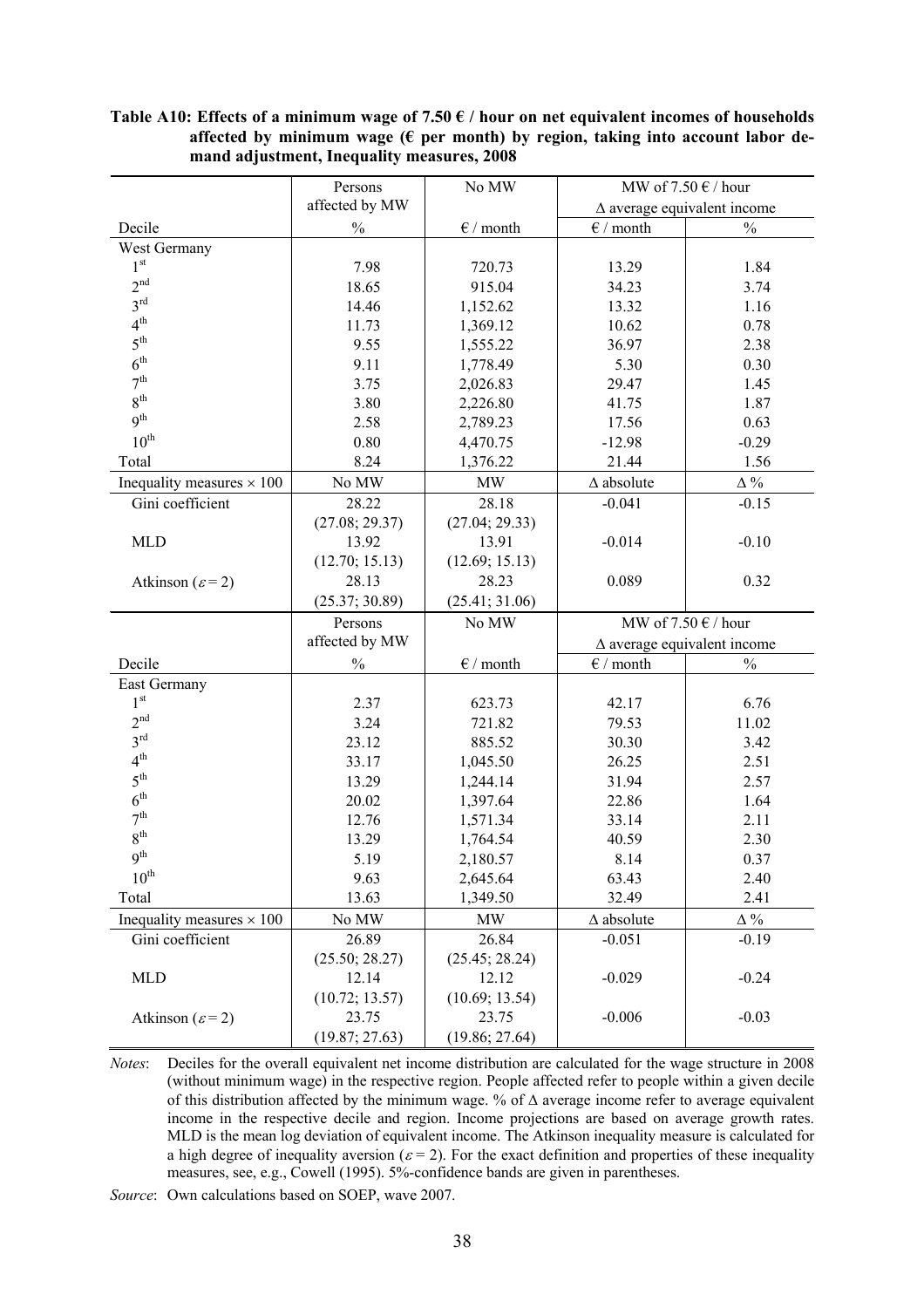**Table A10: Effects of a minimum wage of 7.50 € / hour on net equivalent incomes of households affected by minimum wage (€ per month) by region, taking into account labor demand adjustment, Inequality measures, 2008**

| | Persons affected by MW | No MW | MW of 7.50 € / hour | |
|---|---|---|---|---|
| | | | Δ average equivalent income | |
| Decile | % | € / month | € / month | % |
| West Germany | | | | |
| 1st | 7.98 | 720.73 | 13.29 | 1.84 |
| 2nd | 18.65 | 915.04 | 34.23 | 3.74 |
| 3rd | 14.46 | 1,152.62 | 13.32 | 1.16 |
| 4th | 11.73 | 1,369.12 | 10.62 | 0.78 |
| 5th | 9.55 | 1,555.22 | 36.97 | 2.38 |
| 6th | 9.11 | 1,778.49 | 5.30 | 0.30 |
| 7th | 3.75 | 2,026.83 | 29.47 | 1.45 |
| 8th | 3.80 | 2,226.80 | 41.75 | 1.87 |
| 9th | 2.58 | 2,789.23 | 17.56 | 0.63 |
| 10th | 0.80 | 4,470.75 | -12.98 | -0.29 |
| Total | 8.24 | 1,376.22 | 21.44 | 1.56 |
| Inequality measures × 100 | No MW | MW | Δ absolute | Δ % |
| Gini coefficient | 28.22 | 28.18 | -0.041 | -0.15 |
| | (27.08; 29.37) | (27.04; 29.33) | | |
| MLD | 13.92 | 13.91 | -0.014 | -0.10 |
| | (12.70; 15.13) | (12.69; 15.13) | | |
| Atkinson ($\varepsilon = 2$) | 28.13 | 28.23 | 0.089 | 0.32 |
| | (25.37; 30.89) | (25.41; 31.06) | | |
| | Persons affected by MW | No MW | MW of 7.50 € / hour | |
| | | | Δ average equivalent income | |
| Decile | % | € / month | € / month | % |
| East Germany | | | | |
| 1st | 2.37 | 623.73 | 42.17 | 6.76 |
| 2nd | 3.24 | 721.82 | 79.53 | 11.02 |
| 3rd | 23.12 | 885.52 | 30.30 | 3.42 |
| 4th | 33.17 | 1,045.50 | 26.25 | 2.51 |
| 5th | 13.29 | 1,244.14 | 31.94 | 2.57 |
| 6th | 20.02 | 1,397.64 | 22.86 | 1.64 |
| 7th | 12.76 | 1,571.34 | 33.14 | 2.11 |
| 8th | 13.29 | 1,764.54 | 40.59 | 2.30 |
| 9th | 5.19 | 2,180.57 | 8.14 | 0.37 |
| 10th | 9.63 | 2,645.64 | 63.43 | 2.40 |
| Total | 13.63 | 1,349.50 | 32.49 | 2.41 |
| Inequality measures × 100 | No MW | MW | Δ absolute | Δ % |
| Gini coefficient | 26.89 | 26.84 | -0.051 | -0.19 |
| | (25.50; 28.27) | (25.45; 28.24) | | |
| MLD | 12.14 | 12.12 | -0.029 | -0.24 |
| | (10.72; 13.57) | (10.69; 13.54) | | |
| Atkinson ($\varepsilon = 2$) | 23.75 | 23.75 | -0.006 | -0.03 |
| | (19.87; 27.63) | (19.86; 27.64) | | |

*Notes*: Deciles for the overall equivalent net income distribution are calculated for the wage structure in 2008 (without minimum wage) in the respective region. People affected refer to people within a given decile of this distribution affected by the minimum wage. % of Δ average income refer to average equivalent income in the respective decile and region. Income projections are based on average growth rates. MLD is the mean log deviation of equivalent income. The Atkinson inequality measure is calculated for a high degree of inequality aversion ($\varepsilon = 2$). For the exact definition and properties of these inequality measures, see, e.g., Cowell (1995). 5%-confidence bands are given in parentheses.

*Source*: Own calculations based on SOEP, wave 2007.